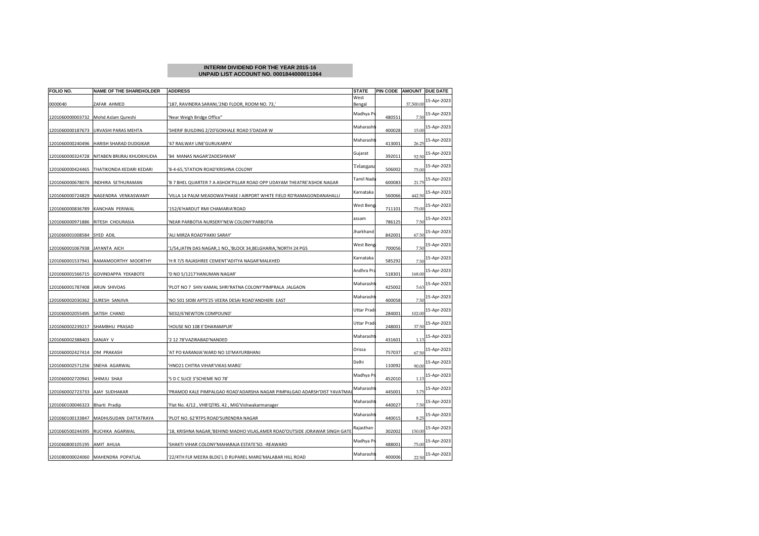**INTERIM DIVIDEND FOR THE YEAR 2015-16**
**UNPAID LIST ACCOUNT NO. 0001844000011064**

| FOLIO NO. | NAME OF THE SHAREHOLDER | ADDRESS | STATE | PIN CODE | AMOUNT | DUE DATE |
|---|---|---|---|---|---|---|
| 0000040 | ZAFAR AHMED | '187, RAVINDRA SARANI,'2ND FLOOR, ROOM NO. 73,' | West Bengal | | 37,500.00 | 15-Apr-2023 |
| 1201060000003732 | Mohd Aslam Qureshi | 'Near Weigh Bridge Office'' | Madhya Pr | 480551 | 7.50 | 15-Apr-2023 |
| 1201060000187673 | URVASHI PARAS MEHTA | 'SHERIF BUILDING 2/20'GOKHALE ROAD S'DADAR W | Maharasht | 400028 | 15.00 | 15-Apr-2023 |
| 1201060000240496 | HARISH SHARAD DUDGIKAR | '47 RAILWAY LINE'GURUKARPA' | Maharasht | 413001 | 26.25 | 15-Apr-2023 |
| 1201060000324728 | NITABEN BRIJRAJ KHUDKHUDIA | '84 MANAS NAGAR'ZADESHWAR' | Gujarat | 392011 | 52.50 | 15-Apr-2023 |
| 1201060000424465 | THATIKONDA KEDARI KEDARI | '8-4-65,'STATION ROAD'KRISHNA COLONY | Telangana | 506002 | 75.00 | 15-Apr-2023 |
| 1201060000678076 | INDHIRA SETHURAMAN | 'B 7 BHEL QUARTER 7 A ASHOK'PILLAR ROAD OPP UDAYAM THEATRE'ASHOK NAGAR | Tamil Nadu | 600083 | 21.75 | 15-Apr-2023 |
| 1201060000724829 | NAGENDRA VENKASWAMY | 'VILLA 14 PALM MEADOWA'PHASE I AIRPORT WHITE FIELD RD'RAMAGONDANAHALLI | Karnataka | 560066 | 442.50 | 15-Apr-2023 |
| 1201060000836789 | KANCHAN PERIWAL | '152/6'HARDUT RMI CHAMARIA'ROAD | West Beng | 711101 | 75.00 | 15-Apr-2023 |
| 1201060000971886 | RITESH CHOURASIA | 'NEAR PARBOTIA NURSERY'NEW COLONY'PARBOTIA | assam | 786125 | 7.50 | 15-Apr-2023 |
| 1201060001008584 | SYED ADIL | 'ALI MIRZA ROAD'PAKKI SARAY' | Jharkhand | 842001 | 67.50 | 15-Apr-2023 |
| 1201060001067938 | JAYANTA AICH | '1/54,JATIN DAS NAGAR,1 NO.,'BLOCK 34,BELGHARIA,'NORTH 24 PGS | West Beng | 700056 | 7.50 | 15-Apr-2023 |
| 1201060001537941 | RAMAMOORTHY MOORTHY | 'H R 7/5 RAJASHREE CEMENT'ADITYA NAGAR'MALKHED | Karnataka | 585292 | 7.50 | 15-Apr-2023 |
| 1201060001566715 | GOVINDAPPA YEKABOTE | 'D NO 5/1217'HANUMAN NAGAR' | Andhra Pra | 518301 | 168.00 | 15-Apr-2023 |
| 1201060001787408 | ARUN SHIVDAS | 'PLOT NO 7 SHIV KAMAL SHRI'RATNA COLONY'PIMPRALA JALGAON | Maharasht | 425002 | 5.63 | 15-Apr-2023 |
| 1201060002030362 | SURESH SANJIVA | 'NO 501 SIDBI APTS'25 VEERA DESAI ROAD'ANDHERI EAST | Maharasht | 400058 | 7.50 | 15-Apr-2023 |
| 1201060002055495 | SATISH CHAND | '6032/6'NEWTON COMPOUND' | Uttar Prade | 284001 | 102.00 | 15-Apr-2023 |
| 1201060002239217 | SHAMBHU PRASAD | 'HOUSE NO 108 E'DHARAMPUR' | Uttar Prade | 248001 | 37.50 | 15-Apr-2023 |
| 1201060002388403 | SANJAY V | '2 12 78'VAZIRABAD'NANDED | Maharasht | 431601 | 1.13 | 15-Apr-2023 |
| 1201060002427414 | OM PRAKASH | 'AT PO KARANJIA'WARD NO 10'MAYURBHANJ | Orissa | 757037 | 67.50 | 15-Apr-2023 |
| 1201060002571256 | SNEHA AGARWAL | 'HNO21 CHITRA VIHAR'VIKAS MARG' | Delhi | 110092 | 90.00 | 15-Apr-2023 |
| 1201060002720941 | SHIMJU SHAJI | '5 D C SLICE 3'SCHEME NO 78' | Madhya Pr | 452010 | 1.13 | 15-Apr-2023 |
| 1201060002723733 | AJAY SUDHAKAR | 'PRAMOD KALE PIMPALGAO ROAD'ADARSHA NAGAR PIMPALGAO ADARSH'DIST YAVATMAL | Maharasht | 445001 | 3.75 | 15-Apr-2023 |
| 1201060100046323 | Bharti Pradip | 'Flat No. 4/12 , VHB'QTRS. 42 , MIG'Vishwakarmanager | Maharasht | 440027 | 7.50 | 15-Apr-2023 |
| 1201060100133847 | MADHUSUDAN DATTATRAYA | 'PLOT NO. 62'RTPS ROAD'SURENDRA NAGAR | Maharasht | 440015 | 8.25 | 15-Apr-2023 |
| 1201060500244395 | RUCHIKA AGARWAL | '18, KRISHNA NAGAR,'BEHIND MADHO VILAS,AMER ROAD'OUTSIDE JORAWAR SINGH GATE | Rajasthan | 302002 | 150.00 | 15-Apr-2023 |
| 1201060800105195 | AMIT AHUJA | 'SHAKTI VIHAR COLONY'MAHARAJA ESTATE'SO. -REAWARD | Madhya Pr | 488001 | 75.00 | 15-Apr-2023 |
| 1201080000024060 | MAHENDRA POPATLAL | '22/4TH FLR MEERA BLDG'L D RUPAREL MARG'MALABAR HILL ROAD | Maharasht | 400006 | 22.50 | 15-Apr-2023 |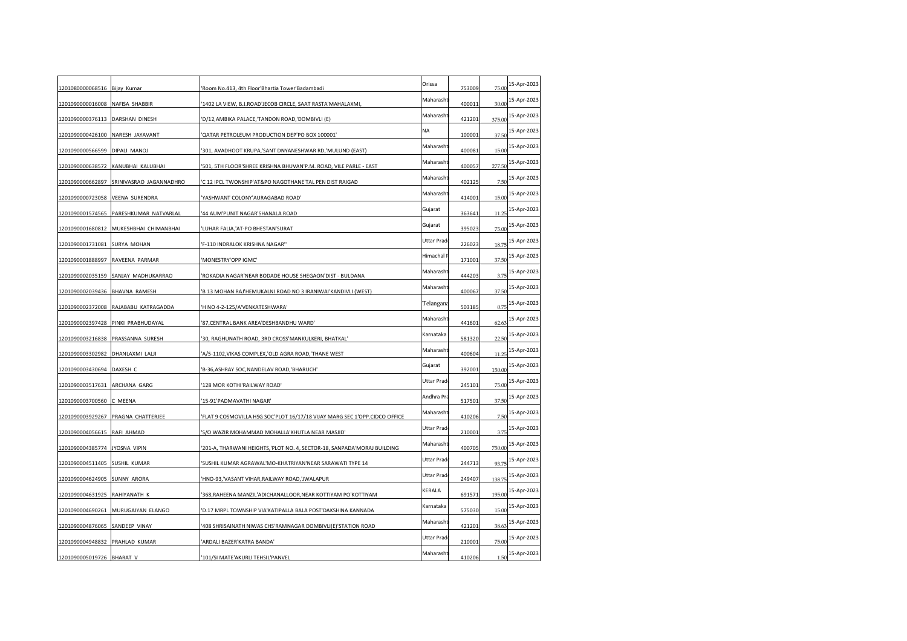| | | | | | | |
|---|---|---|---|---|---|---|
| 1201080000068516 | Bijay Kumar | 'Room No.413, 4th Floor'Bhartia Tower'Badambadi | Orissa | 753009 | 75.00 | 15-Apr-2023 |
| 1201090000016008 | NAFISA SHABBIR | '1402 LA VIEW, B.J.ROAD'JECOB CIRCLE, SAAT RASTA'MAHALAXMI, | Maharasht | 400011 | 30.00 | 15-Apr-2023 |
| 1201090000376113 | DARSHAN DINESH | 'D/12,AMBIKA PALACE,'TANDON ROAD,'DOMBIVLI (E) | Maharasht | 421201 | 375.00 | 15-Apr-2023 |
| 1201090000426100 | NARESH JAYAVANT | 'QATAR PETROLEUM PRODUCTION DEP'PO BOX 100001' | NA | 100001 | 37.50 | 15-Apr-2023 |
| 1201090000566599 | DIPALI MANOJ | '301, AVADHOOT KRUPA,'SANT DNYANESHWAR RD,'MULUND (EAST) | Maharasht | 400081 | 15.00 | 15-Apr-2023 |
| 1201090000638572 | KANUBHAI KALUBHAI | '501, 5TH FLOOR'SHREE KRISHNA BHUVAN'P.M. ROAD, VILE PARLE - EAST | Maharasht | 400057 | 277.50 | 15-Apr-2023 |
| 1201090000662897 | SRINIVASRAO JAGANNADHRO | 'C 12 IPCL TWONSHIP'AT&PO NAGOTHANE'TAL PEN DIST RAIGAD | Maharasht | 402125 | 7.50 | 15-Apr-2023 |
| 1201090000723058 | VEENA SURENDRA | 'YASHWANT COLONY'AURAGABAD ROAD' | Maharasht | 414001 | 15.00 | 15-Apr-2023 |
| 1201090001574565 | PARESHKUMAR NATVARLAL | '44 AUM'PUNIT NAGAR'SHANALA ROAD | Gujarat | 363641 | 11.25 | 15-Apr-2023 |
| 1201090001680812 | MUKESHBHAI CHIMANBHAI | 'LUHAR FALIA,'AT-PO BHESTAN'SURAT | Gujarat | 395023 | 75.00 | 15-Apr-2023 |
| 1201090001731081 | SURYA MOHAN | 'F-110 INDRALOK KRISHNA NAGAR'' | Uttar Prad | 226023 | 18.75 | 15-Apr-2023 |
| 1201090001888997 | RAVEENA PARMAR | 'MONESTRY'OPP IGMC' | Himachal P | 171001 | 37.50 | 15-Apr-2023 |
| 1201090002035159 | SANJAY MADHUKARRAO | 'ROKADIA NAGAR'NEAR BODADE HOUSE SHEGAON'DIST - BULDANA | Maharasht | 444203 | 3.75 | 15-Apr-2023 |
| 1201090002039436 | BHAVNA RAMESH | 'B 13 MOHAN RAJ'HEMUKALNI ROAD NO 3 IRANIWAI'KANDIVLI (WEST) | Maharasht | 400067 | 37.50 | 15-Apr-2023 |
| 1201090002372008 | RAJABABU KATRAGADDA | 'H NO 4-2-125/A'VENKATESHWARA' | Telangana | 503185 | 0.75 | 15-Apr-2023 |
| 1201090002397428 | PINKI PRABHUDAYAL | '87,CENTRAL BANK AREA'DESHBANDHU WARD' | Maharasht | 441601 | 62.63 | 15-Apr-2023 |
| 1201090003216838 | PRASSANNA SURESH | '30, RAGHUNATH ROAD, 3RD CROSS'MANKULKERI, BHATKAL' | Karnataka | 581320 | 22.50 | 15-Apr-2023 |
| 1201090003302982 | DHANLAXMI LALJI | 'A/5-1102,VIKAS COMPLEX,'OLD AGRA ROAD,'THANE WEST | Maharasht | 400604 | 11.25 | 15-Apr-2023 |
| 1201090003430694 | DAXESH C | 'B-36,ASHRAY SOC,NANDELAV ROAD,'BHARUCH' | Gujarat | 392001 | 150.00 | 15-Apr-2023 |
| 1201090003517631 | ARCHANA GARG | '128 MOR KOTHI'RAILWAY ROAD' | Uttar Prad | 245101 | 75.00 | 15-Apr-2023 |
| 1201090003700560 | C MEENA | '15-91'PADMAVATHI NAGAR' | Andhra Pra | 517501 | 37.50 | 15-Apr-2023 |
| 1201090003929267 | PRAGNA CHATTERJEE | 'FLAT 9 COSMOVILLA HSG SOC'PLOT 16/17/18 VIJAY MARG SEC 1'OPP.CIDCO OFFICE | Maharasht | 410206 | 7.50 | 15-Apr-2023 |
| 1201090004056615 | RAFI AHMAD | 'S/O WAZIR MOHAMMAD MOHALLA'KHUTLA NEAR MASJID' | Uttar Prad | 210001 | 3.75 | 15-Apr-2023 |
| 1201090004385774 | JYOSNA VIPIN | '201-A, THARWANI HEIGHTS,'PLOT NO. 4, SECTOR-18, SANPADA'MORAJ BUILDING | Maharasht | 400705 | 750.00 | 15-Apr-2023 |
| 1201090004511405 | SUSHIL KUMAR | 'SUSHIL KUMAR AGRAWAL'MO-KHATRIYAN'NEAR SARAWATI TYPE 14 | Uttar Prad | 244713 | 93.75 | 15-Apr-2023 |
| 1201090004624905 | SUNNY ARORA | 'HNO-93,'VASANT VIHAR,RAILWAY ROAD,'JWALAPUR | Uttar Prad | 249407 | 138.75 | 15-Apr-2023 |
| 1201090004631925 | RAHIYANATH K | '368,RAHEENA MANZIL'ADICHANALLOOR,NEAR KOTTIYAM PO'KOTTIYAM | KERALA | 691571 | 195.00 | 15-Apr-2023 |
| 1201090004690261 | MURUGAIYAN ELANGO | 'D.17 MRPL TOWNSHIP VIA'KATIPALLA BALA POST'DAKSHINA KANNADA | Karnataka | 575030 | 15.00 | 15-Apr-2023 |
| 1201090004876065 | SANDEEP VINAY | '408 SHRISAINATH NIWAS CHS'RAMNAGAR DOMBIVLI(E)'STATION ROAD | Maharasht | 421201 | 38.63 | 15-Apr-2023 |
| 1201090004948832 | PRAHLAD KUMAR | 'ARDALI BAZER'KATRA BANDA' | Uttar Prad | 210001 | 75.00 | 15-Apr-2023 |
| 1201090005019726 | BHARAT V | '101/SI MATE'AKURLI TEHSIL'PANVEL | Maharasht | 410206 | 1.50 | 15-Apr-2023 |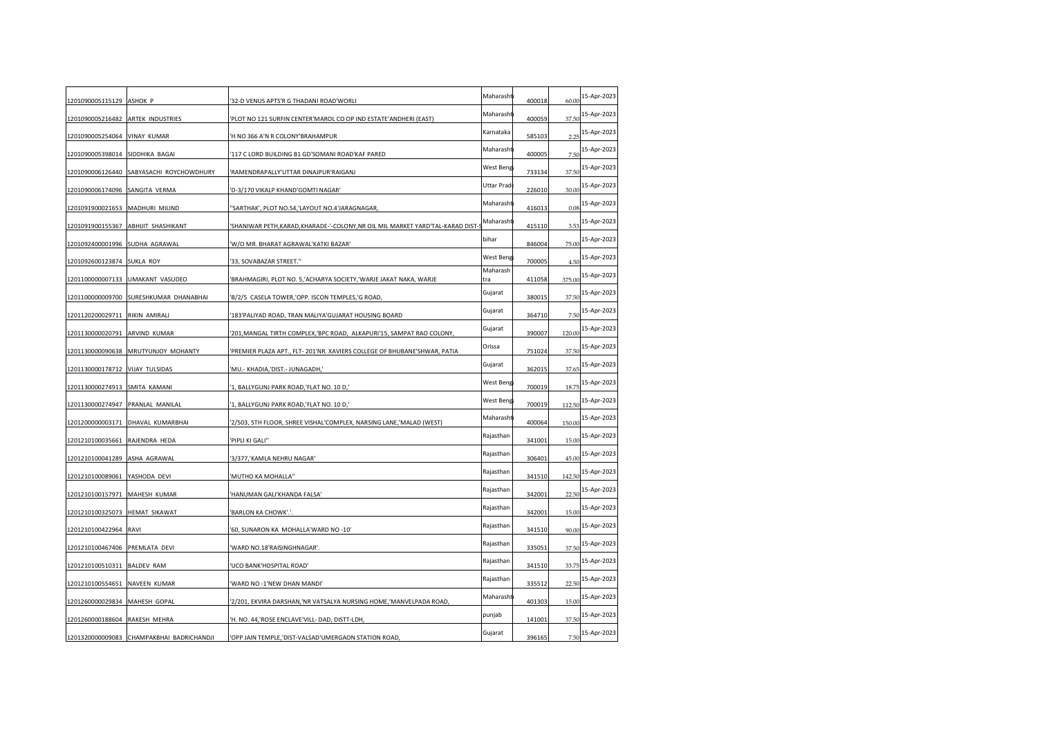| | | | | | | |
|---|---|---|---|---|---|---|
| 1201090005115129 | ASHOK P | '32-D VENUS APTS'R G THADANI ROAD'WORLI | Maharasht | 400018 | 60.00 | 15-Apr-2023 |
| 1201090005216482 | ARTEK INDUSTRIES | 'PLOT NO 121 SURFIN CENTER'MAROL CO OP IND ESTATE'ANDHERI (EAST) | Maharasht | 400059 | 37.50 | 15-Apr-2023 |
| 1201090005254064 | VINAY KUMAR | 'H NO 366 A'N R COLONY'BRAHAMPUR | Karnataka | 585103 | 2.25 | 15-Apr-2023 |
| 1201090005398014 | SIDDHIKA BAGAI | '117 C LORD BUILDING B1 GD'SOMANI ROAD'KAF PARED | Maharasht | 400005 | 7.50 | 15-Apr-2023 |
| 1201090006126440 | SABYASACHI ROYCHOWDHURY | 'RAMENDRAPALLY'UTTAR DINAJPUR'RAIGANJ | West Beng | 733134 | 37.50 | 15-Apr-2023 |
| 1201090006174096 | SANGITA VERMA | 'D-3/170 VIKALP KHAND'GOMTI NAGAR' | Uttar Prad | 226010 | 30.00 | 15-Apr-2023 |
| 1201091900021653 | MADHURI MILIND | ''SARTHAK', PLOT NO.54,'LAYOUT NO.4'JARAGNAGAR, | Maharasht | 416013 | 0.08 | 15-Apr-2023 |
| 1201091900155367 | ABHIJIT SHASHIKANT | 'SHANIWAR PETH,KARAD,KHARADE-'-COLONY,NR OIL MIL MARKET YARD'TAL-KARAD DIST-S | Maharasht | 415110 | 3.53 | 15-Apr-2023 |
| 1201092400001996 | SUDHA AGRAWAL | 'W/O MR. BHARAT AGRAWAL'KATKI BAZAR' | bihar | 846004 | 75.00 | 15-Apr-2023 |
| 1201092600123874 | SUKLA ROY | '33, SOVABAZAR STREET.'' | West Beng | 700005 | 4.50 | 15-Apr-2023 |
| 1201100000007133 | UMAKANT VASUDEO | 'BRAHMAGIRI, PLOT NO. 5,'ACHARYA SOCIETY,'WARJE JAKAT NAKA, WARJE | Maharash tra | 411058 | 375.00 | 15-Apr-2023 |
| 1201100000009700 | SURESHKUMAR DHANABHAI | 'B/2/5 CASELA TOWER,'OPP. ISCON TEMPLES,'G ROAD, | Gujarat | 380015 | 37.50 | 15-Apr-2023 |
| 1201120200029711 | RIKIN AMIRALI | '183'PALIYAD ROAD, TRAN MALIYA'GUJARAT HOUSING BOARD | Gujarat | 364710 | 7.50 | 15-Apr-2023 |
| 1201130000020791 | ARVIND KUMAR | '201,MANGAL TIRTH COMPLEX,'BPC ROAD, ALKAPURI'15, SAMPAT RAO COLONY, | Gujarat | 390007 | 120.00 | 15-Apr-2023 |
| 1201130000090638 | MRUTYUNJOY MOHANTY | 'PREMIER PLAZA APT., FLT- 201'NR. XAVIERS COLLEGE OF BHUBANE'SHWAR, PATIA | Orissa | 751024 | 37.50 | 15-Apr-2023 |
| 1201130000178712 | VIJAY TULSIDAS | 'MU.- KHADIA,'DIST.- JUNAGADH,' | Gujarat | 362015 | 37.65 | 15-Apr-2023 |
| 1201130000274913 | SMITA KAMANI | '1, BALLYGUNJ PARK ROAD,'FLAT NO. 10 D,' | West Beng | 700019 | 18.75 | 15-Apr-2023 |
| 1201130000274947 | PRANLAL MANILAL | '1, BALLYGUNJ PARK ROAD,'FLAT NO. 10 D,' | West Beng | 700019 | 112.50 | 15-Apr-2023 |
| 1201200000003171 | DHAVAL KUMARBHAI | '2/503, 5TH FLOOR, SHREE VISHAL'COMPLEX, NARSING LANE,'MALAD (WEST) | Maharasht | 400064 | 150.00 | 15-Apr-2023 |
| 1201210100035661 | RAJENDRA HEDA | 'PIPLI KI GALI'' | Rajasthan | 341001 | 15.00 | 15-Apr-2023 |
| 1201210100041289 | ASHA AGRAWAL | '3/377,'KAMLA NEHRU NAGAR' | Rajasthan | 306401 | 45.00 | 15-Apr-2023 |
| 1201210100089061 | YASHODA DEVI | 'MUTHO KA MOHALLA'' | Rajasthan | 341510 | 142.50 | 15-Apr-2023 |
| 1201210100157971 | MAHESH KUMAR | 'HANUMAN GALI'KHANDA FALSA' | Rajasthan | 342001 | 22.50 | 15-Apr-2023 |
| 1201210100325073 | HEMAT SIKAWAT | 'BARLON KA CHOWK'.'. | Rajasthan | 342001 | 15.00 | 15-Apr-2023 |
| 1201210100422964 | RAVI | '60, SUNARON KA MOHALLA'WARD NO -10' | Rajasthan | 341510 | 90.00 | 15-Apr-2023 |
| 1201210100467406 | PREMLATA DEVI | 'WARD NO.18'RAISINGHNAGAR'. | Rajasthan | 335051 | 37.50 | 15-Apr-2023 |
| 1201210100510311 | BALDEV RAM | 'UCO BANK'HOSPITAL ROAD' | Rajasthan | 341510 | 33.75 | 15-Apr-2023 |
| 1201210100554651 | NAVEEN KUMAR | 'WARD NO -1'NEW DHAN MANDI' | Rajasthan | 335512 | 22.50 | 15-Apr-2023 |
| 1201260000029834 | MAHESH GOPAL | '2/201, EKVIRA DARSHAN,'NR VATSALYA NURSING HOME,'MANVELPADA ROAD, | Maharasht | 401303 | 15.00 | 15-Apr-2023 |
| 1201260000188604 | RAKESH MEHRA | 'H. NO. 44,'ROSE ENCLAVE'VILL- DAD, DISTT-LDH, | punjab | 141001 | 37.50 | 15-Apr-2023 |
| 1201320000009083 | CHAMPAKBHAI BADRICHANDJI | 'OPP JAIN TEMPLE,'DIST-VALSAD'UMERGAON STATION ROAD, | Gujarat | 396165 | 7.50 | 15-Apr-2023 |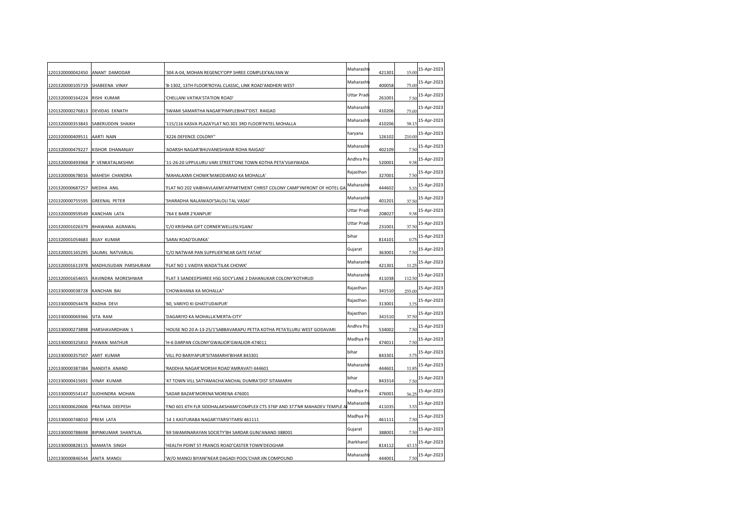| | | | | | | |
|---|---|---|---|---|---|---|
| 1201320000042450 | ANANT DAMODAR | '304 A-04, MOHAN REGENCY'OPP SHREE COMPLEX'KALYAN W | Maharasht | 421301 | 15.00 | 15-Apr-2023 |
| 1201320000105719 | SHABEENA VINAY | 'B-1302, 13TH FLOOR'ROYAL CLASSIC, LINK ROAD'ANDHERI WEST | Maharasht | 400058 | 75.00 | 15-Apr-2023 |
| 1201320000164224 | RISHI KUMAR | 'CHELLANI VATIKA'STATION ROAD' | Uttar Prade | 261001 | 7.50 | 15-Apr-2023 |
| 1201320000276813 | DEVIDAS EKNATH | 'SWAMI SAMARTHA NAGAR'PIMPLEBHAT'DIST. RAIGAD | Maharasht | 410206 | 75.00 | 15-Apr-2023 |
| 1201320000353843 | SABERUDDIN SHAIKH | '115/116 KASVA PLAZA'FLAT NO.301 3RD FLOOR'PATEL MOHALLA | Maharasht | 410206 | 58.13 | 15-Apr-2023 |
| 1201320000409511 | AARTI NAIN | '4226 DEFENCE COLONY'' | haryana | 126102 | 210.00 | 15-Apr-2023 |
| 1201320000479227 | KISHOR DHANANJAY | 'ADARSH NAGAR'BHUVANESHWAR ROHA RAIGAD' | Maharasht | 402109 | 7.50 | 15-Apr-2023 |
| 1201320000493968 | P VENKATALAKSHMI | '11-26-20 UPPULURU VARI STREET'ONE TOWN KOTHA PETA'VIJAYWADA | Andhra Pra | 520001 | 9.38 | 15-Apr-2023 |
| 1201320000678016 | MAHESH CHANDRA | 'MAHALAXMI CHOWK'MAKODARAO KA MOHALLA' | Rajasthan | 327001 | 7.50 | 15-Apr-2023 |
| 1201320000687257 | MEDHA ANIL | 'FLAT NO 202 VAIBHAVLAXMI'APPARTMENT CHRIST COLONY CAMP'INFRONT OF HOTEL GA | Maharasht | 444602 | 5.33 | 15-Apr-2023 |
| 1201320000755595 | GREENAL PETER | 'SHARADHA NALAIWADI'SALOLI TAL VASAI' | Maharasht | 401201 | 37.50 | 15-Apr-2023 |
| 1201320000959549 | KANCHAN LATA | '764 E BARR 2'KANPUR' | Uttar Prade | 208027 | 9.38 | 15-Apr-2023 |
| 1201320001026379 | BHAWANA AGRAWAL | 'C/O KRISHNA GIFT CORNER'WELLESLYGANJ' | Uttar Prade | 231001 | 37.50 | 15-Apr-2023 |
| 1201320001054683 | BIJAY KUMAR | 'SARAI ROAD'DUMKA' | bihar | 814101 | 0.75 | 15-Apr-2023 |
| 1201320001165295 | SAUMIL NATVARLAL | 'C/O NATWAR PAN SUPPLIER'NEAR GATE FATAK' | Gujarat | 363001 | 7.50 | 15-Apr-2023 |
| 1201320001611978 | MADHUSUDAN PARSHURAM | 'FLAT NO 1 VAIDYA WADA'TILAK CHOWK' | Maharasht | 421301 | 11.25 | 15-Apr-2023 |
| 1201320001654655 | RAVINDRA MORESHWAR | 'FLAT 3 SANDEEPSHREE HSG SOCY'LANE 2 DAHANUKAR COLONY'KOTHRUD | Maharasht | 411038 | 112.50 | 15-Apr-2023 |
| 1201330000038728 | KANCHAN BAI | 'CHOWAHANA KA MOHALLA'' | Rajasthan | 341510 | 255.00 | 15-Apr-2023 |
| 1201330000054478 | RADHA DEVI | '60, VARIYO KI GHATI'UDAIPUR' | Rajasthan | 313001 | 3.75 | 15-Apr-2023 |
| 1201330000069366 | SITA RAM | 'DAGARIYO KA MOHALLA'MERTA-CITY' | Rajasthan | 341510 | 37.50 | 15-Apr-2023 |
| 1201330000273898 | HARSHAVARDHAN S | 'HOUSE NO 20 A-13-25/1'SABBAVARAPU PETTA KOTHA PETA'ELURU WEST GODAVARI | Andhra Pra | 534002 | 7.50 | 15-Apr-2023 |
| 1201330000325810 | PAWAN MATHUR | 'H-6 DARPAN COLONY'GWALIOR'GWALIOR-474011 | Madhya Pr | 474011 | 7.50 | 15-Apr-2023 |
| 1201330000357507 | AMIT KUMAR | 'VILL PO BARIYAPUR'SITAMARHI'BIHAR 843301 | bihar | 843301 | 3.75 | 15-Apr-2023 |
| 1201330000387384 | NANDITA ANAND | 'RADDHA NAGAR'MORSHI ROAD'AMRAVATI 444601 | Maharasht | 444601 | 11.85 | 15-Apr-2023 |
| 1201330000415691 | VINAY KUMAR | '47 TOWN VILL SATYAMACHA'ANCHAL DUMRA'DIST SITAMARHI | bihar | 843314 | 7.50 | 15-Apr-2023 |
| 1201330000554147 | SUDHINDRA MOHAN | 'SADAR BAZAR'MORENA'MORENA 476001 | Madhya Pr | 476001 | 56.25 | 15-Apr-2023 |
| 1201330000620606 | PRATIMA DEEPESH | 'FNO 601 6TH FLR SIDDHALAKSHAMI'COMPLEX CTS 376P AND 377'NR MAHADEV TEMPLE A | Maharasht | 411035 | 3.53 | 15-Apr-2023 |
| 1201330000748010 | PREM LATA | '14 1 KASTURABA NAGAR'ITARSI'ITARSI 461111 | Madhya Pr | 461111 | 7.50 | 15-Apr-2023 |
| 1201330000788698 | BIPINKUMAR SHANTILAL | '69 SWAMINARAYAN SOCIETY'BH SARDAR GUNJ'ANAND 388001 | Gujarat | 388001 | 7.50 | 15-Apr-2023 |
| 1201330000828115 | MAMATA SINGH | 'HEALTH POINT ST FRANCIS ROAD'CASTER TOWN'DEOGHAR | Jharkhand | 814112 | 43.13 | 15-Apr-2023 |
| 1201330000846544 | ANITA MANOJ | 'W/O MANOJ BIYANI'NEAR DAGADI POOL'CHAR JIN COMPOUND | Maharasht | 444001 | 7.50 | 15-Apr-2023 |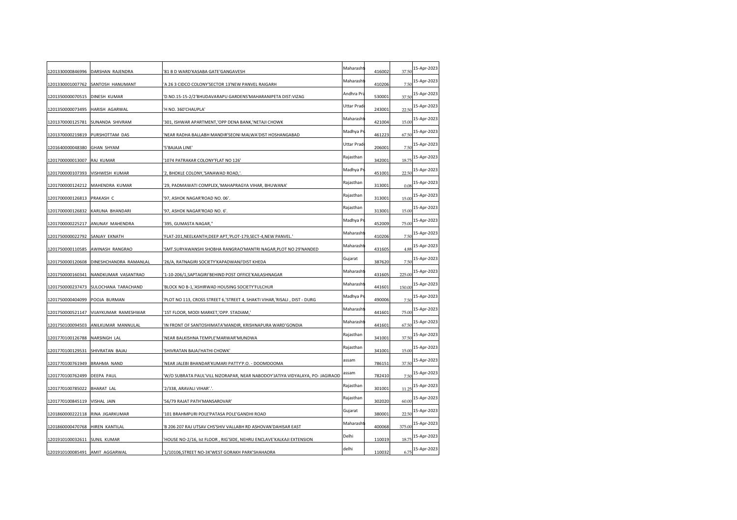| | | | | | | |
|---|---|---|---|---|---|---|
| 1201330000846996 | DARSHAN RAJENDRA | '81 B D WARD'KASABA GATE'GANGAVESH | Maharasht | 416002 | 37.50 | 15-Apr-2023 |
| 1201330001007762 | SANTOSH HANUMANT | 'A 26 3 CIDCO COLONY'SECTOR 13'NEW PANVEL RAIGARH | Maharasht | 410206 | 7.50 | 15-Apr-2023 |
| 1201350000070515 | DINESH KUMAR | 'D.NO.15-15-2/2'BHUDAVARAPU GARDENS'MAHARANIPETA DIST:VIZAG | Andhra Pra | 530001 | 37.50 | 15-Apr-2023 |
| 1201350000073495 | HARISH AGARWAL | 'H NO. 360'CHAUPLA' | Uttar Prade | 243001 | 22.50 | 15-Apr-2023 |
| 1201370000125781 | SUNANDA SHIVRAM | '301, ISHWAR APARTMENT,'OPP DENA BANK,'NETAJI CHOWK | Maharasht | 421004 | 15.00 | 15-Apr-2023 |
| 1201370000219819 | PURSHOTTAM DAS | 'NEAR RADHA BALLABH MANDIR'SEONI MALWA'DIST HOSHANGABAD | Madhya Pr | 461223 | 67.50 | 15-Apr-2023 |
| 1201640000048380 | GHAN SHYAM | '5'BAJAJA LINE' | Uttar Prade | 206001 | 7.50 | 15-Apr-2023 |
| 1201700000013007 | RAJ KUMAR | '1074 PATRAKAR COLONY'FLAT NO 126' | Rajasthan | 342001 | 18.75 | 15-Apr-2023 |
| 1201700000107393 | VISHWESH KUMAR | '2, BHOKLE COLONY,'SANAWAD ROAD,'. | Madhya Pr | 451001 | 22.50 | 15-Apr-2023 |
| 1201700000124212 | MAHENDRA KUMAR | '29, PADMAWATI COMPLEX,'MAHAPRAGYA VIHAR, BHUWANA' | Rajasthan | 313001 | 0.08 | 15-Apr-2023 |
| 1201700000126813 | PRAKASH C | '97, ASHOK NAGAR'ROAD NO. 06'. | Rajasthan | 313001 | 15.00 | 15-Apr-2023 |
| 1201700000126832 | KARUNA BHANDARI | '97, ASHOK NAGAR'ROAD NO. 6'. | Rajasthan | 313001 | 15.00 | 15-Apr-2023 |
| 1201700000225217 | ANUNAY MAHENDRA | '395, GUMASTA NAGAR,'' | Madhya Pr | 452009 | 75.00 | 15-Apr-2023 |
| 1201750000022792 | SANJAY EKNATH | 'FLAT-201,NEELKANTH,DEEP APT,'PLOT-179,SECT-4,NEW PANVEL.' | Maharasht | 410206 | 7.50 | 15-Apr-2023 |
| 1201750000110585 | AWINASH RANGRAO | 'SMT.SURYAWANSHI SHOBHA RANGRAO'MANTRI NAGAR,PLOT NO 29'NANDED | Maharasht | 431605 | 4.88 | 15-Apr-2023 |
| 1201750000120608 | DINESHCHANDRA RAMANLAL | '26/A, RATNAGIRI SOCIETY'KAPADWANJ'DIST KHEDA | Gujarat | 387620 | 7.50 | 15-Apr-2023 |
| 1201750000160341 | NANDKUMAR VASANTRAO | '1-10-206/1,SAPTAGIRI'BEHIND POST OFFICE'KAILASHNAGAR | Maharasht | 431605 | 225.00 | 15-Apr-2023 |
| 1201750000237473 | SULOCHANA TARACHAND | 'BLOCK NO B-1,'ASHIRWAD HOUSING SOCIETY'FULCHUR | Maharasht | 441601 | 150.00 | 15-Apr-2023 |
| 1201750000404099 | POOJA BURMAN | 'PLOT NO 113, CROSS STREET 6,'STREET 4, SHAKTI VIHAR,'RISALI , DIST - DURG | Madhya Pr | 490006 | 7.50 | 15-Apr-2023 |
| 1201750000521147 | VIJAYKUMAR RAMESHWAR | '1ST FLOOR, MODI MARKET,'OPP. STADIAM,' | Maharasht | 441601 | 75.00 | 15-Apr-2023 |
| 1201750100094503 | ANILKUMAR MANNULAL | 'IN FRONT OF SANTOSHIMATA'MANDIR, KRISHNAPURA WARD'GONDIA | Maharasht | 441601 | 67.50 | 15-Apr-2023 |
| 1201770100126788 | NARSINGH LAL | 'NEAR BALKISHNA TEMPLE'MARWAR'MUNDWA | Rajasthan | 341001 | 37.50 | 15-Apr-2023 |
| 1201770100129531 | SHIVRATAN BAJAJ | 'SHIVRATAN BAJAJ'HATHI CHOWK' | Rajasthan | 341001 | 15.00 | 15-Apr-2023 |
| 1201770100761949 | BRAHMA NAND | 'NEAR JALEBI BHANDAR'KUMARI PATTY'P.O. - DOOMDOOMA | assam | 786151 | 37.50 | 15-Apr-2023 |
| 1201770100762499 | DEEPA PAUL | 'W/O SUBRATA PAUL'VILL NIZORAPAR, NEAR NABODOY'JATIYA VIDYALAYA, PO- JAGIRAOD | assam | 782410 | 7.50 | 15-Apr-2023 |
| 1201770100785022 | BHARAT LAL | '2/338, ARAVALI VIHAR'.'. | Rajasthan | 301001 | 11.25 | 15-Apr-2023 |
| 1201770100845119 | VISHAL JAIN | '56/79 RAJAT PATH'MANSAROVAR' | Rajasthan | 302020 | 60.00 | 15-Apr-2023 |
| 1201860000222118 | RINA JIGARKUMAR | '101 BRAHMPURI POLE'PATASA POLE'GANDHI ROAD | Gujarat | 380001 | 22.50 | 15-Apr-2023 |
| 1201860000470768 | HIREN KANTILAL | 'B 206 207 RAJ UTSAV CHS'SHIV VALLABH RD ASHOVAN'DAHISAR EAST | Maharasht | 400068 | 375.00 | 15-Apr-2023 |
| 1201910100032611 | SUNIL KUMAR | 'HOUSE NO-2/16, Ist FLOOR , RIG'SIDE, NEHRU ENCLAVE'KALKAJI EXTENSION | Delhi | 110019 | 18.75 | 15-Apr-2023 |
| 1201910100085491 | AMIT AGGARWAL | '1/10106,STREET NO-3K'WEST GORAKH PARK'SHAHADRA | delhi | 110032 | 6.75 | 15-Apr-2023 |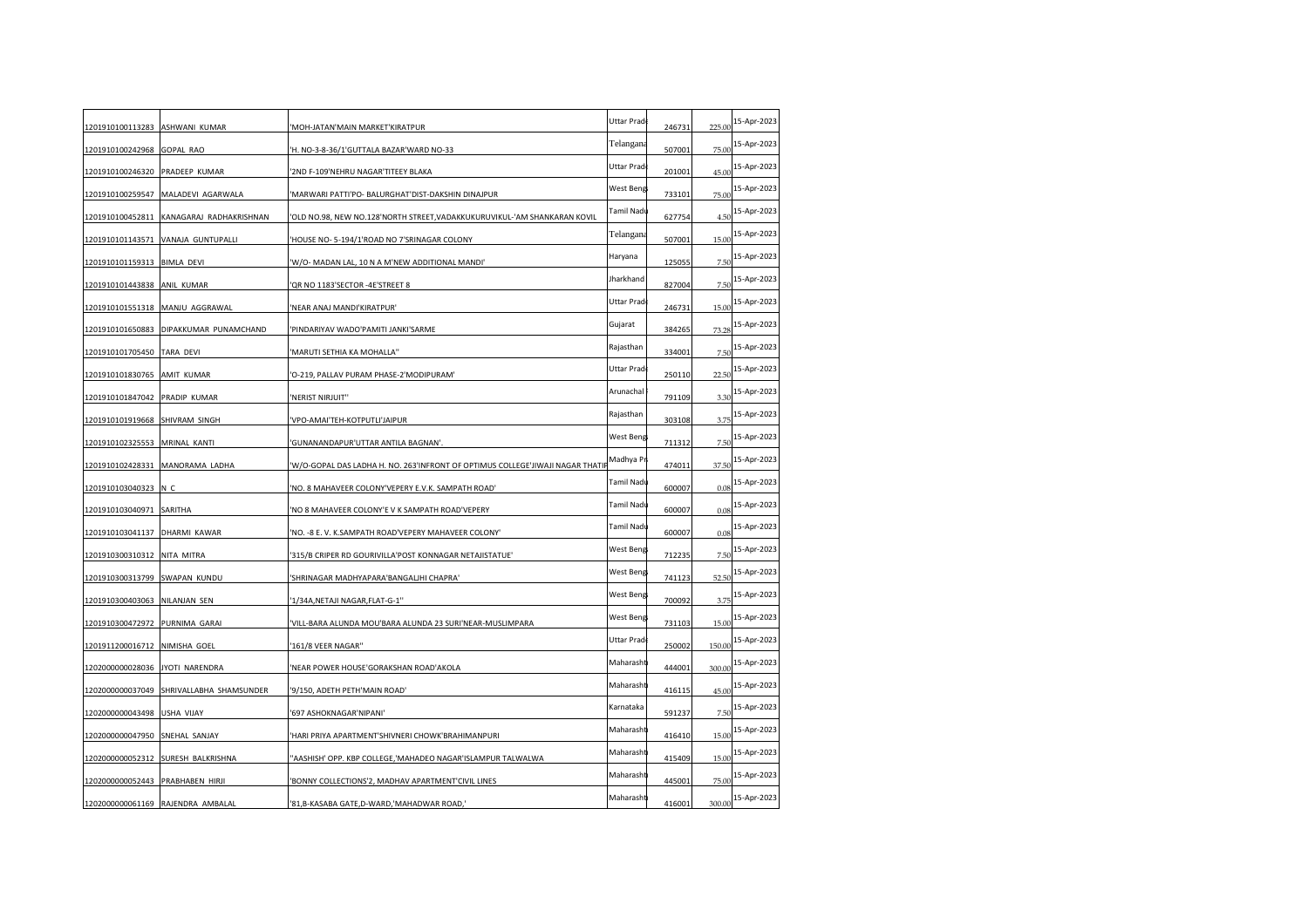| | | | | | | |
|---|---|---|---|---|---|---|
| 1201910100113283 | ASHWANI KUMAR | 'MOH-JATAN'MAIN MARKET'KIRATPUR | Uttar Prade | 246731 | 225.00 | 15-Apr-2023 |
| 1201910100242968 | GOPAL RAO | 'H. NO-3-8-36/1'GUTTALA BAZAR'WARD NO-33 | Telangana | 507001 | 75.00 | 15-Apr-2023 |
| 1201910100246320 | PRADEEP KUMAR | '2ND F-109'NEHRU NAGAR'TITEEY BLAKA | Uttar Prade | 201001 | 45.00 | 15-Apr-2023 |
| 1201910100259547 | MALADEVI AGARWALA | 'MARWARI PATTI'PO- BALURGHAT'DIST-DAKSHIN DINAJPUR | West Beng | 733101 | 75.00 | 15-Apr-2023 |
| 1201910100452811 | KANAGARAJ RADHAKRISHNAN | 'OLD NO.98, NEW NO.128'NORTH STREET,VADAKKUKURUVIKUL-'AM SHANKARAN KOVIL | Tamil Nadu | 627754 | 4.50 | 15-Apr-2023 |
| 1201910101143571 | VANAJA GUNTUPALLI | 'HOUSE NO- 5-194/1'ROAD NO 7'SRINAGAR COLONY | Telangana | 507001 | 15.00 | 15-Apr-2023 |
| 1201910101159313 | BIMLA DEVI | 'W/O- MADAN LAL, 10 N A M'NEW ADDITIONAL MANDI' | Haryana | 125055 | 7.50 | 15-Apr-2023 |
| 1201910101443838 | ANIL KUMAR | 'QR NO 1183'SECTOR -4E'STREET 8 | Jharkhand | 827004 | 7.50 | 15-Apr-2023 |
| 1201910101551318 | MANJU AGGRAWAL | 'NEAR ANAJ MANDI'KIRATPUR' | Uttar Prade | 246731 | 15.00 | 15-Apr-2023 |
| 1201910101650883 | DIPAKKUMAR PUNAMCHAND | 'PINDARIYAV WADO'PAMITI JANKI'SARME | Gujarat | 384265 | 73.28 | 15-Apr-2023 |
| 1201910101705450 | TARA DEVI | 'MARUTI SETHIA KA MOHALLA'' | Rajasthan | 334001 | 7.50 | 15-Apr-2023 |
| 1201910101830765 | AMIT KUMAR | 'O-219, PALLAV PURAM PHASE-2'MODIPURAM' | Uttar Prade | 250110 | 22.50 | 15-Apr-2023 |
| 1201910101847042 | PRADIP KUMAR | 'NERIST NIRJUIT'' | Arunachal | 791109 | 3.30 | 15-Apr-2023 |
| 1201910101919668 | SHIVRAM SINGH | 'VPO-AMAI'TEH-KOTPUTLI'JAIPUR | Rajasthan | 303108 | 3.75 | 15-Apr-2023 |
| 1201910102325553 | MRINAL KANTI | 'GUNANANDAPUR'UTTAR ANTILA BAGNAN'. | West Beng | 711312 | 7.50 | 15-Apr-2023 |
| 1201910102428331 | MANORAMA LADHA | 'W/O-GOPAL DAS LADHA H. NO. 263'INFRONT OF OPTIMUS COLLEGE'JIWAJI NAGAR THATIP | Madhya Pr | 474011 | 37.50 | 15-Apr-2023 |
| 1201910103040323 | N C | 'NO. 8 MAHAVEER COLONY'VEPERY E.V.K. SAMPATH ROAD' | Tamil Nadu | 600007 | 0.08 | 15-Apr-2023 |
| 1201910103040971 | SARITHA | 'NO 8 MAHAVEER COLONY'E V K SAMPATH ROAD'VEPERY | Tamil Nadu | 600007 | 0.08 | 15-Apr-2023 |
| 1201910103041137 | DHARMI KAWAR | 'NO. -8 E. V. K.SAMPATH ROAD'VEPERY MAHAVEER COLONY' | Tamil Nadu | 600007 | 0.08 | 15-Apr-2023 |
| 1201910300310312 | NITA MITRA | '315/B CRIPER RD GOURIVILLA'POST KONNAGAR NETAJISTATUE' | West Beng | 712235 | 7.50 | 15-Apr-2023 |
| 1201910300313799 | SWAPAN KUNDU | 'SHRINAGAR MADHYAPARA'BANGALJHI CHAPRA' | West Beng | 741123 | 52.50 | 15-Apr-2023 |
| 1201910300403063 | NILANJAN SEN | '1/34A,NETAJI NAGAR,FLAT-G-1'' | West Beng | 700092 | 3.75 | 15-Apr-2023 |
| 1201910300472972 | PURNIMA GARAI | 'VILL-BARA ALUNDA MOU'BARA ALUNDA 23 SURI'NEAR-MUSLIMPARA | West Beng | 731103 | 15.00 | 15-Apr-2023 |
| 1201911200016712 | NIMISHA GOEL | '161/8 VEER NAGAR'' | Uttar Prade | 250002 | 150.00 | 15-Apr-2023 |
| 1202000000028036 | JYOTI NARENDRA | 'NEAR POWER HOUSE'GORAKSHAN ROAD'AKOLA | Maharasht | 444001 | 300.00 | 15-Apr-2023 |
| 1202000000037049 | SHRIVALLABHA SHAMSUNDER | '9/150, ADETH PETH'MAIN ROAD' | Maharasht | 416115 | 45.00 | 15-Apr-2023 |
| 1202000000043498 | USHA VIJAY | '697 ASHOKNAGAR'NIPANI' | Karnataka | 591237 | 7.50 | 15-Apr-2023 |
| 1202000000047950 | SNEHAL SANJAY | 'HARI PRIYA APARTMENT'SHIVNERI CHOWK'BRAHIMANPURI | Maharasht | 416410 | 15.00 | 15-Apr-2023 |
| 1202000000052312 | SURESH BALKRISHNA | ''AASHISH' OPP. KBP COLLEGE,'MAHADEO NAGAR'ISLAMPUR TALWALWA | Maharasht | 415409 | 15.00 | 15-Apr-2023 |
| 1202000000052443 | PRABHABEN HIRJI | 'BONNY COLLECTIONS'2, MADHAV APARTMENT'CIVIL LINES | Maharasht | 445001 | 75.00 | 15-Apr-2023 |
| 1202000000061169 | RAJENDRA AMBALAL | '81,B-KASABA GATE,D-WARD,'MAHADWAR ROAD,' | Maharasht | 416001 | 300.00 | 15-Apr-2023 |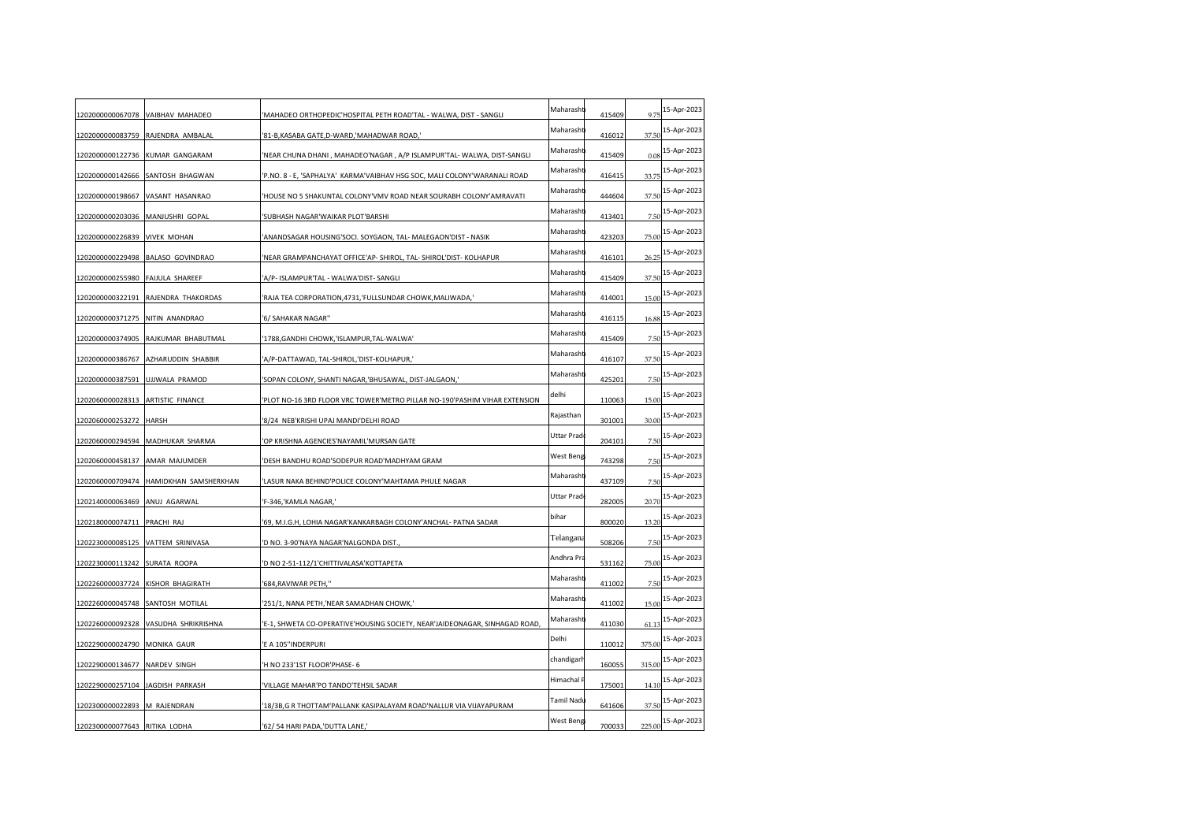| | | | | | | |
|---|---|---|---|---|---|---|
| 1202000000067078 | VAIBHAV MAHADEO | 'MAHADEO ORTHOPEDIC'HOSPITAL PETH ROAD'TAL - WALWA, DIST - SANGLI | Maharasht | 415409 | 9.75 | 15-Apr-2023 |
| 1202000000083759 | RAJENDRA AMBALAL | '81-B,KASABA GATE,D-WARD,'MAHADWAR ROAD,' | Maharasht | 416012 | 37.50 | 15-Apr-2023 |
| 1202000000122736 | KUMAR GANGARAM | 'NEAR CHUNA DHANI , MAHADEO'NAGAR , A/P ISLAMPUR'TAL- WALWA, DIST-SANGLI | Maharasht | 415409 | 0.08 | 15-Apr-2023 |
| 1202000000142666 | SANTOSH BHAGWAN | 'P.NO. 8 - E, 'SAPHALYA' KARMA'VAIBHAV HSG SOC, MALI COLONY'WARANALI ROAD | Maharasht | 416415 | 33.75 | 15-Apr-2023 |
| 1202000000198667 | VASANT HASANRAO | 'HOUSE NO 5 SHAKUNTAL COLONY'VMV ROAD NEAR SOURABH COLONY'AMRAVATI | Maharasht | 444604 | 37.50 | 15-Apr-2023 |
| 1202000000203036 | MANJUSHRI GOPAL | 'SUBHASH NAGAR'WAIKAR PLOT'BARSHI | Maharasht | 413401 | 7.50 | 15-Apr-2023 |
| 1202000000226839 | VIVEK MOHAN | 'ANANDSAGAR HOUSING'SOCI. SOYGAON, TAL- MALEGAON'DIST - NASIK | Maharasht | 423203 | 75.00 | 15-Apr-2023 |
| 1202000000229498 | BALASO GOVINDRAO | 'NEAR GRAMPANCHAYAT OFFICE'AP- SHIROL, TAL- SHIROL'DIST- KOLHAPUR | Maharasht | 416101 | 26.25 | 15-Apr-2023 |
| 1202000000255980 | FAIJULA SHAREEF | 'A/P- ISLAMPUR'TAL - WALWA'DIST- SANGLI | Maharasht | 415409 | 37.50 | 15-Apr-2023 |
| 1202000000322191 | RAJENDRA THAKORDAS | 'RAJA TEA CORPORATION,4731,'FULLSUNDAR CHOWK,MALIWADA,' | Maharasht | 414001 | 15.00 | 15-Apr-2023 |
| 1202000000371275 | NITIN ANANDRAO | '6/ SAHAKAR NAGAR'' | Maharasht | 416115 | 16.88 | 15-Apr-2023 |
| 1202000000374905 | RAJKUMAR BHABUTMAL | '1788,GANDHI CHOWK,'ISLAMPUR,TAL-WALWA' | Maharasht | 415409 | 7.50 | 15-Apr-2023 |
| 1202000000386767 | AZHARUDDIN SHABBIR | 'A/P-DATTAWAD, TAL-SHIROL,'DIST-KOLHAPUR,' | Maharasht | 416107 | 37.50 | 15-Apr-2023 |
| 1202000000387591 | UJJWALA PRAMOD | 'SOPAN COLONY, SHANTI NAGAR,'BHUSAWAL, DIST-JALGAON,' | Maharasht | 425201 | 7.50 | 15-Apr-2023 |
| 1202060000028313 | ARTISTIC FINANCE | 'PLOT NO-16 3RD FLOOR VRC TOWER'METRO PILLAR NO-190'PASHIM VIHAR EXTENSION | delhi | 110063 | 15.00 | 15-Apr-2023 |
| 1202060000253272 | HARSH | '8/24 NEB'KRISHI UPAJ MANDI'DELHI ROAD | Rajasthan | 301001 | 30.00 | 15-Apr-2023 |
| 1202060000294594 | MADHUKAR SHARMA | 'OP KRISHNA AGENCIES'NAYAMIL'MURSAN GATE | Uttar Prade | 204101 | 7.50 | 15-Apr-2023 |
| 1202060000458137 | AMAR MAJUMDER | 'DESH BANDHU ROAD'SODEPUR ROAD'MADHYAM GRAM | West Beng | 743298 | 7.50 | 15-Apr-2023 |
| 1202060000709474 | HAMIDKHAN SAMSHERKHAN | 'LASUR NAKA BEHIND'POLICE COLONY'MAHTAMA PHULE NAGAR | Maharasht | 437109 | 7.50 | 15-Apr-2023 |
| 1202140000063469 | ANUJ AGARWAL | 'F-346,'KAMLA NAGAR,' | Uttar Prade | 282005 | 20.70 | 15-Apr-2023 |
| 1202180000074711 | PRACHI RAJ | '69, M.I.G.H, LOHIA NAGAR'KANKARBAGH COLONY'ANCHAL- PATNA SADAR | bihar | 800020 | 13.20 | 15-Apr-2023 |
| 1202230000085125 | VATTEM SRINIVASA | 'D NO. 3-90'NAYA NAGAR'NALGONDA DIST., | Telangana | 508206 | 7.50 | 15-Apr-2023 |
| 1202230000113242 | SURATA ROOPA | 'D NO 2-51-112/1'CHITTIVALASA'KOTTAPETA | Andhra Pra | 531162 | 75.00 | 15-Apr-2023 |
| 1202260000037724 | KISHOR BHAGIRATH | '684,RAVIWAR PETH,'' | Maharasht | 411002 | 7.50 | 15-Apr-2023 |
| 1202260000045748 | SANTOSH MOTILAL | '251/1, NANA PETH,'NEAR SAMADHAN CHOWK,' | Maharasht | 411002 | 15.00 | 15-Apr-2023 |
| 1202260000092328 | VASUDHA SHRIKRISHNA | 'E-1, SHWETA CO-OPERATIVE'HOUSING SOCIETY, NEAR'JAIDEONAGAR, SINHAGAD ROAD, | Maharasht | 411030 | 61.13 | 15-Apr-2023 |
| 1202290000024790 | MONIKA GAUR | 'E A 105''INDERPURI | Delhi | 110012 | 375.00 | 15-Apr-2023 |
| 1202290000134677 | NARDEV SINGH | 'H NO 233'1ST FLOOR'PHASE- 6 | chandigarh | 160055 | 315.00 | 15-Apr-2023 |
| 1202290000257104 | JAGDISH PARKASH | 'VILLAGE MAHAR'PO TANDO'TEHSIL SADAR | Himachal P | 175001 | 14.10 | 15-Apr-2023 |
| 1202300000022893 | M RAJENDRAN | '18/3B,G R THOTTAM'PALLANK KASIPALAYAM ROAD'NALLUR VIA VIJAYAPURAM | Tamil Nadu | 641606 | 37.50 | 15-Apr-2023 |
| 1202300000077643 | RITIKA LODHA | '62/ 54 HARI PADA,'DUTTA LANE,' | West Beng | 700033 | 225.00 | 15-Apr-2023 |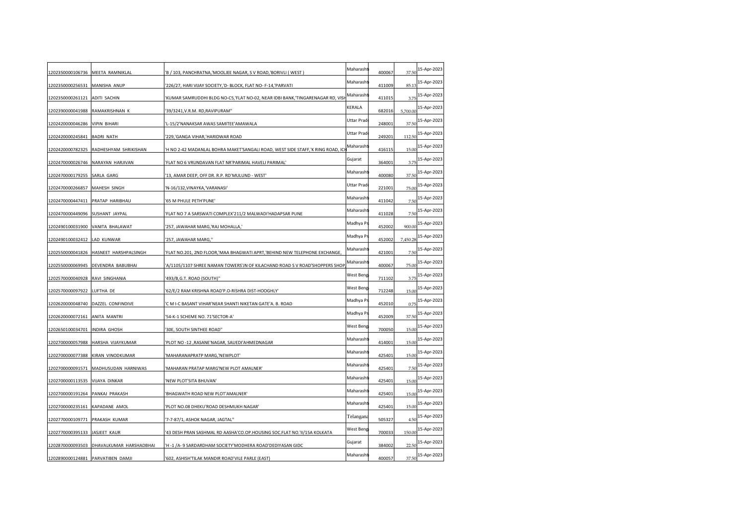| | | | | | | |
|---|---|---|---|---|---|---|
| 1202350000106736 | MEETA RAMNIKLAL | 'B / 103, PANCHRATNA,'MOOLJEE NAGAR, S V ROAD,'BORIVLI ( WEST ) | Maharasht | 400067 | 37.50 | 15-Apr-2023 |
| 1202350000256531 | MANISHA ANUP | '226/27, HARI VIJAY SOCIETY,'D- BLOCK, FLAT NO- F-14,'PARVATI | Maharasht | 411009 | 85.13 | 15-Apr-2023 |
| 1202350000261121 | ADITI SACHIN | 'KUMAR SAMRUDDHI BLDG NO-C5,'FLAT NO-02, NEAR IDBI BANK,'TINGARENAGAR RD, VISH | Maharasht | 411015 | 3.75 | 15-Apr-2023 |
| 1202390000041988 | RAMAKRISHNAN K | '39/3241,V.R.M. RD,RAVIPURAM'' | KERALA | 682016 | 5,700.00 | 15-Apr-2023 |
| 1202420000046286 | VIPIN BIHARI | 'L-15/2'NANAKSAR AWAS SAMITEE'AMAWALA | Uttar Prade | 248001 | 37.50 | 15-Apr-2023 |
| 1202420000245841 | BADRI NATH | '229,'GANGA VIHAR,'HARIDWAR ROAD | Uttar Prade | 249201 | 112.50 | 15-Apr-2023 |
| 1202420000782325 | RADHESHYAM SHRIKISHAN | 'H NO 2-42 MADANLAL BOHRA MAKET'SANGALI ROAD, WEST SIDE STAFF,'K RING ROAD, ICH | Maharasht | 416115 | 15.00 | 15-Apr-2023 |
| 1202470000026746 | NARAYAN HARJIVAN | 'FLAT NO 6 VRUNDAVAN FLAT NR'PARIMAL HAVELI PARIMAL' | Gujarat | 364001 | 3.75 | 15-Apr-2023 |
| 1202470000179255 | SARLA GARG | '13, AMAR DEEP, OFF DR. R.P. RD'MULUND - WEST' | Maharasht | 400080 | 37.50 | 15-Apr-2023 |
| 1202470000266857 | MAHESH SINGH | 'N-16/132,VINAYKA,'VARANASI' | Uttar Prade | 221001 | 75.00 | 15-Apr-2023 |
| 1202470000447411 | PRATAP HARIBHAU | '65 M PHULE PETH'PUNE' | Maharasht | 411042 | 7.50 | 15-Apr-2023 |
| 1202470000449096 | SUSHANT JAYPAL | 'FLAT NO 7 A SARSWATI COMPLEX'211/2 MALWADI'HADAPSAR PUNE | Maharasht | 411028 | 7.50 | 15-Apr-2023 |
| 1202490100031900 | VANITA BHALAWAT | '257, JAWAHAR MARG,'RAJ MOHALLA,' | Madhya Pr | 452002 | 900.00 | 15-Apr-2023 |
| 1202490100032412 | LAD KUNWAR | '257, JAWAHAR MARG,'' | Madhya Pr | 452002 | 7,450.28 | 15-Apr-2023 |
| 1202550000041826 | HASNEET HARSHPALSINGH | 'FLAT NO.201, 2ND FLOOR,'MAA BHAGWATI APRT,'BEHIND NEW TELEPHONE EXCHANGE, | Maharasht | 421001 | 7.50 | 15-Apr-2023 |
| 1202550000069945 | DEVENDRA BABUBHAI | 'A/1105/1107 SHREE NAMAN TOWERS'JN OF KILACHAND ROAD S V ROAD'SHOPPERS SHOP | Maharasht | 400067 | 75.00 | 15-Apr-2023 |
| 1202570000040928 | RAVI SINGHANIA | '493/B,G.T. ROAD (SOUTH)'' | West Beng | 711102 | 3.75 | 15-Apr-2023 |
| 1202570000097922 | LUFTHA DE | '62/E/2 RAM KRISHNA ROAD'P.O-RISHRA DIST-HOOGHLY' | West Beng | 712248 | 15.00 | 15-Apr-2023 |
| 1202620000048740 | DAZZEL CONFINDIVE | 'C M I-C BASANT VIHAR'NEAR SHANTI NIKETAN GATE'A. B. ROAD | Madhya Pr | 452010 | 0.75 | 15-Apr-2023 |
| 1202620000072161 | ANITA MANTRI | '54-K-1 SCHEME NO. 71'SECTOR-A' | Madhya Pr | 452009 | 37.50 | 15-Apr-2023 |
| 1202650100034701 | INDIRA GHOSH | '30E, SOUTH SINTHEE ROAD'' | West Beng | 700050 | 15.00 | 15-Apr-2023 |
| 1202700000057988 | HARSHA VIJAYKUMAR | 'PLOT NO -12 ,RASANE'NAGAR, SAUEDI'AHMEDNAGAR | Maharasht | 414001 | 15.00 | 15-Apr-2023 |
| 1202700000077388 | KIRAN VINODKUMAR | 'MAHARANAPRATP MARG,'NEWPLOT' | Maharasht | 425401 | 15.00 | 15-Apr-2023 |
| 1202700000091571 | MADHUSUDAN HARNIWAS | 'MAHARAN PRATAP MARG'NEW PLOT AMALNER' | Maharasht | 425401 | 7.50 | 15-Apr-2023 |
| 1202700000113535 | VIJAYA DINKAR | 'NEW PLOT'SITA BHUVAN' | Maharasht | 425401 | 15.00 | 15-Apr-2023 |
| 1202700000191264 | PANKAJ PRAKASH | 'BHAGWATH ROAD NEW PLOT'AMALNER' | Maharasht | 425401 | 15.00 | 15-Apr-2023 |
| 1202700000235161 | KAPADANE AMOL | 'PLOT NO.08 DHEKU'ROAD DESHMUKH NAGAR' | Maharasht | 425401 | 15.00 | 15-Apr-2023 |
| 1202770000109771 | PRAKASH KUMAR | '7-7-87/1, ASHOK NAGAR, JAGTAL'' | Telangana | 505327 | 4.50 | 15-Apr-2023 |
| 1202770000395133 | JASJEET KAUR | '43 DESH PRAN SASHMAL RD AASHA'CO.OP.HOUSING SOC.FLAT NO.'II/15A KOLKATA | West Beng | 700033 | 150.00 | 15-Apr-2023 |
| 1202870000093503 | DHAVALKUMAR HARSHADBHAI | 'H -1 /A- 9 SARDARDHAM SOCIETY'MODHERA ROAD'DEDIYASAN GIDC | Gujarat | 384002 | 22.50 | 15-Apr-2023 |
| 1202890000124881 | PARVATIBEN DAMJI | '602, ASHISH'TILAK MANDIR ROAD'VILE PARLE (EAST) | Maharasht | 400057 | 37.50 | 15-Apr-2023 |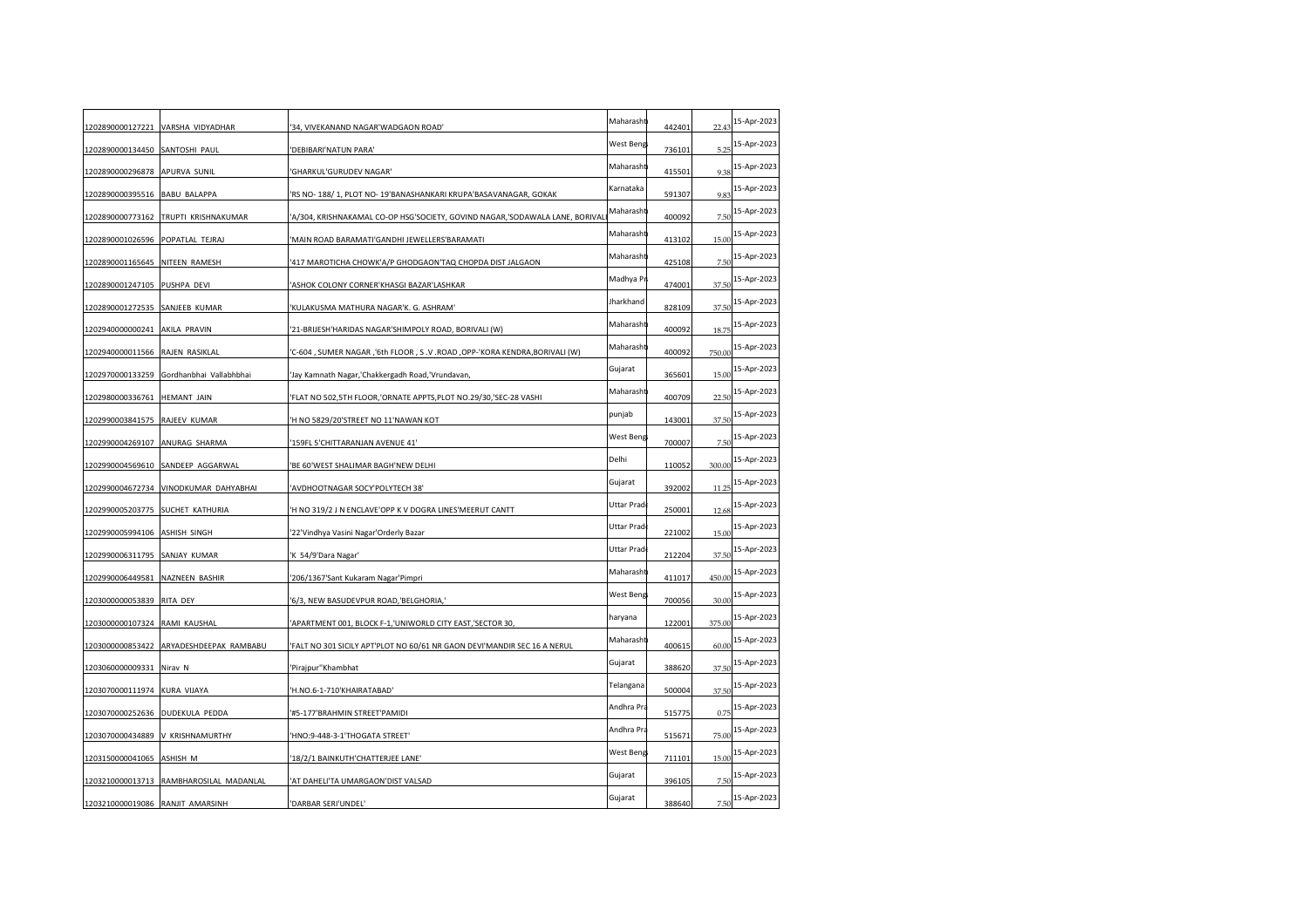| | | | | | | |
|---|---|---|---|---|---|---|
| 1202890000127221 | VARSHA VIDYADHAR | '34, VIVEKANAND NAGAR'WADGAON ROAD' | Maharasht | 442401 | 22.43 | 15-Apr-2023 |
| 1202890000134450 | SANTOSHI PAUL | 'DEBIBARI'NATUN PARA' | West Beng | 736101 | 5.25 | 15-Apr-2023 |
| 1202890000296878 | APURVA SUNIL | 'GHARKUL'GURUDEV NAGAR' | Maharasht | 415501 | 9.38 | 15-Apr-2023 |
| 1202890000395516 | BABU BALAPPA | 'RS NO- 188/ 1, PLOT NO- 19'BANASHANKARI KRUPA'BASAVANAGAR, GOKAK | Karnataka | 591307 | 9.83 | 15-Apr-2023 |
| 1202890000773162 | TRUPTI KRISHNAKUMAR | 'A/304, KRISHNAKAMAL CO-OP HSG'SOCIETY, GOVIND NAGAR,'SODAWALA LANE, BORIVALI | Maharasht | 400092 | 7.50 | 15-Apr-2023 |
| 1202890001026596 | POPATLAL TEJRAJ | 'MAIN ROAD BARAMATI'GANDHI JEWELLERS'BARAMATI | Maharasht | 413102 | 15.00 | 15-Apr-2023 |
| 1202890001165645 | NITEEN RAMESH | '417 MAROTICHA CHOWK'A/P GHODGAON'TAQ CHOPDA DIST JALGAON | Maharasht | 425108 | 7.50 | 15-Apr-2023 |
| 1202890001247105 | PUSHPA DEVI | 'ASHOK COLONY CORNER'KHASGI BAZAR'LASHKAR | Madhya Pr | 474001 | 37.50 | 15-Apr-2023 |
| 1202890001272535 | SANJEEB KUMAR | 'KULAKUSMA MATHURA NAGAR'K. G. ASHRAM' | Jharkhand | 828109 | 37.50 | 15-Apr-2023 |
| 1202940000000241 | AKILA PRAVIN | '21-BRIJESH'HARIDAS NAGAR'SHIMPOLY ROAD, BORIVALI (W) | Maharasht | 400092 | 18.75 | 15-Apr-2023 |
| 1202940000011566 | RAJEN RASIKLAL | 'C-604 , SUMER NAGAR ,'6th FLOOR , S .V .ROAD ,OPP-'KORA KENDRA,BORIVALI (W) | Maharasht | 400092 | 750.00 | 15-Apr-2023 |
| 1202970000133259 | Gordhanbhai Vallabhbhai | 'Jay Kamnath Nagar,'Chakkergadh Road,'Vrundavan, | Gujarat | 365601 | 15.00 | 15-Apr-2023 |
| 1202980000336761 | HEMANT JAIN | 'FLAT NO 502,5TH FLOOR,'ORNATE APPTS,PLOT NO.29/30,'SEC-28 VASHI | Maharasht | 400709 | 22.50 | 15-Apr-2023 |
| 1202990003841575 | RAJEEV KUMAR | 'H NO 5829/20'STREET NO 11'NAWAN KOT | punjab | 143001 | 37.50 | 15-Apr-2023 |
| 1202990004269107 | ANURAG SHARMA | '159FL 5'CHITTARANJAN AVENUE 41' | West Beng | 700007 | 7.50 | 15-Apr-2023 |
| 1202990004569610 | SANDEEP AGGARWAL | 'BE 60'WEST SHALIMAR BAGH'NEW DELHI | Delhi | 110052 | 300.00 | 15-Apr-2023 |
| 1202990004672734 | VINODKUMAR DAHYABHAI | 'AVDHOOTNAGAR SOCY'POLYTECH 38' | Gujarat | 392002 | 11.25 | 15-Apr-2023 |
| 1202990005203775 | SUCHET KATHURIA | 'H NO 319/2 J N ENCLAVE'OPP K V DOGRA LINES'MEERUT CANTT | Uttar Prad | 250001 | 12.68 | 15-Apr-2023 |
| 1202990005994106 | ASHISH SINGH | '22'Vindhya Vasini Nagar'Orderly Bazar | Uttar Prad | 221002 | 15.00 | 15-Apr-2023 |
| 1202990006311795 | SANJAY KUMAR | 'K 54/9'Dara Nagar' | Uttar Prad | 212204 | 37.50 | 15-Apr-2023 |
| 1202990006449581 | NAZNEEN BASHIR | '206/1367'Sant Kukaram Nagar'Pimpri | Maharasht | 411017 | 450.00 | 15-Apr-2023 |
| 1203000000053839 | RITA DEY | '6/3, NEW BASUDEVPUR ROAD,'BELGHORIA,' | West Beng | 700056 | 30.00 | 15-Apr-2023 |
| 1203000000107324 | RAMI KAUSHAL | 'APARTMENT 001, BLOCK F-1,'UNIWORLD CITY EAST,'SECTOR 30, | haryana | 122001 | 375.00 | 15-Apr-2023 |
| 1203000000853422 | ARYADESHDEEPAK RAMBABU | 'FALT NO 301 SICILY APT'PLOT NO 60/61 NR GAON DEVI'MANDIR SEC 16 A NERUL | Maharasht | 400615 | 60.00 | 15-Apr-2023 |
| 1203060000009331 | Nirav N | 'Pirajpur''Khambhat | Gujarat | 388620 | 37.50 | 15-Apr-2023 |
| 1203070000111974 | KURA VIJAYA | 'H.NO.6-1-710'KHAIRATABAD' | Telangana | 500004 | 37.50 | 15-Apr-2023 |
| 1203070000252636 | DUDEKULA PEDDA | '#5-177'BRAHMIN STREET'PAMIDI | Andhra Pra | 515775 | 0.75 | 15-Apr-2023 |
| 1203070000434889 | V KRISHNAMURTHY | 'HNO:9-448-3-1'THOGATA STREET' | Andhra Pra | 515671 | 75.00 | 15-Apr-2023 |
| 1203150000041065 | ASHISH M | '18/2/1 BAINKUTH'CHATTERJEE LANE' | West Beng | 711101 | 15.00 | 15-Apr-2023 |
| 1203210000013713 | RAMBHAROSILAL MADANLAL | 'AT DAHELI'TA UMARGAON'DIST VALSAD | Gujarat | 396105 | 7.50 | 15-Apr-2023 |
| 1203210000019086 | RANJIT AMARSINH | 'DARBAR SERI'UNDEL' | Gujarat | 388640 | 7.50 | 15-Apr-2023 |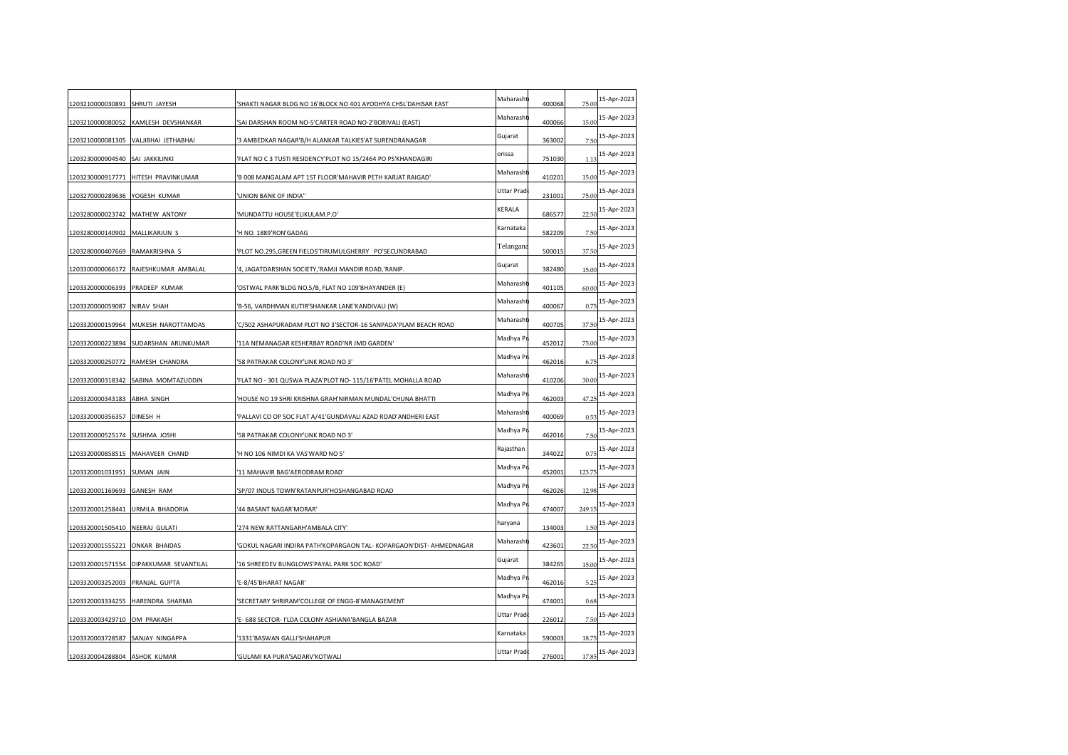| | | | | | | |
|---|---|---|---|---|---|---|
| 1203210000030891 | SHRUTI JAYESH | 'SHAKTI NAGAR BLDG NO 16'BLOCK NO 401 AYODHYA CHSL'DAHISAR EAST | Maharasht | 400068 | 75.00 | 15-Apr-2023 |
| 1203210000080052 | KAMLESH DEVSHANKAR | 'SAI DARSHAN ROOM NO-5'CARTER ROAD NO-2'BORIVALI (EAST) | Maharasht | 400066 | 15.00 | 15-Apr-2023 |
| 1203210000081305 | VALJIBHAI JETHABHAI | '3 AMBEDKAR NAGAR'B/H ALANKAR TALKIES'AT SURENDRANAGAR | Gujarat | 363002 | 7.50 | 15-Apr-2023 |
| 1203230000904540 | SAI JAKKILINKI | 'FLAT NO C 3 TUSTI RESIDENCY'PLOT NO 15/2464 PO PS'KHANDAGIRI | orissa | 751030 | 1.13 | 15-Apr-2023 |
| 1203230000917771 | HITESH PRAVINKUMAR | 'B 008 MANGALAM APT 1ST FLOOR'MAHAVIR PETH KARJAT RAIGAD' | Maharasht | 410201 | 15.00 | 15-Apr-2023 |
| 1203270000289636 | YOGESH KUMAR | 'UNION BANK OF INDIA'' | Uttar Prad | 231001 | 75.00 | 15-Apr-2023 |
| 1203280000023742 | MATHEW ANTONY | 'MUNDATTU HOUSE'ELIKULAM.P.O' | KERALA | 686577 | 22.50 | 15-Apr-2023 |
| 1203280000140902 | MALLIKARJUN S | 'H NO. 1889'RON'GADAG | Karnataka | 582209 | 7.50 | 15-Apr-2023 |
| 1203280000407669 | RAMAKRISHNA S | 'PLOT NO.295,GREEN FIELDS'TIRUMULGHERRY PO'SECUNDRABAD | Telangana | 500015 | 37.50 | 15-Apr-2023 |
| 1203300000066172 | RAJESHKUMAR AMBALAL | '4, JAGATDARSHAN SOCIETY,'RAMJI MANDIR ROAD,'RANIP. | Gujarat | 382480 | 15.00 | 15-Apr-2023 |
| 1203320000006393 | PRADEEP KUMAR | 'OSTWAL PARK'BLDG NO.5/B, FLAT NO 109'BHAYANDER (E) | Maharasht | 401105 | 60.00 | 15-Apr-2023 |
| 1203320000059087 | NIRAV SHAH | 'B-56, VARDHMAN KUTIR'SHANKAR LANE'KANDIVALI (W) | Maharasht | 400067 | 0.75 | 15-Apr-2023 |
| 1203320000159964 | MUKESH NAROTTAMDAS | 'C/502 ASHAPURADAM PLOT NO 3'SECTOR-16 SANPADA'PLAM BEACH ROAD | Maharasht | 400705 | 37.50 | 15-Apr-2023 |
| 1203320000223894 | SUDARSHAN ARUNKUMAR | '11A NEMANAGAR KESHERBAY ROAD'NR JMD GARDEN' | Madhya Pr | 452012 | 75.00 | 15-Apr-2023 |
| 1203320000250772 | RAMESH CHANDRA | '58 PATRAKAR COLONY'LINK ROAD NO 3' | Madhya Pr | 462016 | 6.75 | 15-Apr-2023 |
| 1203320000318342 | SABINA MOMTAZUDDIN | 'FLAT NO - 301 QUSWA PLAZA'PLOT NO- 115/16'PATEL MOHALLA ROAD | Maharasht | 410206 | 30.00 | 15-Apr-2023 |
| 1203320000343183 | ABHA SINGH | 'HOUSE NO 19 SHRI KRISHNA GRAH'NIRMAN MUNDAL'CHUNA BHATTI | Madhya Pr | 462003 | 47.25 | 15-Apr-2023 |
| 1203320000356357 | DINESH H | 'PALLAVI CO OP SOC FLAT A/41'GUNDAVALI AZAD ROAD'ANDHERI EAST | Maharasht | 400069 | 0.53 | 15-Apr-2023 |
| 1203320000525174 | SUSHMA JOSHI | '58 PATRAKAR COLONY'LINK ROAD NO 3' | Madhya Pr | 462016 | 7.50 | 15-Apr-2023 |
| 1203320000858515 | MAHAVEER CHAND | 'H NO 106 NIMDI KA VAS'WARD NO 5' | Rajasthan | 344022 | 0.75 | 15-Apr-2023 |
| 1203320001031951 | SUMAN JAIN | '11 MAHAVIR BAG'AERODRAM ROAD' | Madhya Pr | 452001 | 123.75 | 15-Apr-2023 |
| 1203320001169693 | GANESH RAM | 'SP/07 INDUS TOWN'RATANPUR'HOSHANGABAD ROAD | Madhya Pr | 462026 | 12.98 | 15-Apr-2023 |
| 1203320001258441 | URMILA BHADORIA | '44 BASANT NAGAR'MORAR' | Madhya Pr | 474007 | 249.15 | 15-Apr-2023 |
| 1203320001505410 | NEERAJ GULATI | '274 NEW RATTANGARH'AMBALA CITY' | haryana | 134003 | 1.50 | 15-Apr-2023 |
| 1203320001555221 | ONKAR BHAIDAS | 'GOKUL NAGARI INDIRA PATH'KOPARGAON TAL- KOPARGAON'DIST- AHMEDNAGAR | Maharasht | 423601 | 22.50 | 15-Apr-2023 |
| 1203320001571554 | DIPAKKUMAR SEVANTILAL | '16 SHREEDEV BUNGLOWS'PAYAL PARK SOC ROAD' | Gujarat | 384265 | 15.00 | 15-Apr-2023 |
| 1203320003252003 | PRANJAL GUPTA | 'E-8/45'BHARAT NAGAR' | Madhya Pr | 462016 | 5.25 | 15-Apr-2023 |
| 1203320003334255 | HARENDRA SHARMA | 'SECRETARY SHRIRAM'COLLEGE OF ENGG-8'MANAGEMENT | Madhya Pr | 474001 | 0.68 | 15-Apr-2023 |
| 1203320003429710 | OM PRAKASH | 'E- 688 SECTOR- I'LDA COLONY ASHIANA'BANGLA BAZAR | Uttar Prad | 226012 | 7.50 | 15-Apr-2023 |
| 1203320003728587 | SANJAY NINGAPPA | '1331'BASWAN GALLI'SHAHAPUR | Karnataka | 590003 | 18.75 | 15-Apr-2023 |
| 1203320004288804 | ASHOK KUMAR | 'GULAMI KA PURA'SADARV'KOTWALI | Uttar Prad | 276001 | 17.85 | 15-Apr-2023 |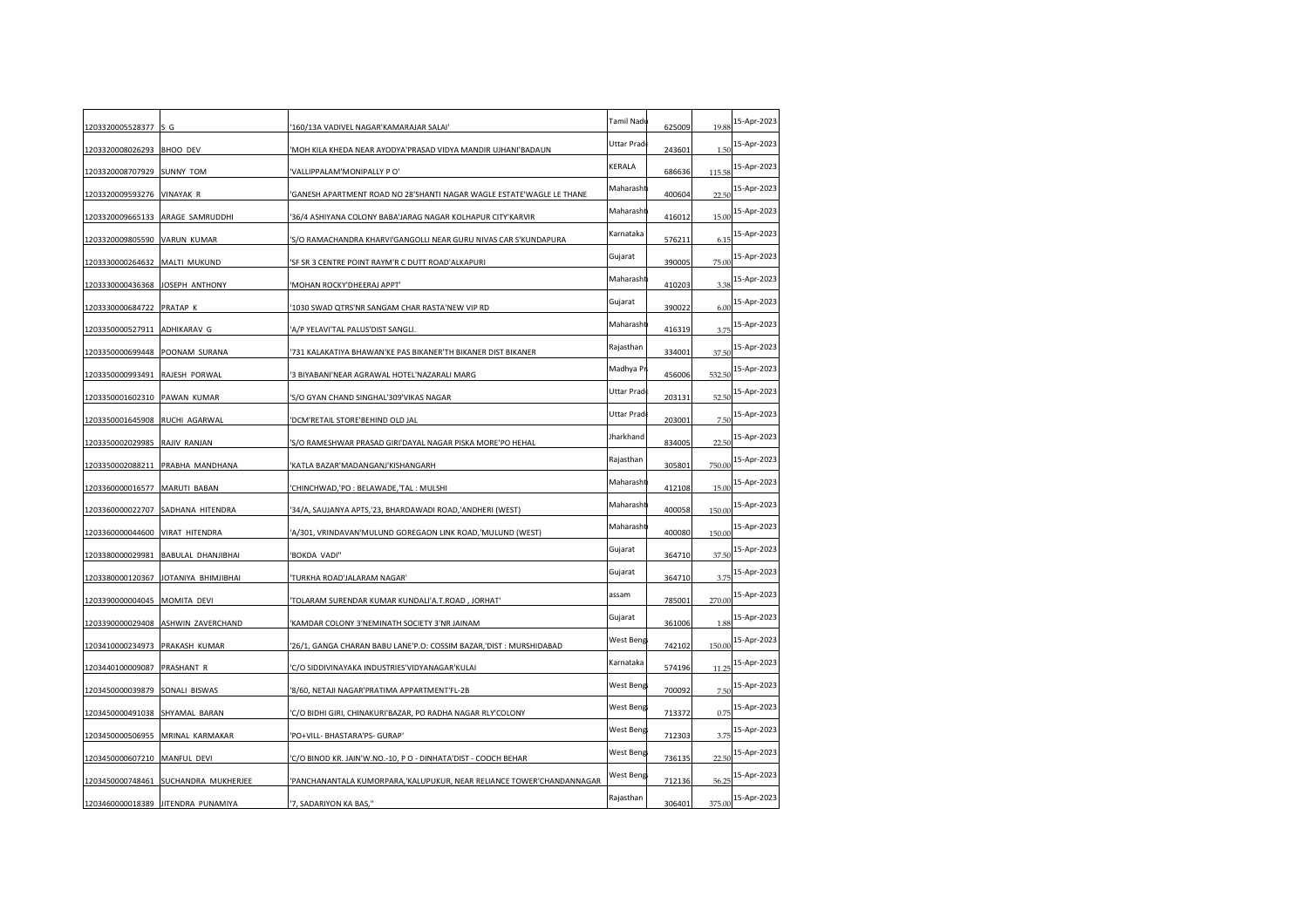| | | | | | | |
|---|---|---|---|---|---|---|
| 1203320005528377 | S G | '160/13A VADIVEL NAGAR'KAMARAJAR SALAI' | Tamil Nadu | 625009 | 19.88 | 15-Apr-2023 |
| 1203320008026293 | BHOO DEV | 'MOH KILA KHEDA NEAR AYODYA'PRASAD VIDYA MANDIR UJHANI'BADAUN | Uttar Prade | 243601 | 1.50 | 15-Apr-2023 |
| 1203320008707929 | SUNNY TOM | 'VALLIPPALAM'MONIPALLY P O' | KERALA | 686636 | 115.58 | 15-Apr-2023 |
| 1203320009593276 | VINAYAK R | 'GANESH APARTMENT ROAD NO 28'SHANTI NAGAR WAGLE ESTATE'WAGLE LE THANE | Maharasht | 400604 | 22.50 | 15-Apr-2023 |
| 1203320009665133 | ARAGE SAMRUDDHI | '36/4 ASHIYANA COLONY BABA'JARAG NAGAR KOLHAPUR CITY'KARVIR | Maharasht | 416012 | 15.00 | 15-Apr-2023 |
| 1203320009805590 | VARUN KUMAR | 'S/O RAMACHANDRA KHARVI'GANGOLLI NEAR GURU NIVAS CAR S'KUNDAPURA | Karnataka | 576211 | 6.15 | 15-Apr-2023 |
| 1203330000264632 | MALTI MUKUND | 'SF SR 3 CENTRE POINT RAYM'R C DUTT ROAD'ALKAPURI | Gujarat | 390005 | 75.00 | 15-Apr-2023 |
| 1203330000436368 | JOSEPH ANTHONY | 'MOHAN ROCKY'DHEERAJ APPT' | Maharasht | 410203 | 3.38 | 15-Apr-2023 |
| 1203330000684722 | PRATAP K | '1030 SWAD QTRS'NR SANGAM CHAR RASTA'NEW VIP RD | Gujarat | 390022 | 6.00 | 15-Apr-2023 |
| 1203350000527911 | ADHIKARAV G | 'A/P YELAVI'TAL PALUS'DIST SANGLI. | Maharasht | 416319 | 3.75 | 15-Apr-2023 |
| 1203350000699448 | POONAM SURANA | '731 KALAKATIYA BHAWAN'KE PAS BIKANER'TH BIKANER DIST BIKANER | Rajasthan | 334001 | 37.50 | 15-Apr-2023 |
| 1203350000993491 | RAJESH PORWAL | '3 BIYABANI'NEAR AGRAWAL HOTEL'NAZARALI MARG | Madhya Pr | 456006 | 532.50 | 15-Apr-2023 |
| 1203350001602310 | PAWAN KUMAR | 'S/O GYAN CHAND SINGHAL'309'VIKAS NAGAR | Uttar Prade | 203131 | 52.50 | 15-Apr-2023 |
| 1203350001645908 | RUCHI AGARWAL | 'DCM'RETAIL STORE'BEHIND OLD JAL | Uttar Prade | 203001 | 7.50 | 15-Apr-2023 |
| 1203350002029985 | RAJIV RANJAN | 'S/O RAMESHWAR PRASAD GIRI'DAYAL NAGAR PISKA MORE'PO HEHAL | Jharkhand | 834005 | 22.50 | 15-Apr-2023 |
| 1203350002088211 | PRABHA MANDHANA | 'KATLA BAZAR'MADANGANJ'KISHANGARH | Rajasthan | 305801 | 750.00 | 15-Apr-2023 |
| 1203360000016577 | MARUTI BABAN | 'CHINCHWAD,'PO : BELAWADE,'TAL : MULSHI | Maharasht | 412108 | 15.00 | 15-Apr-2023 |
| 1203360000022707 | SADHANA HITENDRA | '34/A, SAUJANYA APTS,'23, BHARDAWADI ROAD,'ANDHERI (WEST) | Maharasht | 400058 | 150.00 | 15-Apr-2023 |
| 1203360000044600 | VIRAT HITENDRA | 'A/301, VRINDAVAN'MULUND GOREGAON LINK ROAD,'MULUND (WEST) | Maharasht | 400080 | 150.00 | 15-Apr-2023 |
| 1203380000029981 | BABULAL DHANJIBHAI | 'BOKDA VADI'' | Gujarat | 364710 | 37.50 | 15-Apr-2023 |
| 1203380000120367 | JOTANIYA BHIMJIBHAI | 'TURKHA ROAD'JALARAM NAGAR' | Gujarat | 364710 | 3.75 | 15-Apr-2023 |
| 1203390000004045 | MOMITA DEVI | 'TOLARAM SURENDAR KUMAR KUNDALI'A.T.ROAD , JORHAT' | assam | 785001 | 270.00 | 15-Apr-2023 |
| 1203390000029408 | ASHWIN ZAVERCHAND | 'KAMDAR COLONY 3'NEMINATH SOCIETY 3'NR JAINAM | Gujarat | 361006 | 1.88 | 15-Apr-2023 |
| 1203410000234973 | PRAKASH KUMAR | '26/1, GANGA CHARAN BABU LANE'P.O: COSSIM BAZAR,'DIST : MURSHIDABAD | West Beng | 742102 | 150.00 | 15-Apr-2023 |
| 1203440100009087 | PRASHANT R | 'C/O SIDDIVINAYAKA INDUSTRIES'VIDYANAGAR'KULAI | Karnataka | 574196 | 11.25 | 15-Apr-2023 |
| 1203450000039879 | SONALI BISWAS | '8/60, NETAJI NAGAR'PRATIMA APPARTMENT'FL-2B | West Beng | 700092 | 7.50 | 15-Apr-2023 |
| 1203450000491038 | SHYAMAL BARAN | 'C/O BIDHI GIRI, CHINAKURI'BAZAR, PO RADHA NAGAR RLY'COLONY | West Beng | 713372 | 0.75 | 15-Apr-2023 |
| 1203450000506955 | MRINAL KARMAKAR | 'PO+VILL- BHASTARA'PS- GURAP' | West Beng | 712303 | 3.75 | 15-Apr-2023 |
| 1203450000607210 | MANFUL DEVI | 'C/O BINOD KR. JAIN'W.NO.-10, P O - DINHATA'DIST - COOCH BEHAR | West Beng | 736135 | 22.50 | 15-Apr-2023 |
| 1203450000748461 | SUCHANDRA MUKHERJEE | 'PANCHANANTALA KUMORPARA,'KALUPUKUR, NEAR RELIANCE TOWER'CHANDANNAGAR | West Beng | 712136 | 56.25 | 15-Apr-2023 |
| 1203460000018389 | JITENDRA PUNAMIYA | '7, SADARIYON KA BAS,'' | Rajasthan | 306401 | 375.00 | 15-Apr-2023 |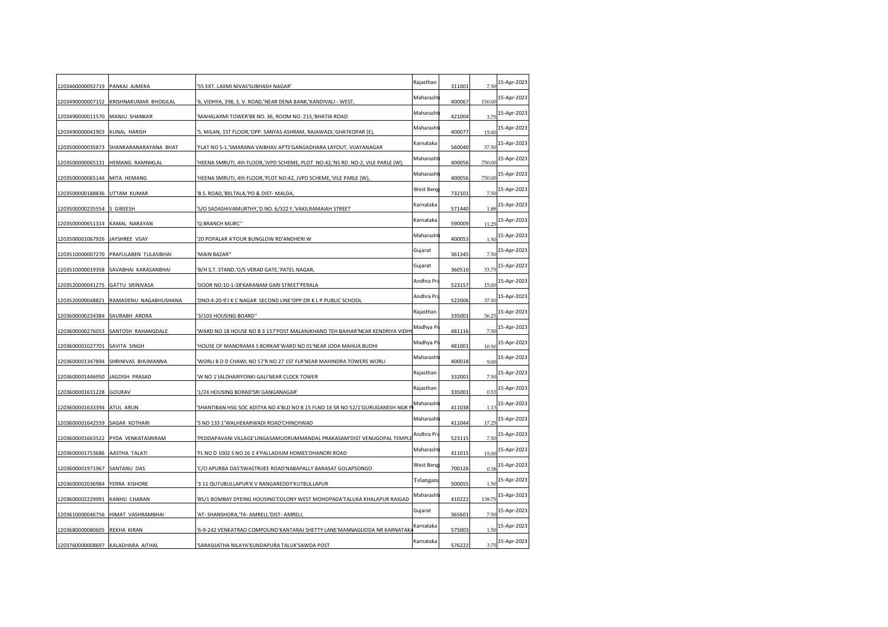| | | | | | | |
|---|---|---|---|---|---|---|
| 1203460000092719 | PANKAJ AJMERA | '55 EXT. LAXMI NIVAS'SUBHASH NAGAR' | Rajasthan | 311001 | 7.50 | 15-Apr-2023 |
| 1203490000007152 | KRISHNAKUMAR BHOGILAL | '6, VIDHYA, 398, S. V. ROAD,'NEAR DENA BANK,'KANDIVALI - WEST, | Maharashtı | 400067 | 150.00 | 15-Apr-2023 |
| 1203490000011570 | MANJU SHANKAR | 'MAHALAXMI TOWER'BK NO. 36, ROOM NO. 215,'BHATIA ROAD | Maharashtı | 421004 | 3.75 | 15-Apr-2023 |
| 1203490000041903 | KUNAL HARISH | '5, MILAN, 1ST FLOOR,'OPP. SANYAS ASHRAM, RAJAWADI,'GHATKOPAR (E), | Maharashtı | 400077 | 15.00 | 15-Apr-2023 |
| 1203500000035873 | SHANKARANARAYANA BHAT | 'FLAT NO S-1,'SMARANA VAIBHAV APTS'GANGADHARA LAYOUT, VIJAYANAGAR | Karnataka | 560040 | 37.50 | 15-Apr-2023 |
| 1203500000065131 | HEMANG RAMNIKLAL | 'HEENA SMRUTI, 4th FLOOR,'JVPD SCHEME, PLOT NO:42,'NS RD. NO-2, VILE PARLE (W), | Maharashtı | 400056 | 750.00 | 15-Apr-2023 |
| 1203500000065144 | MITA HEMANG | 'HEENA SMRUTI, 4th FLOOR,'PLOT NO:42, JVPD SCHEME,'VILE PARLE (W), | Maharashtı | 400056 | 750.00 | 15-Apr-2023 |
| 1203500000188836 | UTTAM KUMAR | 'B.S. ROAD,'BELTALA,'PO & DIST- MALDA, | West Beng | 732101 | 7.50 | 15-Apr-2023 |
| 1203500000235554 | S GIREESH | 'S/O SADASHIVAMURTHY,'D.NO. 6/322 F,'VAKILRAMAIAH STREET | Karnataka | 571440 | 1.88 | 15-Apr-2023 |
| 1203500000651314 | KAMAL NARAYAN | 'Q BRANCH MLIRC'' | Karnataka | 590009 | 11.25 | 15-Apr-2023 |
| 1203500001067926 | JAYSHREE VIJAY | '20 POPALAR A'FOUR BUNGLOW RD'ANDHERI W | Maharashtı | 400053 | 1.50 | 15-Apr-2023 |
| 1203510000007270 | PRAFULABEN TULASIBHAI | 'MAIN BAZAR'' | Gujarat | 361345 | 7.50 | 15-Apr-2023 |
| 1203510000019358 | SAVABHAI KARASANBHAI | 'B/H S.T. STAND,'O/S VERAD GATE,'PATEL NAGAR, | Gujarat | 360510 | 33.75 | 15-Apr-2023 |
| 1203520000041275 | GATTU SRINIVASA | 'DOOR NO:10-1-38'KARANAM GARI STREET'PERALA | Andhra Pra | 523157 | 15.00 | 15-Apr-2023 |
| 1203520000048821 | RAMADENU NAGABHUSHANA | 'DNO:4-20-9'J K C NAGAR SECOND LINE'OPP:DR K L P PUBLIC SCHOOL | Andhra Pra | 522006 | 37.50 | 15-Apr-2023 |
| 1203600000234384 | SAURABH ARORA | '3/103 HOUSING BOARD'' | Rajasthan | 335001 | 36.23 | 15-Apr-2023 |
| 1203600000276053 | SANTOSH RAHANGDALE | 'WARD NO 18 HOUSE NO B 3 157'POST MALANJKHAND TEH BAIHAR'NEAR KENDRIYA VIDHY | Madhya Pr | 481116 | 7.50 | 15-Apr-2023 |
| 1203600001027701 | SAVITA SINGH | 'HOUSE OF MANORAMA S BORKAR'WARD NO 01'NEAR JODA MAHUA BUDHI | Madhya Pr | 481001 | 10.50 | 15-Apr-2023 |
| 1203600001347894 | SHRINIVAS BHUMANNA | 'WORLI B D D CHAWL NO 57'R NO 27 1ST FLR'NEAR MAHINDRA TOWERS WORLI | Maharashtı | 400018 | 9.00 | 15-Apr-2023 |
| 1203600001446950 | JAGDISH PRASAD | 'W NO 1'JALDHARIYONKI GALI'NEAR CLOCK TOWER | Rajasthan | 332001 | 7.50 | 15-Apr-2023 |
| 1203600001631228 | GOURAV | '1/24 HOUSING BORAD'SRI GANGANAGAR' | Rajasthan | 335001 | 0.53 | 15-Apr-2023 |
| 1203600001633394 | ATUL ARUN | 'SHANTIBAN HSG SOC ADITYA NO 4'BLD NO B 15 FLNO 16 SR NO 52/1'GURUGANESH NGR P | Maharashtı | 411038 | 1.13 | 15-Apr-2023 |
| 1203600001642559 | SAGAR KOTHARI | 'S NO 133 1'WALHEKARWADI ROAD'CHINCHWAD | Maharashtı | 411044 | 17.25 | 15-Apr-2023 |
| 1203600001663522 | PYDA VENKATASRIRAM | 'PEDDAPAVANI VILLAGE'LINGASAMUDRUMMANDAL PRAKASAM'DIST VENUGOPAL TEMPLE | Andhra Pra | 523115 | 7.50 | 15-Apr-2023 |
| 1203600001753686 | AASTHA TALATI | 'FL NO D 1002 S NO 16 2 4'PALLADIUM HOMES'DHANORI ROAD | Maharashtı | 411015 | 15.00 | 15-Apr-2023 |
| 1203600001971967 | SANTANU DAS | 'C/O APURBA DAS'SWASTRIJEE ROAD'NABAPALLY BARASAT GOLAPSONGO | West Beng | 700126 | 0.38 | 15-Apr-2023 |
| 1203600002036984 | YERRA KISHORE | '3 11 QUTUBULLAPUR'K V RANGAREDDY'KUTBULLAPUR | Telangana | 500055 | 1.50 | 15-Apr-2023 |
| 1203600002229991 | KANHU CHARAN | 'B5/1 BOMBAY DYEING HOUSING'COLONY WEST MOHOPADA'TALUKA KHALAPUR RAIGAD | Maharashtı | 410222 | 138.75 | 15-Apr-2023 |
| 1203610000046756 | HIMAT VASHRAMBHAI | 'AT- SHANSHORA,'TA- AMRELI,'DIST- AMRELI, | Gujarat | 365601 | 7.50 | 15-Apr-2023 |
| 1203680000080605 | REKHA KIRAN | '6-9-242 VENKATRAO COMPOUND'KANTARAJ SHETTY LANE'MANNAGUDDA NR KARNATAKA | Karnataka | 575003 | 1.50 | 15-Apr-2023 |
| 1203760000008697 | KALADHARA AITHAL | 'SARASIJATHA NILAYA'KUNDAPURA TALUK'SAWDA POST | Karnataka | 576222 | 3.75 | 15-Apr-2023 |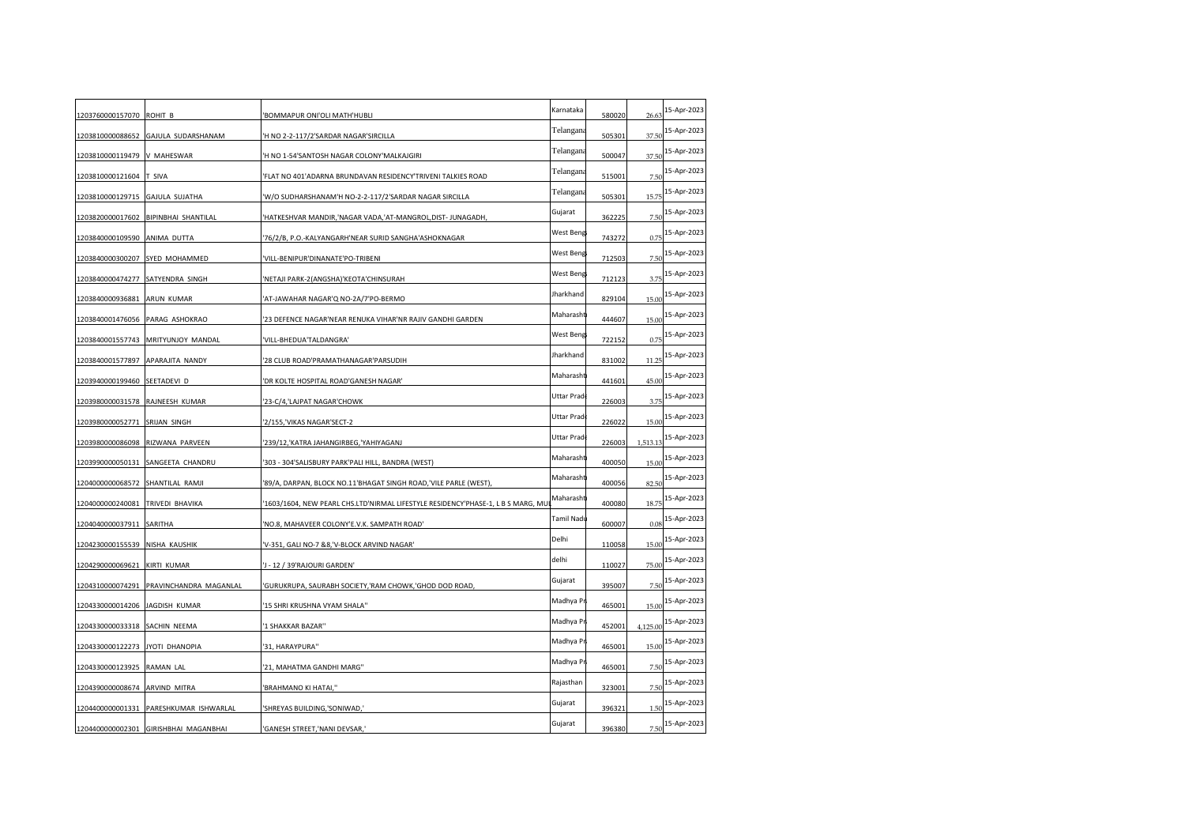| | | | | | | |
|---|---|---|---|---|---|---|
| 1203760000157070 | ROHIT B | 'BOMMAPUR ONI'OLI MATH'HUBLI | Karnataka | 580020 | 26.63 | 15-Apr-2023 |
| 1203810000088652 | GAJULA SUDARSHANAM | 'H NO 2-2-117/2'SARDAR NAGAR'SIRCILLA | Telangana | 505301 | 37.50 | 15-Apr-2023 |
| 1203810000119479 | V MAHESWAR | 'H NO 1-54'SANTOSH NAGAR COLONY'MALKAJGIRI | Telangana | 500047 | 37.50 | 15-Apr-2023 |
| 1203810000121604 | T SIVA | 'FLAT NO 401'ADARNA BRUNDAVAN RESIDENCY'TRIVENI TALKIES ROAD | Telangana | 515001 | 7.50 | 15-Apr-2023 |
| 1203810000129715 | GAJULA SUJATHA | 'W/O SUDHARSHANAM'H NO-2-2-117/2'SARDAR NAGAR SIRCILLA | Telangana | 505301 | 15.75 | 15-Apr-2023 |
| 1203820000017602 | BIPINBHAI SHANTILAL | 'HATKESHVAR MANDIR,'NAGAR VADA,'AT-MANGROL,DIST- JUNAGADH, | Gujarat | 362225 | 7.50 | 15-Apr-2023 |
| 1203840000109590 | ANIMA DUTTA | '76/2/B, P.O.-KALYANGARH'NEAR SURID SANGHA'ASHOKNAGAR | West Beng | 743272 | 0.75 | 15-Apr-2023 |
| 1203840000300207 | SYED MOHAMMED | 'VILL-BENIPUR'DINANATE'PO-TRIBENI | West Beng | 712503 | 7.50 | 15-Apr-2023 |
| 1203840000474277 | SATYENDRA SINGH | 'NETAJI PARK-2(ANGSHA)'KEOTA'CHINSURAH | West Beng | 712123 | 3.75 | 15-Apr-2023 |
| 1203840000936881 | ARUN KUMAR | 'AT-JAWAHAR NAGAR'Q NO-2A/7'PO-BERMO | Jharkhand | 829104 | 15.00 | 15-Apr-2023 |
| 1203840001476056 | PARAG ASHOKRAO | '23 DEFENCE NAGAR'NEAR RENUKA VIHAR'NR RAJIV GANDHI GARDEN | Maharasht | 444607 | 15.00 | 15-Apr-2023 |
| 1203840001557743 | MRITYUNJOY MANDAL | 'VILL-BHEDUA'TALDANGRA' | West Beng | 722152 | 0.75 | 15-Apr-2023 |
| 1203840001577897 | APARAJITA NANDY | '28 CLUB ROAD'PRAMATHANAGAR'PARSUDIH | Jharkhand | 831002 | 11.25 | 15-Apr-2023 |
| 1203940000199460 | SEETADEVI D | 'DR KOLTE HOSPITAL ROAD'GANESH NAGAR' | Maharasht | 441601 | 45.00 | 15-Apr-2023 |
| 1203980000031578 | RAJNEESH KUMAR | '23-C/4,'LAJPAT NAGAR'CHOWK | Uttar Prad | 226003 | 3.75 | 15-Apr-2023 |
| 1203980000052771 | SRIJAN SINGH | '2/155,'VIKAS NAGAR'SECT-2 | Uttar Prad | 226022 | 15.00 | 15-Apr-2023 |
| 1203980000086098 | RIZWANA PARVEEN | '239/12,'KATRA JAHANGIRBEG,'YAHIYAGANJ | Uttar Prad | 226003 | 1,513.13 | 15-Apr-2023 |
| 1203990000050131 | SANGEETA CHANDRU | '303 - 304'SALISBURY PARK'PALI HILL, BANDRA (WEST) | Maharasht | 400050 | 15.00 | 15-Apr-2023 |
| 1204000000068572 | SHANTILAL RAMJI | '89/A, DARPAN, BLOCK NO.11'BHAGAT SINGH ROAD,'VILE PARLE (WEST), | Maharasht | 400056 | 82.50 | 15-Apr-2023 |
| 1204000000240081 | TRIVEDI BHAVIKA | '1603/1604, NEW PEARL CHS.LTD'NIRMAL LIFESTYLE RESIDENCY'PHASE-1, L B S MARG, MUI | Maharasht | 400080 | 18.75 | 15-Apr-2023 |
| 1204040000037911 | SARITHA | 'NO.8, MAHAVEER COLONY'E.V.K. SAMPATH ROAD' | Tamil Nadu | 600007 | 0.08 | 15-Apr-2023 |
| 1204230000155539 | NISHA KAUSHIK | 'V-351, GALI NO-7 &8,'V-BLOCK ARVIND NAGAR' | Delhi | 110058 | 15.00 | 15-Apr-2023 |
| 1204290000069621 | KIRTI KUMAR | 'J - 12 / 39'RAJOURI GARDEN' | delhi | 110027 | 75.00 | 15-Apr-2023 |
| 1204310000074291 | PRAVINCHANDRA MAGANLAL | 'GURUKRUPA, SAURABH SOCIETY,'RAM CHOWK,'GHOD DOD ROAD, | Gujarat | 395007 | 7.50 | 15-Apr-2023 |
| 1204330000014206 | JAGDISH KUMAR | '15 SHRI KRUSHNA VYAM SHALA'' | Madhya Pr | 465001 | 15.00 | 15-Apr-2023 |
| 1204330000033318 | SACHIN NEEMA | '1 SHAKKAR BAZAR'' | Madhya Pr | 452001 | 4,125.00 | 15-Apr-2023 |
| 1204330000122273 | JYOTI DHANOPIA | '31, HARAYPURA'' | Madhya Pr | 465001 | 15.00 | 15-Apr-2023 |
| 1204330000123925 | RAMAN LAL | '21, MAHATMA GANDHI MARG'' | Madhya Pr | 465001 | 7.50 | 15-Apr-2023 |
| 1204390000008674 | ARVIND MITRA | 'BRAHMANO KI HATAI,'' | Rajasthan | 323001 | 7.50 | 15-Apr-2023 |
| 1204400000001331 | PARESHKUMAR ISHWARLAL | 'SHREYAS BUILDING,'SONIWAD,' | Gujarat | 396321 | 1.50 | 15-Apr-2023 |
| 1204400000002301 | GIRISHBHAI MAGANBHAI | 'GANESH STREET,'NANI DEVSAR,' | Gujarat | 396380 | 7.50 | 15-Apr-2023 |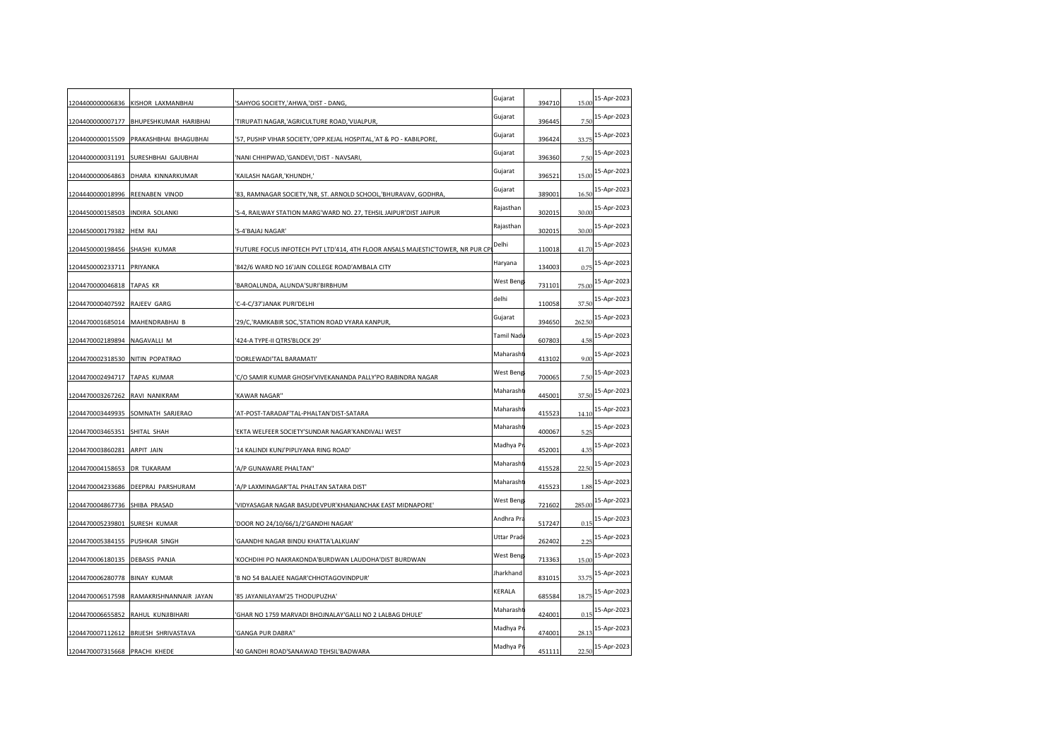| | | | | | | |
|---|---|---|---|---|---|---|
| 1204400000006836 | KISHOR LAXMANBHAI | 'SAHYOG SOCIETY,'AHWA,'DIST - DANG, | Gujarat | 394710 | 15.00 | 15-Apr-2023 |
| 1204400000007177 | BHUPESHKUMAR HARIBHAI | 'TIRUPATI NAGAR,'AGRICULTURE ROAD,'VIJALPUR, | Gujarat | 396445 | 7.50 | 15-Apr-2023 |
| 1204400000015509 | PRAKASHBHAI BHAGUBHAI | '57, PUSHP VIHAR SOCIETY,'OPP.KEJAL HOSPITAL,'AT & PO - KABILPORE, | Gujarat | 396424 | 33.75 | 15-Apr-2023 |
| 1204400000031191 | SURESHBHAI GAJUBHAI | 'NANI CHHIPWAD,'GANDEVI,'DIST - NAVSARI, | Gujarat | 396360 | 7.50 | 15-Apr-2023 |
| 1204400000064863 | DHARA KINNARKUMAR | 'KAILASH NAGAR,'KHUNDH,' | Gujarat | 396521 | 15.00 | 15-Apr-2023 |
| 1204440000018996 | REENABEN VINOD | '83, RAMNAGAR SOCIETY,'NR, ST. ARNOLD SCHOOL,'BHURAVAV, GODHRA, | Gujarat | 389001 | 16.50 | 15-Apr-2023 |
| 1204450000158503 | INDIRA SOLANKI | 'S-4, RAILWAY STATION MARG'WARD NO. 27, TEHSIL JAIPUR'DIST JAIPUR | Rajasthan | 302015 | 30.00 | 15-Apr-2023 |
| 1204450000179382 | HEM RAJ | 'S-4'BAJAJ NAGAR' | Rajasthan | 302015 | 30.00 | 15-Apr-2023 |
| 1204450000198456 | SHASHI KUMAR | 'FUTURE FOCUS INFOTECH PVT LTD'414, 4TH FLOOR ANSALS MAJESTIC'TOWER, NR PUR CP | Delhi | 110018 | 41.70 | 15-Apr-2023 |
| 1204450000233711 | PRIYANKA | '842/6 WARD NO 16'JAIN COLLEGE ROAD'AMBALA CITY | Haryana | 134003 | 0.75 | 15-Apr-2023 |
| 1204470000046818 | TAPAS KR | 'BAROALUNDA, ALUNDA'SURI'BIRBHUM | West Beng | 731101 | 75.00 | 15-Apr-2023 |
| 1204470000407592 | RAJEEV GARG | 'C-4-C/37'JANAK PURI'DELHI | delhi | 110058 | 37.50 | 15-Apr-2023 |
| 1204470001685014 | MAHENDRABHAI B | '29/C,'RAMKABIR SOC,'STATION ROAD VYARA KANPUR, | Gujarat | 394650 | 262.50 | 15-Apr-2023 |
| 1204470002189894 | NAGAVALLI M | '424-A TYPE-II QTRS'BLOCK 29' | Tamil Nadu | 607803 | 4.58 | 15-Apr-2023 |
| 1204470002318530 | NITIN POPATRAO | 'DORLEWADI'TAL BARAMATI' | Maharasht | 413102 | 9.00 | 15-Apr-2023 |
| 1204470002494717 | TAPAS KUMAR | 'C/O SAMIR KUMAR GHOSH'VIVEKANANDA PALLY'PO RABINDRA NAGAR | West Beng | 700065 | 7.50 | 15-Apr-2023 |
| 1204470003267262 | RAVI NANIKRAM | 'KAWAR NAGAR'' | Maharasht | 445001 | 37.50 | 15-Apr-2023 |
| 1204470003449935 | SOMNATH SARJERAO | 'AT-POST-TARADAF'TAL-PHALTAN'DIST-SATARA | Maharasht | 415523 | 14.10 | 15-Apr-2023 |
| 1204470003465351 | SHITAL SHAH | 'EKTA WELFEER SOCIETY'SUNDAR NAGAR'KANDIVALI WEST | Maharasht | 400067 | 5.25 | 15-Apr-2023 |
| 1204470003860281 | ARPIT JAIN | '14 KALINDI KUNJ'PIPLIYANA RING ROAD' | Madhya Pr | 452001 | 4.35 | 15-Apr-2023 |
| 1204470004158653 | DR TUKARAM | 'A/P GUNAWARE PHALTAN'' | Maharasht | 415528 | 22.50 | 15-Apr-2023 |
| 1204470004233686 | DEEPRAJ PARSHURAM | 'A/P LAXMINAGAR'TAL PHALTAN SATARA DIST' | Maharasht | 415523 | 1.88 | 15-Apr-2023 |
| 1204470004867736 | SHIBA PRASAD | 'VIDYASAGAR NAGAR BASUDEVPUR'KHANJANCHAK EAST MIDNAPORE' | West Beng | 721602 | 285.00 | 15-Apr-2023 |
| 1204470005239801 | SURESH KUMAR | 'DOOR NO 24/10/66/1/2'GANDHI NAGAR' | Andhra Pra | 517247 | 0.15 | 15-Apr-2023 |
| 1204470005384155 | PUSHKAR SINGH | 'GAANDHI NAGAR BINDU KHATTA'LALKUAN' | Uttar Prad | 262402 | 2.25 | 15-Apr-2023 |
| 1204470006180135 | DEBASIS PANJA | 'KOCHDIHI PO NAKRAKONDA'BURDWAN LAUDOHA'DIST BURDWAN | West Beng | 713363 | 15.00 | 15-Apr-2023 |
| 1204470006280778 | BINAY KUMAR | 'B NO 54 BALAJEE NAGAR'CHHOTAGOVINDPUR' | Jharkhand | 831015 | 33.75 | 15-Apr-2023 |
| 1204470006517598 | RAMAKRISHNANNAIR JAYAN | '85 JAYANILAYAM'25 THODUPUZHA' | KERALA | 685584 | 18.75 | 15-Apr-2023 |
| 1204470006655852 | RAHUL KUNJIBIHARI | 'GHAR NO 1759 MARVADI BHOJNALAY'GALLI NO 2 LALBAG DHULE' | Maharasht | 424001 | 0.15 | 15-Apr-2023 |
| 1204470007112612 | BRIJESH SHRIVASTAVA | 'GANGA PUR DABRA'' | Madhya Pr | 474001 | 28.13 | 15-Apr-2023 |
| 1204470007315668 | PRACHI KHEDE | '40 GANDHI ROAD'SANAWAD TEHSIL'BADWARA | Madhya Pr | 451111 | 22.50 | 15-Apr-2023 |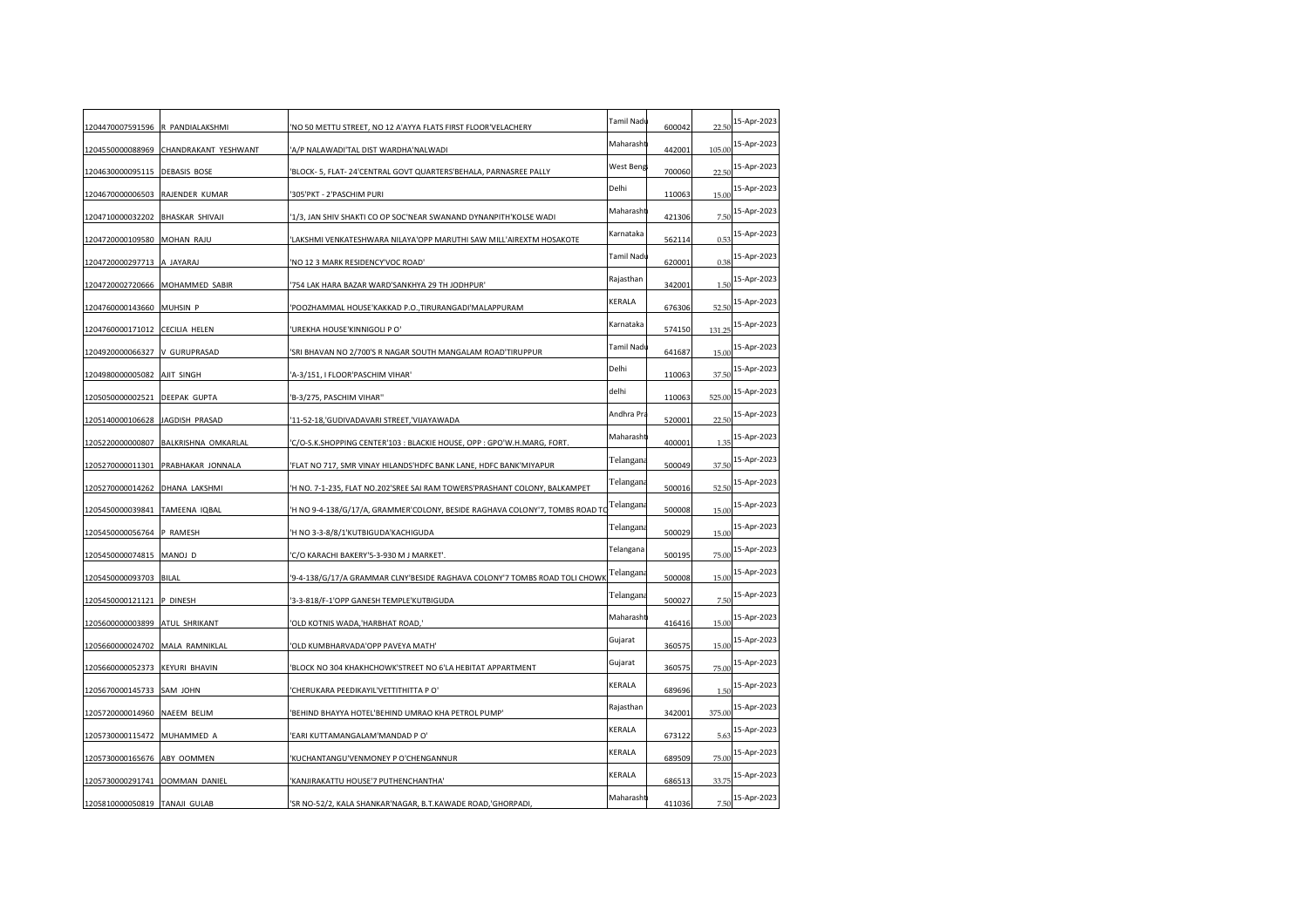| | | | | | | |
|---|---|---|---|---|---|---|
| 1204470007591596 | R PANDIALAKSHMI | 'NO 50 METTU STREET, NO 12 A'AYYA FLATS FIRST FLOOR'VELACHERY | Tamil Nadu | 600042 | 22.50 | 15-Apr-2023 |
| 1204550000088969 | CHANDRAKANT YESHWANT | 'A/P NALAWADI'TAL DIST WARDHA'NALWADI | Maharashtra | 442001 | 105.00 | 15-Apr-2023 |
| 1204630000095115 | DEBASIS BOSE | 'BLOCK- 5, FLAT- 24'CENTRAL GOVT QUARTERS'BEHALA, PARNASREE PALLY | West Bengal | 700060 | 22.50 | 15-Apr-2023 |
| 1204670000006503 | RAJENDER KUMAR | '305'PKT - 2'PASCHIM PURI | Delhi | 110063 | 15.00 | 15-Apr-2023 |
| 1204710000032202 | BHASKAR SHIVAJI | '1/3, JAN SHIV SHAKTI CO OP SOC'NEAR SWANAND DYNANPITH'KOLSE WADI | Maharashtra | 421306 | 7.50 | 15-Apr-2023 |
| 1204720000109580 | MOHAN RAJU | 'LAKSHMI VENKATESHWARA NILAYA'OPP MARUTHI SAW MILL'AIREXTM HOSAKOTE | Karnataka | 562114 | 0.53 | 15-Apr-2023 |
| 1204720000297713 | A JAYARAJ | 'NO 12 3 MARK RESIDENCY'VOC ROAD' | Tamil Nadu | 620001 | 0.38 | 15-Apr-2023 |
| 1204720002720666 | MOHAMMED SABIR | '754 LAK HARA BAZAR WARD'SANKHYA 29 TH JODHPUR' | Rajasthan | 342001 | 1.50 | 15-Apr-2023 |
| 1204760000143660 | MUHSIN P | 'POOZHAMMAL HOUSE'KAKKAD P.O.,TIRURANGADI'MALAPPURAM | KERALA | 676306 | 52.50 | 15-Apr-2023 |
| 1204760000171012 | CECILIA HELEN | 'UREKHA HOUSE'KINNIGOLI P O' | Karnataka | 574150 | 131.25 | 15-Apr-2023 |
| 1204920000066327 | V GURUPRASAD | 'SRI BHAVAN NO 2/700'S R NAGAR SOUTH MANGALAM ROAD'TIRUPPUR | Tamil Nadu | 641687 | 15.00 | 15-Apr-2023 |
| 1204980000005082 | AJIT SINGH | 'A-3/151, I FLOOR'PASCHIM VIHAR' | Delhi | 110063 | 37.50 | 15-Apr-2023 |
| 1205050000002521 | DEEPAK GUPTA | 'B-3/275, PASCHIM VIHAR'' | delhi | 110063 | 525.00 | 15-Apr-2023 |
| 1205140000106628 | JAGDISH PRASAD | '11-52-18,'GUDIVADAVARI STREET,'VIJAYAWADA | Andhra Pradesh | 520001 | 22.50 | 15-Apr-2023 |
| 1205220000000807 | BALKRISHNA OMKARLAL | 'C/O-S.K.SHOPPING CENTER'103 : BLACKIE HOUSE, OPP : GPO'W.H.MARG, FORT. | Maharashtra | 400001 | 1.35 | 15-Apr-2023 |
| 1205270000011301 | PRABHAKAR JONNALA | 'FLAT NO 717, SMR VINAY HILANDS'HDFC BANK LANE, HDFC BANK'MIYAPUR | Telangana | 500049 | 37.50 | 15-Apr-2023 |
| 1205270000014262 | DHANA LAKSHMI | 'H NO. 7-1-235, FLAT NO.202'SREE SAI RAM TOWERS'PRASHANT COLONY, BALKAMPET | Telangana | 500016 | 52.50 | 15-Apr-2023 |
| 1205450000039841 | TAMEENA IQBAL | 'H NO 9-4-138/G/17/A, GRAMMER'COLONY, BESIDE RAGHAVA COLONY'7, TOMBS ROAD TO | Telangana | 500008 | 15.00 | 15-Apr-2023 |
| 1205450000056764 | P RAMESH | 'H NO 3-3-8/8/1'KUTBIGUDA'KACHIGUDA | Telangana | 500029 | 15.00 | 15-Apr-2023 |
| 1205450000074815 | MANOJ D | 'C/O KARACHI BAKERY'5-3-930 M J MARKET'. | Telangana | 500195 | 75.00 | 15-Apr-2023 |
| 1205450000093703 | BILAL | '9-4-138/G/17/A GRAMMAR CLNY'BESIDE RAGHAVA COLONY'7 TOMBS ROAD TOLI CHOWK | Telangana | 500008 | 15.00 | 15-Apr-2023 |
| 1205450000121121 | P DINESH | '3-3-818/F-1'OPP GANESH TEMPLE'KUTBIGUDA | Telangana | 500027 | 7.50 | 15-Apr-2023 |
| 1205600000003899 | ATUL SHRIKANT | 'OLD KOTNIS WADA,'HARBHAT ROAD,' | Maharashtra | 416416 | 15.00 | 15-Apr-2023 |
| 1205660000024702 | MALA RAMNIKLAL | 'OLD KUMBHARVADA'OPP PAVEYA MATH' | Gujarat | 360575 | 15.00 | 15-Apr-2023 |
| 1205660000052373 | KEYURI BHAVIN | 'BLOCK NO 304 KHAKHCHOWK'STREET NO 6'LA HEBITAT APPARTMENT | Gujarat | 360575 | 75.00 | 15-Apr-2023 |
| 1205670000145733 | SAM JOHN | 'CHERUKARA PEEDIKAYIL'VETTITHITTA P O' | KERALA | 689696 | 1.50 | 15-Apr-2023 |
| 1205720000014960 | NAEEM BELIM | 'BEHIND BHAYYA HOTEL'BEHIND UMRAO KHA PETROL PUMP' | Rajasthan | 342001 | 375.00 | 15-Apr-2023 |
| 1205730000115472 | MUHAMMED A | 'EARI KUTTAMANGALAM'MANDAD P O' | KERALA | 673122 | 5.63 | 15-Apr-2023 |
| 1205730000165676 | ABY OOMMEN | 'KUCHANTANGU'VENMONEY P O'CHENGANNUR | KERALA | 689509 | 75.00 | 15-Apr-2023 |
| 1205730000291741 | OOMMAN DANIEL | 'KANJIRAKATTU HOUSE'7 PUTHENCHANTHA' | KERALA | 686513 | 33.75 | 15-Apr-2023 |
| 1205810000050819 | TANAJI GULAB | 'SR NO-52/2, KALA SHANKAR'NAGAR, B.T.KAWADE ROAD,'GHORPADI, | Maharashtra | 411036 | 7.50 | 15-Apr-2023 |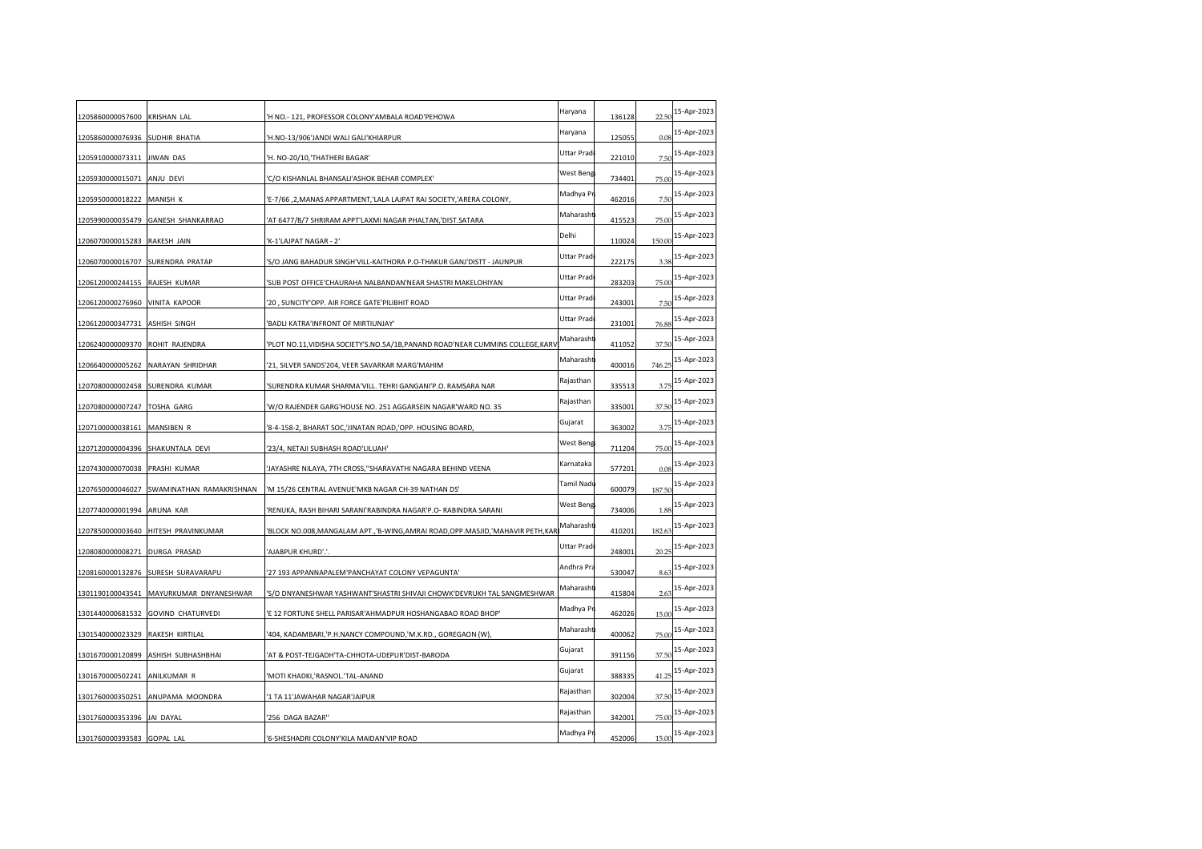| | | | | | | |
|---|---|---|---|---|---|---|
| 1205860000057600 | KRISHAN LAL | 'H NO.- 121, PROFESSOR COLONY'AMBALA ROAD'PEHOWA | Haryana | 136128 | 22.50 | 15-Apr-2023 |
| 1205860000076936 | SUDHIR BHATIA | 'H.NO-13/906'JANDI WALI GALI'KHIARPUR | Haryana | 125055 | 0.08 | 15-Apr-2023 |
| 1205910000073311 | JIWAN DAS | 'H. NO-20/10,'THATHERI BAGAR' | Uttar Prade | 221010 | 7.50 | 15-Apr-2023 |
| 1205930000015071 | ANJU DEVI | 'C/O KISHANLAL BHANSALI'ASHOK BEHAR COMPLEX' | West Beng | 734401 | 75.00 | 15-Apr-2023 |
| 1205950000018222 | MANISH K | 'E-7/66 ,2,MANAS APPARTMENT,'LALA LAJPAT RAI SOCIETY,'ARERA COLONY, | Madhya Pr | 462016 | 7.50 | 15-Apr-2023 |
| 1205990000035479 | GANESH SHANKARRAO | 'AT 6477/B/7 SHRIRAM APPT'LAXMI NAGAR PHALTAN,'DIST.SATARA | Maharasht | 415523 | 75.00 | 15-Apr-2023 |
| 1206070000015283 | RAKESH JAIN | 'K-1'LAJPAT NAGAR - 2' | Delhi | 110024 | 150.00 | 15-Apr-2023 |
| 1206070000016707 | SURENDRA PRATAP | 'S/O JANG BAHADUR SINGH'VILL-KAITHORA P.O-THAKUR GANJ'DISTT - JAUNPUR | Uttar Prade | 222175 | 3.38 | 15-Apr-2023 |
| 1206120000244155 | RAJESH KUMAR | 'SUB POST OFFICE'CHAURAHA NALBANDAN'NEAR SHASTRI MAKELOHIYAN | Uttar Prade | 283203 | 75.00 | 15-Apr-2023 |
| 1206120000276960 | VINITA KAPOOR | '20 , SUNCITY'OPP. AIR FORCE GATE'PILIBHIT ROAD | Uttar Prade | 243001 | 7.50 | 15-Apr-2023 |
| 1206120000347731 | ASHISH SINGH | 'BADLI KATRA'INFRONT OF MIRTIUNJAY' | Uttar Prade | 231001 | 76.88 | 15-Apr-2023 |
| 1206240000009370 | ROHIT RAJENDRA | 'PLOT NO.11,VIDISHA SOCIETY'S.NO.5A/1B,PANAND ROAD'NEAR CUMMINS COLLEGE,KARV | Maharasht | 411052 | 37.50 | 15-Apr-2023 |
| 1206640000005262 | NARAYAN SHRIDHAR | '21, SILVER SANDS'204, VEER SAVARKAR MARG'MAHIM | Maharasht | 400016 | 746.25 | 15-Apr-2023 |
| 1207080000002458 | SURENDRA KUMAR | 'SURENDRA KUMAR SHARMA'VILL. TEHRI GANGANI'P.O. RAMSARA NAR | Rajasthan | 335513 | 3.75 | 15-Apr-2023 |
| 1207080000007247 | TOSHA GARG | 'W/O RAJENDER GARG'HOUSE NO. 251 AGGARSEIN NAGAR'WARD NO. 35 | Rajasthan | 335001 | 37.50 | 15-Apr-2023 |
| 1207100000038161 | MANSIBEN R | '8-4-158-2, BHARAT SOC,'JINATAN ROAD,'OPP. HOUSING BOARD, | Gujarat | 363002 | 3.75 | 15-Apr-2023 |
| 1207120000004396 | SHAKUNTALA DEVI | '23/4, NETAJI SUBHASH ROAD'LILUAH' | West Beng | 711204 | 75.00 | 15-Apr-2023 |
| 1207430000070038 | PRASHI KUMAR | 'JAYASHRE NILAYA, 7TH CROSS,''SHARAVATHI NAGARA BEHIND VEENA | Karnataka | 577201 | 0.08 | 15-Apr-2023 |
| 1207650000046027 | SWAMINATHAN RAMAKRISHNAN | 'M 15/26 CENTRAL AVENUE'MKB NAGAR CH-39 NATHAN DS' | Tamil Nadu | 600079 | 187.50 | 15-Apr-2023 |
| 1207740000001994 | ARUNA KAR | 'RENUKA, RASH BIHARI SARANI'RABINDRA NAGAR'P.O- RABINDRA SARANI | West Beng | 734006 | 1.88 | 15-Apr-2023 |
| 1207850000003640 | HITESH PRAVINKUMAR | 'BLOCK NO.008,MANGALAM APT.,'B-WING,AMRAI ROAD,OPP.MASJID,'MAHAVIR PETH,KAR | Maharasht | 410201 | 182.63 | 15-Apr-2023 |
| 1208080000008271 | DURGA PRASAD | 'AJABPUR KHURD'.'. | Uttar Prade | 248001 | 20.25 | 15-Apr-2023 |
| 1208160000132876 | SURESH SURAVARAPU | '27 193 APPANNAPALEM'PANCHAYAT COLONY VEPAGUNTA' | Andhra Pra | 530047 | 8.63 | 15-Apr-2023 |
| 1301190100043541 | MAYURKUMAR DNYANESHWAR | 'S/O DNYANESHWAR YASHWANT'SHASTRI SHIVAJI CHOWK'DEVRUKH TAL SANGMESHWAR | Maharasht | 415804 | 2.63 | 15-Apr-2023 |
| 1301440000681532 | GOVIND CHATURVEDI | 'E 12 FORTUNE SHELL PARISAR'AHMADPUR HOSHANGABAO ROAD BHOP' | Madhya Pr | 462026 | 15.00 | 15-Apr-2023 |
| 1301540000023329 | RAKESH KIRTILAL | '404, KADAMBARI,'P.H.NANCY COMPOUND,'M.K.RD., GOREGAON (W), | Maharasht | 400062 | 75.00 | 15-Apr-2023 |
| 1301670000120899 | ASHISH SUBHASHBHAI | 'AT & POST-TEJGADH'TA-CHHOTA-UDEPUR'DIST-BARODA | Gujarat | 391156 | 37.50 | 15-Apr-2023 |
| 1301670000502241 | ANILKUMAR R | 'MOTI KHADKI,'RASNOL.'TAL-ANAND | Gujarat | 388335 | 41.25 | 15-Apr-2023 |
| 1301760000350251 | ANUPAMA MOONDRA | '1 TA 11'JAWAHAR NAGAR'JAIPUR | Rajasthan | 302004 | 37.50 | 15-Apr-2023 |
| 1301760000353396 | JAI DAYAL | '256 DAGA BAZAR'' | Rajasthan | 342001 | 75.00 | 15-Apr-2023 |
| 1301760000393583 | GOPAL LAL | '6-SHESHADRI COLONY'KILA MAIDAN'VIP ROAD | Madhya Pr | 452006 | 15.00 | 15-Apr-2023 |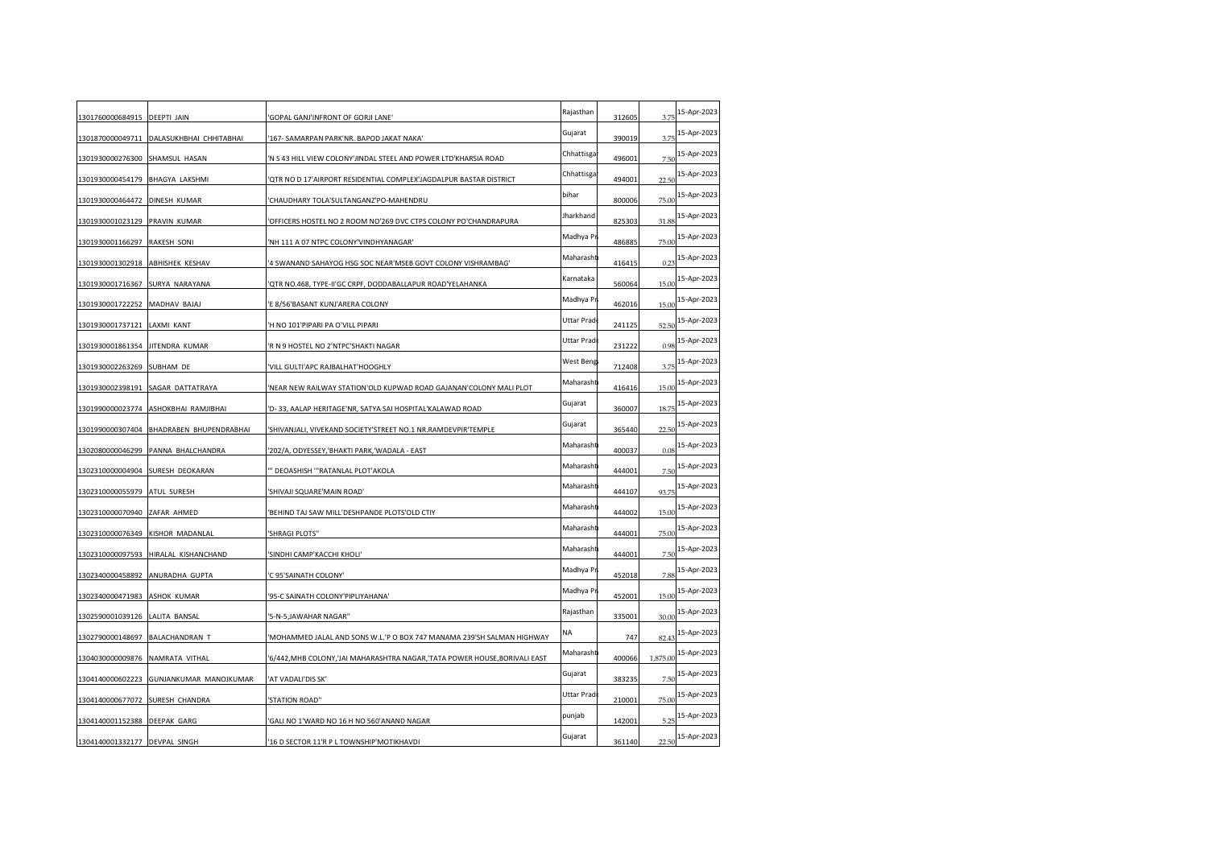| | | | | | | |
|---|---|---|---|---|---|---|
| 1301760000684915 | DEEPTI JAIN | 'GOPAL GANJ'INFRONT OF GORJI LANE' | Rajasthan | 312605 | 3.75 | 15-Apr-2023 |
| 1301870000049711 | DALASUKHBHAI CHHITABHAI | '167- SAMARPAN PARK'NR. BAPOD JAKAT NAKA' | Gujarat | 390019 | 3.75 | 15-Apr-2023 |
| 1301930000276300 | SHAMSUL HASAN | 'N S 43 HILL VIEW COLONY'JINDAL STEEL AND POWER LTD'KHARSIA ROAD | Chhattisga | 496001 | 7.50 | 15-Apr-2023 |
| 1301930000454179 | BHAGYA LAKSHMI | 'QTR NO D 17'AIRPORT RESIDENTIAL COMPLEX'JAGDALPUR BASTAR DISTRICT | Chhattisga | 494001 | 22.50 | 15-Apr-2023 |
| 1301930000464472 | DINESH KUMAR | 'CHAUDHARY TOLA'SULTANGANZ'PO-MAHENDRU | bihar | 800006 | 75.00 | 15-Apr-2023 |
| 1301930001023129 | PRAVIN KUMAR | 'OFFICERS HOSTEL NO 2 ROOM NO'269 DVC CTPS COLONY PO'CHANDRAPURA | Jharkhand | 825303 | 31.88 | 15-Apr-2023 |
| 1301930001166297 | RAKESH SONI | 'NH 111 A 07 NTPC COLONY'VINDHYANAGAR' | Madhya Pr | 486885 | 75.00 | 15-Apr-2023 |
| 1301930001302918 | ABHISHEK KESHAV | '4 SWANAND SAHAYOG HSG SOC NEAR'MSEB GOVT COLONY VISHRAMBAG' | Maharasht | 416415 | 0.23 | 15-Apr-2023 |
| 1301930001716367 | SURYA NARAYANA | 'QTR NO.468, TYPE-II'GC CRPF, DODDABALLAPUR ROAD'YELAHANKA | Karnataka | 560064 | 15.00 | 15-Apr-2023 |
| 1301930001722252 | MADHAV BAJAJ | 'E 8/56'BASANT KUNJ'ARERA COLONY | Madhya Pr | 462016 | 15.00 | 15-Apr-2023 |
| 1301930001737121 | LAXMI KANT | 'H NO 101'PIPARI PA O'VILL PIPARI | Uttar Prad | 241125 | 52.50 | 15-Apr-2023 |
| 1301930001861354 | JITENDRA KUMAR | 'R N 9 HOSTEL NO 2'NTPC'SHAKTI NAGAR | Uttar Prad | 231222 | 0.98 | 15-Apr-2023 |
| 1301930002263269 | SUBHAM DE | 'VILL GULTI'APC RAJBALHAT'HOOGHLY | West Beng | 712408 | 3.75 | 15-Apr-2023 |
| 1301930002398191 | SAGAR DATTATRAYA | 'NEAR NEW RAILWAY STATION'OLD KUPWAD ROAD GAJANAN'COLONY MALI PLOT | Maharasht | 416416 | 15.00 | 15-Apr-2023 |
| 1301990000023774 | ASHOKBHAI RAMJIBHAI | 'D- 33, AALAP HERITAGE'NR, SATYA SAI HOSPITAL'KALAWAD ROAD | Gujarat | 360007 | 18.75 | 15-Apr-2023 |
| 1301990000307404 | BHADRABEN BHUPENDRABHAI | 'SHIVANJALI, VIVEKAND SOCIETY'STREET NO.1 NR.RAMDEVPIR'TEMPLE | Gujarat | 365440 | 22.50 | 15-Apr-2023 |
| 1302080000046299 | PANNA BHALCHANDRA | '202/A, ODYESSEY,'BHAKTI PARK,'WADALA - EAST | Maharasht | 400037 | 0.08 | 15-Apr-2023 |
| 1302310000004904 | SURESH DEOKARAN | '" DEOASHISH ""RATANLAL PLOT'AKOLA | Maharasht | 444001 | 7.50 | 15-Apr-2023 |
| 1302310000055979 | ATUL SURESH | 'SHIVAJI SQUARE'MAIN ROAD' | Maharasht | 444107 | 93.75 | 15-Apr-2023 |
| 1302310000070940 | ZAFAR AHMED | 'BEHIND TAJ SAW MILL'DESHPANDE PLOTS'OLD CTIY | Maharasht | 444002 | 15.00 | 15-Apr-2023 |
| 1302310000076349 | KISHOR MADANLAL | 'SHRAGI PLOTS'' | Maharasht | 444001 | 75.00 | 15-Apr-2023 |
| 1302310000097593 | HIRALAL KISHANCHAND | 'SINDHI CAMP'KACCHI KHOLI' | Maharasht | 444001 | 7.50 | 15-Apr-2023 |
| 1302340000458892 | ANURADHA GUPTA | 'C 95'SAINATH COLONY' | Madhya Pr | 452018 | 7.88 | 15-Apr-2023 |
| 1302340000471983 | ASHOK KUMAR | '95-C SAINATH COLONY'PIPLIYAHANA' | Madhya Pr | 452001 | 15.00 | 15-Apr-2023 |
| 1302590001039126 | LALITA BANSAL | '5-N-5,JAWAHAR NAGAR'' | Rajasthan | 335001 | 30.00 | 15-Apr-2023 |
| 1302790000148697 | BALACHANDRAN T | 'MOHAMMED JALAL AND SONS W.L.'P O BOX 747 MANAMA 239'SH SALMAN HIGHWAY | NA | 747 | 82.43 | 15-Apr-2023 |
| 1304030000009876 | NAMRATA VITHAL | '6/442,MHB COLONY,'JAI MAHARASHTRA NAGAR,'TATA POWER HOUSE,BORIVALI EAST | Maharasht | 400066 | 1,875.00 | 15-Apr-2023 |
| 1304140000602223 | GUNJANKUMAR MANOJKUMAR | 'AT VADALI'DIS SK' | Gujarat | 383235 | 7.50 | 15-Apr-2023 |
| 1304140000677072 | SURESH CHANDRA | 'STATION ROAD'' | Uttar Prad | 210001 | 75.00 | 15-Apr-2023 |
| 1304140001152388 | DEEPAK GARG | 'GALI NO 1'WARD NO 16 H NO 560'ANAND NAGAR | punjab | 142001 | 5.25 | 15-Apr-2023 |
| 1304140001332177 | DEVPAL SINGH | '16 D SECTOR 11'R P L TOWNSHIP'MOTIKHAVDI | Gujarat | 361140 | 22.50 | 15-Apr-2023 |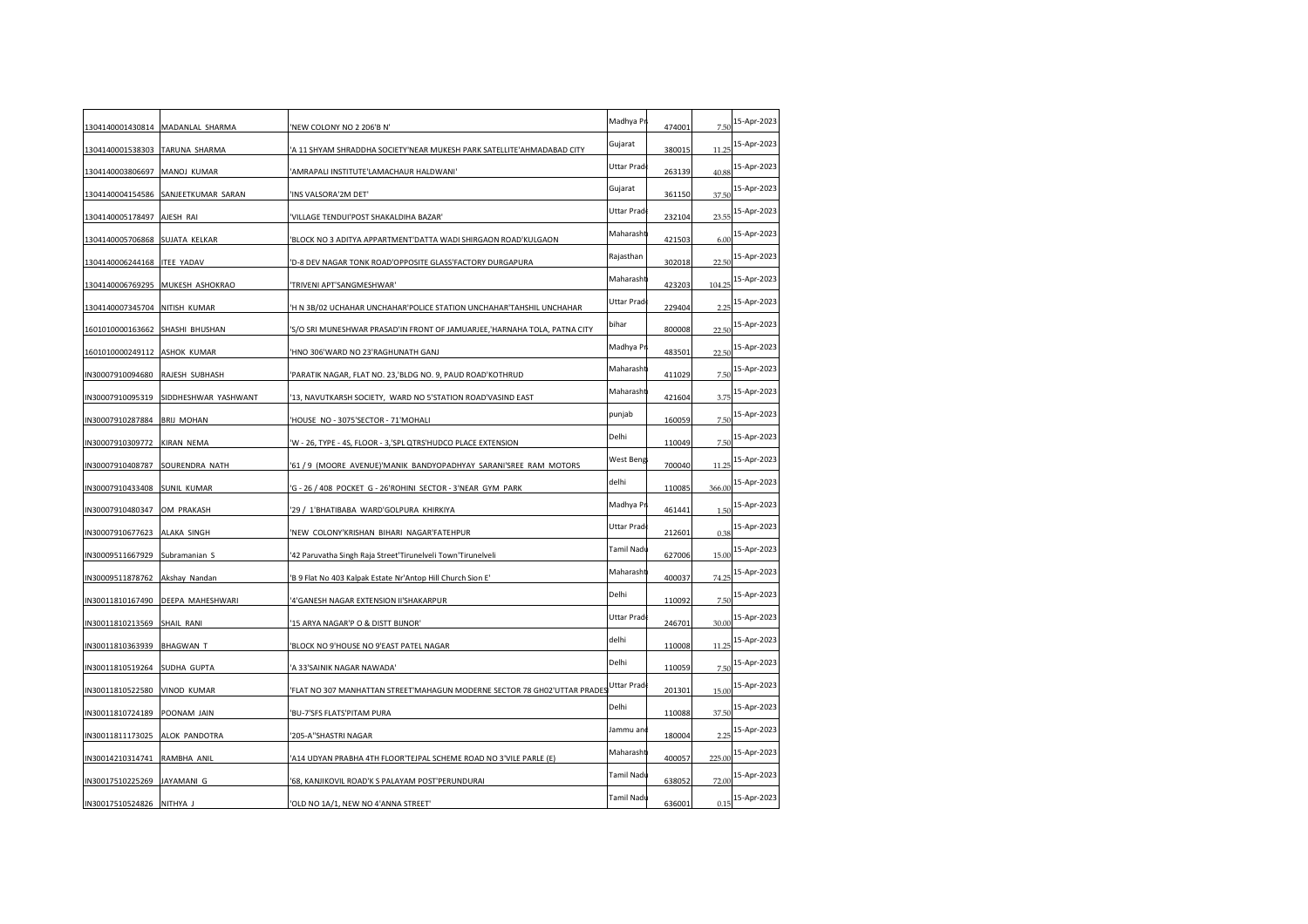| | | | | | | |
|---|---|---|---|---|---|---|
| 1304140001430814 | MADANLAL SHARMA | 'NEW COLONY NO 2 206'B N' | Madhya Pr | 474001 | 7.50 | 15-Apr-2023 |
| 1304140001538303 | TARUNA SHARMA | 'A 11 SHYAM SHRADDHA SOCIETY'NEAR MUKESH PARK SATELLITE'AHMADABAD CITY | Gujarat | 380015 | 11.25 | 15-Apr-2023 |
| 1304140003806697 | MANOJ KUMAR | 'AMRAPALI INSTITUTE'LAMACHAUR HALDWANI' | Uttar Prad | 263139 | 40.88 | 15-Apr-2023 |
| 1304140004154586 | SANJEETKUMAR SARAN | 'INS VALSORA'2M DET' | Gujarat | 361150 | 37.50 | 15-Apr-2023 |
| 1304140005178497 | AJESH RAI | 'VILLAGE TENDUI'POST SHAKALDIHA BAZAR' | Uttar Prad | 232104 | 23.55 | 15-Apr-2023 |
| 1304140005706868 | SUJATA KELKAR | 'BLOCK NO 3 ADITYA APPARTMENT'DATTA WADI SHIRGAON ROAD'KULGAON | Maharasht | 421503 | 6.00 | 15-Apr-2023 |
| 1304140006244168 | ITEE YADAV | 'D-8 DEV NAGAR TONK ROAD'OPPOSITE GLASS'FACTORY DURGAPURA | Rajasthan | 302018 | 22.50 | 15-Apr-2023 |
| 1304140006769295 | MUKESH ASHOKRAO | 'TRIVENI APT'SANGMESHWAR' | Maharasht | 423203 | 104.25 | 15-Apr-2023 |
| 1304140007345704 | NITISH KUMAR | 'H N 3B/02 UCHAHAR UNCHAHAR'POLICE STATION UNCHAHAR'TAHSHIL UNCHAHAR | Uttar Prad | 229404 | 2.25 | 15-Apr-2023 |
| 1601010000163662 | SHASHI BHUSHAN | 'S/O SRI MUNESHWAR PRASAD'IN FRONT OF JAMUARJEE,'HARNAHA TOLA, PATNA CITY | bihar | 800008 | 22.50 | 15-Apr-2023 |
| 1601010000249112 | ASHOK KUMAR | 'HNO 306'WARD NO 23'RAGHUNATH GANJ | Madhya Pr | 483501 | 22.50 | 15-Apr-2023 |
| IN30007910094680 | RAJESH SUBHASH | 'PARATIK NAGAR, FLAT NO. 23,'BLDG NO. 9, PAUD ROAD'KOTHRUD | Maharasht | 411029 | 7.50 | 15-Apr-2023 |
| IN30007910095319 | SIDDHESHWAR YASHWANT | '13, NAVUTKARSH SOCIETY, WARD NO 5'STATION ROAD'VASIND EAST | Maharasht | 421604 | 3.75 | 15-Apr-2023 |
| IN30007910287884 | BRIJ MOHAN | 'HOUSE NO - 3075'SECTOR - 71'MOHALI | punjab | 160059 | 7.50 | 15-Apr-2023 |
| IN30007910309772 | KIRAN NEMA | 'W - 26, TYPE - 4S, FLOOR - 3,'SPL QTRS'HUDCO PLACE EXTENSION | Delhi | 110049 | 7.50 | 15-Apr-2023 |
| IN30007910408787 | SOURENDRA NATH | '61 / 9 (MOORE AVENUE)'MANIK BANDYOPADHYAY SARANI'SREE RAM MOTORS | West Beng | 700040 | 11.25 | 15-Apr-2023 |
| IN30007910433408 | SUNIL KUMAR | 'G - 26 / 408 POCKET G - 26'ROHINI SECTOR - 3'NEAR GYM PARK | delhi | 110085 | 366.00 | 15-Apr-2023 |
| IN30007910480347 | OM PRAKASH | '29 / 1'BHATIBABA WARD'GOLPURA KHIRKIYA | Madhya Pr | 461441 | 1.50 | 15-Apr-2023 |
| IN30007910677623 | ALAKA SINGH | 'NEW COLONY'KRISHAN BIHARI NAGAR'FATEHPUR | Uttar Prad | 212601 | 0.38 | 15-Apr-2023 |
| IN30009511667929 | Subramanian S | '42 Paruvatha Singh Raja Street'Tirunelveli Town'Tirunelveli | Tamil Nadu | 627006 | 15.00 | 15-Apr-2023 |
| IN30009511878762 | Akshay Nandan | 'B 9 Flat No 403 Kalpak Estate Nr'Antop Hill Church Sion E' | Maharasht | 400037 | 74.25 | 15-Apr-2023 |
| IN30011810167490 | DEEPA MAHESHWARI | '4'GANESH NAGAR EXTENSION II'SHAKARPUR | Delhi | 110092 | 7.50 | 15-Apr-2023 |
| IN30011810213569 | SHAIL RANI | '15 ARYA NAGAR'P O & DISTT BIJNOR' | Uttar Prad | 246701 | 30.00 | 15-Apr-2023 |
| IN30011810363939 | BHAGWAN T | 'BLOCK NO 9'HOUSE NO 9'EAST PATEL NAGAR | delhi | 110008 | 11.25 | 15-Apr-2023 |
| IN30011810519264 | SUDHA GUPTA | 'A 33'SAINIK NAGAR NAWADA' | Delhi | 110059 | 7.50 | 15-Apr-2023 |
| IN30011810522580 | VINOD KUMAR | 'FLAT NO 307 MANHATTAN STREET'MAHAGUN MODERNE SECTOR 78 GH02'UTTAR PRADES | Uttar Prad | 201301 | 15.00 | 15-Apr-2023 |
| IN30011810724189 | POONAM JAIN | 'BU-7'SFS FLATS'PITAM PURA | Delhi | 110088 | 37.50 | 15-Apr-2023 |
| IN30011811173025 | ALOK PANDOTRA | '205-A''SHASTRI NAGAR | Jammu and | 180004 | 2.25 | 15-Apr-2023 |
| IN30014210314741 | RAMBHA ANIL | 'A14 UDYAN PRABHA 4TH FLOOR'TEJPAL SCHEME ROAD NO 3'VILE PARLE (E) | Maharasht | 400057 | 225.00 | 15-Apr-2023 |
| IN30017510225269 | JAYAMANI G | '68, KANJIKOVIL ROAD'K S PALAYAM POST'PERUNDURAI | Tamil Nadu | 638052 | 72.00 | 15-Apr-2023 |
| IN30017510524826 | NITHYA J | 'OLD NO 1A/1, NEW NO 4'ANNA STREET' | Tamil Nadu | 636001 | 0.15 | 15-Apr-2023 |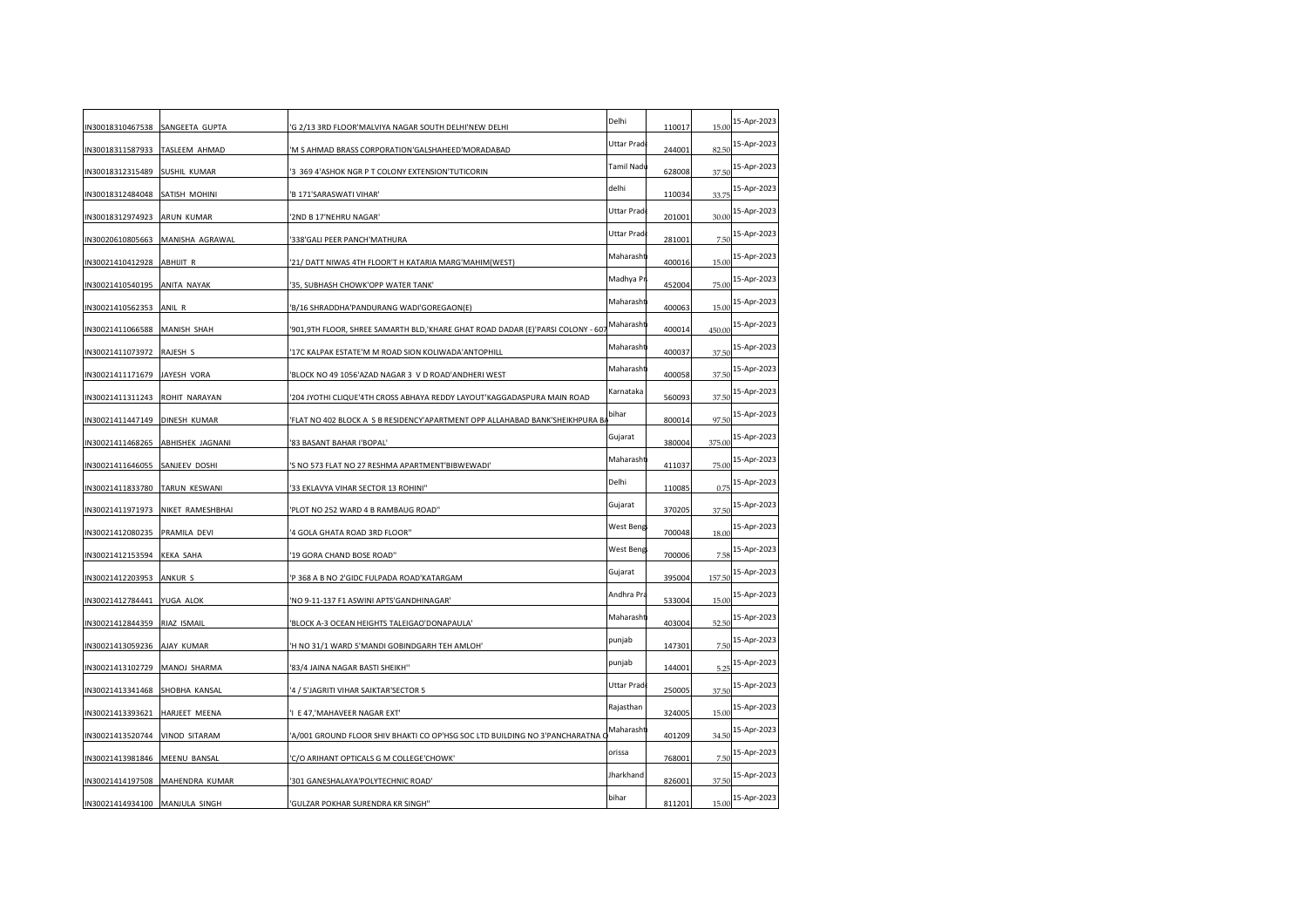| | | | | | | |
|---|---|---|---|---|---|---|
| IN30018310467538 | SANGEETA GUPTA | 'G 2/13 3RD FLOOR'MALVIYA NAGAR SOUTH DELHI'NEW DELHI | Delhi | 110017 | 15.00 | 15-Apr-2023 |
| IN30018311587933 | TASLEEM AHMAD | 'M S AHMAD BRASS CORPORATION'GALSHAHEED'MORADABAD | Uttar Prade | 244001 | 82.50 | 15-Apr-2023 |
| IN30018312315489 | SUSHIL KUMAR | '3 369 4'ASHOK NGR P T COLONY EXTENSION'TUTICORIN | Tamil Nadu | 628008 | 37.50 | 15-Apr-2023 |
| IN30018312484048 | SATISH MOHINI | 'B 171'SARASWATI VIHAR' | delhi | 110034 | 33.75 | 15-Apr-2023 |
| IN30018312974923 | ARUN KUMAR | '2ND B 17'NEHRU NAGAR' | Uttar Prade | 201001 | 30.00 | 15-Apr-2023 |
| IN30020610805663 | MANISHA AGRAWAL | '338'GALI PEER PANCH'MATHURA | Uttar Prade | 281001 | 7.50 | 15-Apr-2023 |
| IN30021410412928 | ABHIJIT R | '21/ DATT NIWAS 4TH FLOOR'T H KATARIA MARG'MAHIM(WEST) | Maharasht | 400016 | 15.00 | 15-Apr-2023 |
| IN30021410540195 | ANITA NAYAK | '35, SUBHASH CHOWK'OPP WATER TANK' | Madhya Pr | 452004 | 75.00 | 15-Apr-2023 |
| IN30021410562353 | ANIL R | 'B/16 SHRADDHA'PANDURANG WADI'GOREGAON(E) | Maharasht | 400063 | 15.00 | 15-Apr-2023 |
| IN30021411066588 | MANISH SHAH | '901,9TH FLOOR, SHREE SAMARTH BLD,'KHARE GHAT ROAD DADAR (E)'PARSI COLONY - 607 | Maharasht | 400014 | 450.00 | 15-Apr-2023 |
| IN30021411073972 | RAJESH S | '17C KALPAK ESTATE'M M ROAD SION KOLIWADA'ANTOPHILL | Maharasht | 400037 | 37.50 | 15-Apr-2023 |
| IN30021411171679 | JAYESH VORA | 'BLOCK NO 49 1056'AZAD NAGAR 3 V D ROAD'ANDHERI WEST | Maharasht | 400058 | 37.50 | 15-Apr-2023 |
| IN30021411311243 | ROHIT NARAYAN | '204 JYOTHI CLIQUE'4TH CROSS ABHAYA REDDY LAYOUT'KAGGADASPURA MAIN ROAD | Karnataka | 560093 | 37.50 | 15-Apr-2023 |
| IN30021411447149 | DINESH KUMAR | 'FLAT NO 402 BLOCK A S B RESIDENCY'APARTMENT OPP ALLAHABAD BANK'SHEIKHPURA BA | bihar | 800014 | 97.50 | 15-Apr-2023 |
| IN30021411468265 | ABHISHEK JAGNANI | '83 BASANT BAHAR I'BOPAL' | Gujarat | 380004 | 375.00 | 15-Apr-2023 |
| IN30021411646055 | SANJEEV DOSHI | 'S NO 573 FLAT NO 27 RESHMA APARTMENT'BIBWEWADI' | Maharasht | 411037 | 75.00 | 15-Apr-2023 |
| IN30021411833780 | TARUN KESWANI | '33 EKLAVYA VIHAR SECTOR 13 ROHINI'' | Delhi | 110085 | 0.75 | 15-Apr-2023 |
| IN30021411971973 | NIKET RAMESHBHAI | 'PLOT NO 252 WARD 4 B RAMBAUG ROAD'' | Gujarat | 370205 | 37.50 | 15-Apr-2023 |
| IN30021412080235 | PRAMILA DEVI | '4 GOLA GHATA ROAD 3RD FLOOR'' | West Beng | 700048 | 18.00 | 15-Apr-2023 |
| IN30021412153594 | KEKA SAHA | '19 GORA CHAND BOSE ROAD'' | West Beng | 700006 | 7.58 | 15-Apr-2023 |
| IN30021412203953 | ANKUR S | 'P 368 A B NO 2'GIDC FULPADA ROAD'KATARGAM | Gujarat | 395004 | 157.50 | 15-Apr-2023 |
| IN30021412784441 | YUGA ALOK | 'NO 9-11-137 F1 ASWINI APTS'GANDHINAGAR' | Andhra Pra | 533004 | 15.00 | 15-Apr-2023 |
| IN30021412844359 | RIAZ ISMAIL | 'BLOCK A-3 OCEAN HEIGHTS TALEIGAO'DONAPAULA' | Maharasht | 403004 | 52.50 | 15-Apr-2023 |
| IN30021413059236 | AJAY KUMAR | 'H NO 31/1 WARD 5'MANDI GOBINDGARH TEH AMLOH' | punjab | 147301 | 7.50 | 15-Apr-2023 |
| IN30021413102729 | MANOJ SHARMA | '83/4 JAINA NAGAR BASTI SHEIKH'' | punjab | 144001 | 5.25 | 15-Apr-2023 |
| IN30021413341468 | SHOBHA KANSAL | '4 / 5'JAGRITI VIHAR SAIKTAR'SECTOR 5 | Uttar Prade | 250005 | 37.50 | 15-Apr-2023 |
| IN30021413393621 | HARJEET MEENA | 'I E 47,'MAHAVEER NAGAR EXT' | Rajasthan | 324005 | 15.00 | 15-Apr-2023 |
| IN30021413520744 | VINOD SITARAM | 'A/001 GROUND FLOOR SHIV BHAKTI CO OP'HSG SOC LTD BUILDING NO 3'PANCHARATNA C | Maharasht | 401209 | 34.50 | 15-Apr-2023 |
| IN30021413981846 | MEENU BANSAL | 'C/O ARIHANT OPTICALS G M COLLEGE'CHOWK' | orissa | 768001 | 7.50 | 15-Apr-2023 |
| IN30021414197508 | MAHENDRA KUMAR | '301 GANESHALAYA'POLYTECHNIC ROAD' | Jharkhand | 826001 | 37.50 | 15-Apr-2023 |
| IN30021414934100 | MANJULA SINGH | 'GULZAR POKHAR SURENDRA KR SINGH'' | bihar | 811201 | 15.00 | 15-Apr-2023 |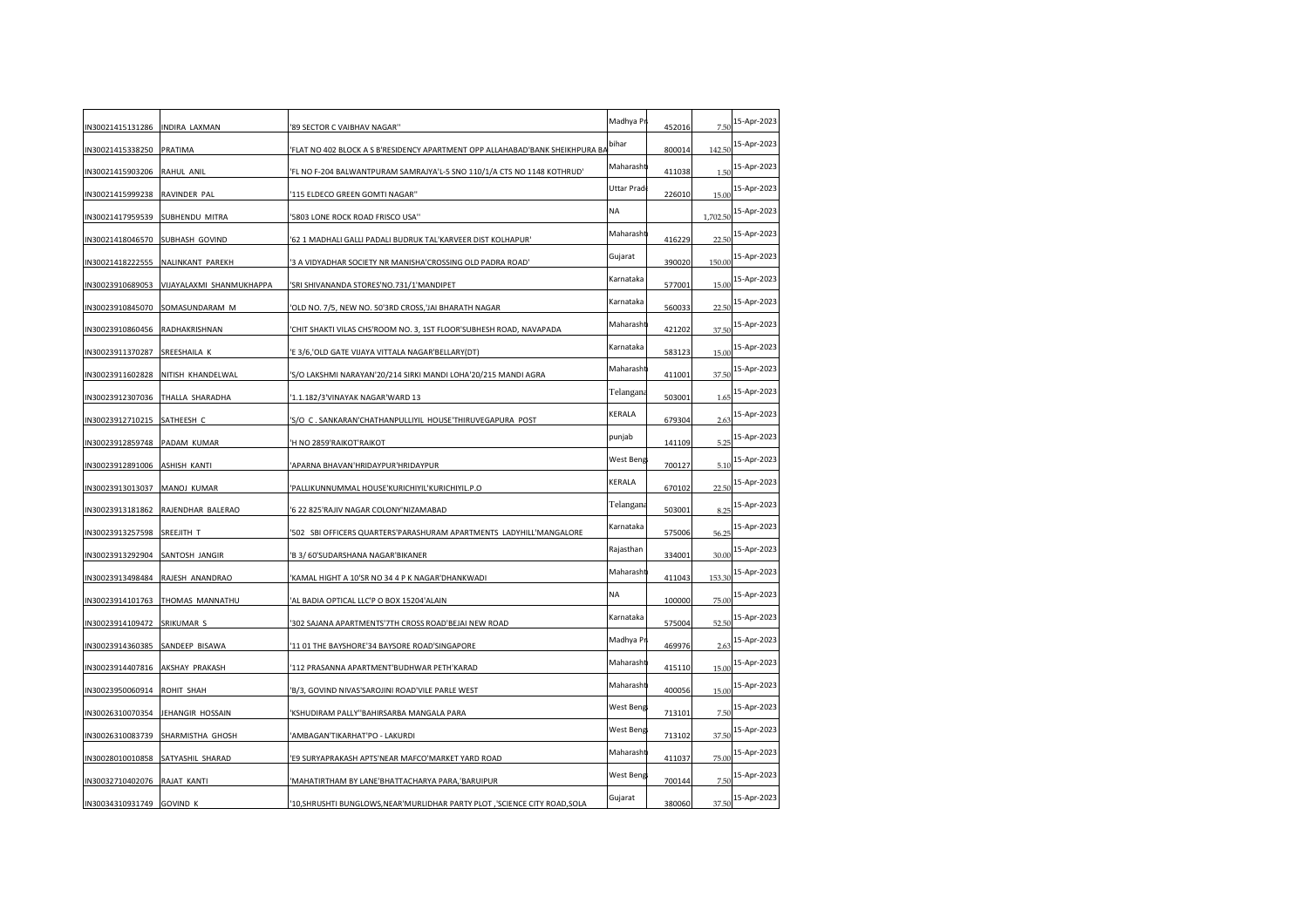| | | | | | | |
|---|---|---|---|---|---|---|
| IN30021415131286 | INDIRA LAXMAN | '89 SECTOR C VAIBHAV NAGAR'' | Madhya Pr | 452016 | 7.50 | 15-Apr-2023 |
| IN30021415338250 | PRATIMA | 'FLAT NO 402 BLOCK A S B'RESIDENCY APARTMENT OPP ALLAHABAD'BANK SHEIKHPURA BA | bihar | 800014 | 142.50 | 15-Apr-2023 |
| IN30021415903206 | RAHUL ANIL | 'FL NO F-204 BALWANTPURAM SAMRAJYA'L-5 SNO 110/1/A CTS NO 1148 KOTHRUD' | Maharasht | 411038 | 1.50 | 15-Apr-2023 |
| IN30021415999238 | RAVINDER PAL | '115 ELDECO GREEN GOMTI NAGAR'' | Uttar Prad | 226010 | 15.00 | 15-Apr-2023 |
| IN30021417959539 | SUBHENDU MITRA | '5803 LONE ROCK ROAD FRISCO USA'' | NA | | 1,702.50 | 15-Apr-2023 |
| IN30021418046570 | SUBHASH GOVIND | '62 1 MADHALI GALLI PADALI BUDRUK TAL'KARVEER DIST KOLHAPUR' | Maharasht | 416229 | 22.50 | 15-Apr-2023 |
| IN30021418222555 | NALINKANT PAREKH | '3 A VIDYADHAR SOCIETY NR MANISHA'CROSSING OLD PADRA ROAD' | Gujarat | 390020 | 150.00 | 15-Apr-2023 |
| IN30023910689053 | VIJAYALAXMI SHANMUKHAPPA | 'SRI SHIVANANDA STORES'NO.731/1'MANDIPET | Karnataka | 577001 | 15.00 | 15-Apr-2023 |
| IN30023910845070 | SOMASUNDARAM M | 'OLD NO. 7/5, NEW NO. 50'3RD CROSS,'JAI BHARATH NAGAR | Karnataka | 560033 | 22.50 | 15-Apr-2023 |
| IN30023910860456 | RADHAKRISHNAN | 'CHIT SHAKTI VILAS CHS'ROOM NO. 3, 1ST FLOOR'SUBHESH ROAD, NAVAPADA | Maharasht | 421202 | 37.50 | 15-Apr-2023 |
| IN30023911370287 | SREESHAILA K | 'E 3/6,'OLD GATE VIJAYA VITTALA NAGAR'BELLARY(DT) | Karnataka | 583123 | 15.00 | 15-Apr-2023 |
| IN30023911602828 | NITISH KHANDELWAL | 'S/O LAKSHMI NARAYAN'20/214 SIRKI MANDI LOHA'20/215 MANDI AGRA | Maharasht | 411001 | 37.50 | 15-Apr-2023 |
| IN30023912307036 | THALLA SHARADHA | '1.1.182/3'VINAYAK NAGAR'WARD 13 | Telangana | 503001 | 1.65 | 15-Apr-2023 |
| IN30023912710215 | SATHEESH C | 'S/O C . SANKARAN'CHATHANPULLIYIL HOUSE'THIRUVEGAPURA POST | KERALA | 679304 | 2.63 | 15-Apr-2023 |
| IN30023912859748 | PADAM KUMAR | 'H NO 2859'RAIKOT'RAIKOT | punjab | 141109 | 5.25 | 15-Apr-2023 |
| IN30023912891006 | ASHISH KANTI | 'APARNA BHAVAN'HRIDAYPUR'HRIDAYPUR | West Beng | 700127 | 5.10 | 15-Apr-2023 |
| IN30023913013037 | MANOJ KUMAR | 'PALLIKUNNUMMAL HOUSE'KURICHIYIL'KURICHIYIL.P.O | KERALA | 670102 | 22.50 | 15-Apr-2023 |
| IN30023913181862 | RAJENDHAR BALERAO | '6 22 825'RAJIV NAGAR COLONY'NIZAMABAD | Telangana | 503001 | 8.25 | 15-Apr-2023 |
| IN30023913257598 | SREEJITH T | '502 SBI OFFICERS QUARTERS'PARASHURAM APARTMENTS LADYHILL'MANGALORE | Karnataka | 575006 | 56.25 | 15-Apr-2023 |
| IN30023913292904 | SANTOSH JANGIR | 'B 3/ 60'SUDARSHANA NAGAR'BIKANER | Rajasthan | 334001 | 30.00 | 15-Apr-2023 |
| IN30023913498484 | RAJESH ANANDRAO | 'KAMAL HIGHT A 10'SR NO 34 4 P K NAGAR'DHANKWADI | Maharasht | 411043 | 153.30 | 15-Apr-2023 |
| IN30023914101763 | THOMAS MANNATHU | 'AL BADIA OPTICAL LLC'P O BOX 15204'ALAIN | NA | 100000 | 75.00 | 15-Apr-2023 |
| IN30023914109472 | SRIKUMAR S | '302 SAJANA APARTMENTS'7TH CROSS ROAD'BEJAI NEW ROAD | Karnataka | 575004 | 52.50 | 15-Apr-2023 |
| IN30023914360385 | SANDEEP BISAWA | '11 01 THE BAYSHORE'34 BAYSORE ROAD'SINGAPORE | Madhya Pr | 469976 | 2.63 | 15-Apr-2023 |
| IN30023914407816 | AKSHAY PRAKASH | '112 PRASANNA APARTMENT'BUDHWAR PETH'KARAD | Maharasht | 415110 | 15.00 | 15-Apr-2023 |
| IN30023950060914 | ROHIT SHAH | 'B/3, GOVIND NIVAS'SAROJINI ROAD'VILE PARLE WEST | Maharasht | 400056 | 15.00 | 15-Apr-2023 |
| IN30026310070354 | JEHANGIR HOSSAIN | 'KSHUDIRAM PALLY''BAHIRSARBA MANGALA PARA | West Beng | 713101 | 7.50 | 15-Apr-2023 |
| IN30026310083739 | SHARMISTHA GHOSH | 'AMBAGAN'TIKARHAT'PO - LAKURDI | West Beng | 713102 | 37.50 | 15-Apr-2023 |
| IN30028010010858 | SATYASHIL SHARAD | 'E9 SURYAPRAKASH APTS'NEAR MAFCO'MARKET YARD ROAD | Maharasht | 411037 | 75.00 | 15-Apr-2023 |
| IN30032710402076 | RAJAT KANTI | 'MAHATIRTHAM BY LANE'BHATTACHARYA PARA,'BARUIPUR | West Beng | 700144 | 7.50 | 15-Apr-2023 |
| IN30034310931749 | GOVIND K | '10,SHRUSHTI BUNGLOWS,NEAR'MURLIDHAR PARTY PLOT ,'SCIENCE CITY ROAD,SOLA | Gujarat | 380060 | 37.50 | 15-Apr-2023 |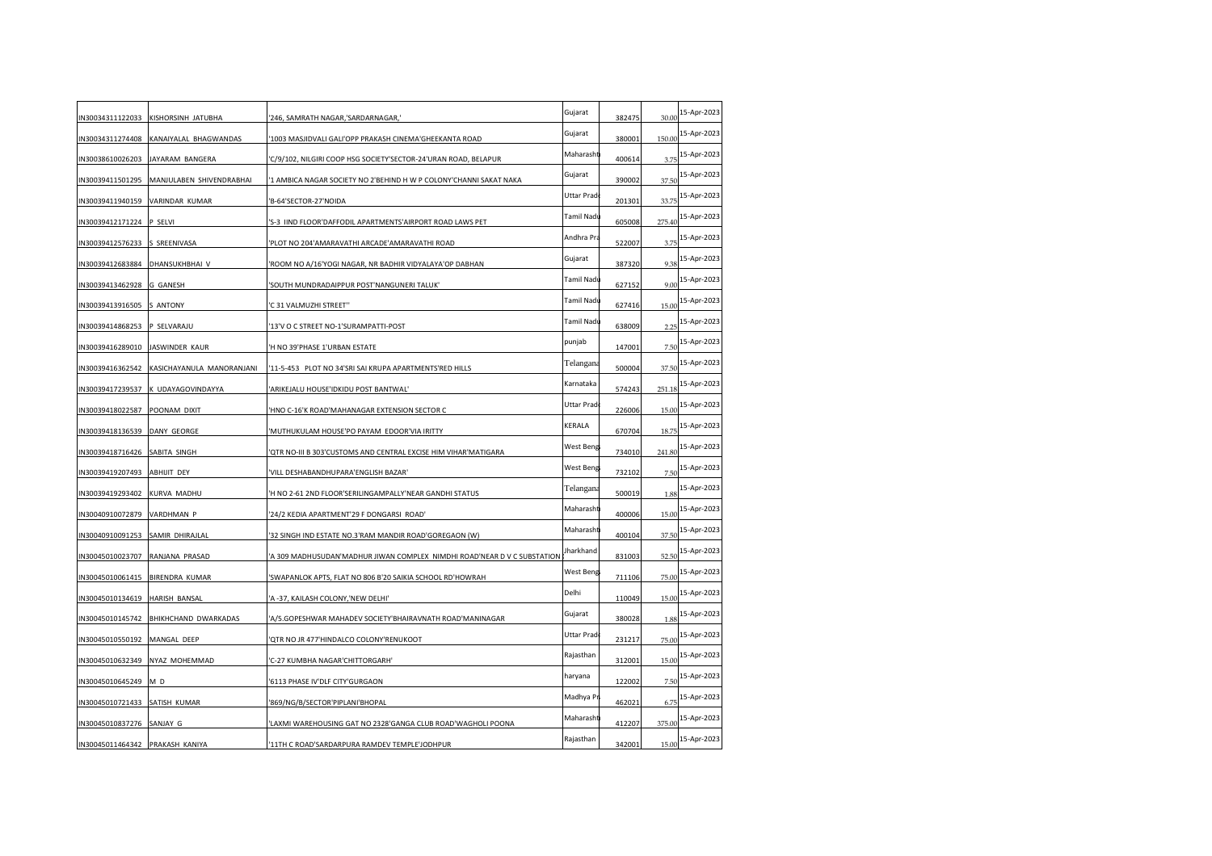| | | | | | | |
|---|---|---|---|---|---|---|
| IN30034311122033 | KISHORSINH JATUBHA | '246, SAMRATH NAGAR,'SARDARNAGAR,' | Gujarat | 382475 | 30.00 | 15-Apr-2023 |
| IN30034311274408 | KANAIYALAL BHAGWANDAS | '1003 MASJIDVALI GALI'OPP PRAKASH CINEMA'GHEEKANTA ROAD | Gujarat | 380001 | 150.00 | 15-Apr-2023 |
| IN30038610026203 | JAYARAM BANGERA | 'C/9/102, NILGIRI COOP HSG SOCIETY'SECTOR-24'URAN ROAD, BELAPUR | Maharasht | 400614 | 3.75 | 15-Apr-2023 |
| IN30039411501295 | MANJULABEN SHIVENDRABHAI | '1 AMBICA NAGAR SOCIETY NO 2'BEHIND H W P COLONY'CHANNI SAKAT NAKA | Gujarat | 390002 | 37.50 | 15-Apr-2023 |
| IN30039411940159 | VARINDAR KUMAR | 'B-64'SECTOR-27'NOIDA | Uttar Prade | 201301 | 33.75 | 15-Apr-2023 |
| IN30039412171224 | P SELVI | 'S-3 IIND FLOOR'DAFFODIL APARTMENTS'AIRPORT ROAD LAWS PET | Tamil Nadu | 605008 | 275.40 | 15-Apr-2023 |
| IN30039412576233 | S SREENIVASA | 'PLOT NO 204'AMARAVATHI ARCADE'AMARAVATHI ROAD | Andhra Pra | 522007 | 3.75 | 15-Apr-2023 |
| IN30039412683884 | DHANSUKHBHAI V | 'ROOM NO A/16'YOGI NAGAR, NR BADHIR VIDYALAYA'OP DABHAN | Gujarat | 387320 | 9.38 | 15-Apr-2023 |
| IN30039413462928 | G GANESH | 'SOUTH MUNDRADAIPPUR POST'NANGUNERI TALUK' | Tamil Nadu | 627152 | 9.00 | 15-Apr-2023 |
| IN30039413916505 | S ANTONY | 'C 31 VALMUZHI STREET'' | Tamil Nadu | 627416 | 15.00 | 15-Apr-2023 |
| IN30039414868253 | P SELVARAJU | '13'V O C STREET NO-1'SURAMPATTI-POST | Tamil Nadu | 638009 | 2.25 | 15-Apr-2023 |
| IN30039416289010 | JASWINDER KAUR | 'H NO 39'PHASE 1'URBAN ESTATE | punjab | 147001 | 7.50 | 15-Apr-2023 |
| IN30039416362542 | KASICHAYANULA MANORANJANI | '11-5-453 PLOT NO 34'SRI SAI KRUPA APARTMENTS'RED HILLS | Telangana | 500004 | 37.50 | 15-Apr-2023 |
| IN30039417239537 | K UDAYAGOVINDAYYA | 'ARIKEJALU HOUSE'IDKIDU POST BANTWAL' | Karnataka | 574243 | 251.18 | 15-Apr-2023 |
| IN30039418022587 | POONAM DIXIT | 'HNO C-16'K ROAD'MAHANAGAR EXTENSION SECTOR C | Uttar Prade | 226006 | 15.00 | 15-Apr-2023 |
| IN30039418136539 | DANY GEORGE | 'MUTHUKULAM HOUSE'PO PAYAM EDOOR'VIA IRITTY | KERALA | 670704 | 18.75 | 15-Apr-2023 |
| IN30039418716426 | SABITA SINGH | 'QTR NO-III B 303'CUSTOMS AND CENTRAL EXCISE HIM VIHAR'MATIGARA | West Beng | 734010 | 241.80 | 15-Apr-2023 |
| IN30039419207493 | ABHIJIT DEY | 'VILL DESHABANDHUPARA'ENGLISH BAZAR' | West Beng | 732102 | 7.50 | 15-Apr-2023 |
| IN30039419293402 | KURVA MADHU | 'H NO 2-61 2ND FLOOR'SERILINGAMPALLY'NEAR GANDHI STATUS | Telangana | 500019 | 1.88 | 15-Apr-2023 |
| IN30040910072879 | VARDHMAN P | '24/2 KEDIA APARTMENT'29 F DONGARSI ROAD' | Maharasht | 400006 | 15.00 | 15-Apr-2023 |
| IN30040910091253 | SAMIR DHIRAJLAL | '32 SINGH IND ESTATE NO.3'RAM MANDIR ROAD'GOREGAON (W) | Maharasht | 400104 | 37.50 | 15-Apr-2023 |
| IN30045010023707 | RANJANA PRASAD | 'A 309 MADHUSUDAN'MADHUR JIWAN COMPLEX NIMDHI ROAD'NEAR D V C SUBSTATION | Jharkhand | 831003 | 52.50 | 15-Apr-2023 |
| IN30045010061415 | BIRENDRA KUMAR | 'SWAPANLOK APTS, FLAT NO 806 B'20 SAIKIA SCHOOL RD'HOWRAH | West Beng | 711106 | 75.00 | 15-Apr-2023 |
| IN30045010134619 | HARISH BANSAL | 'A -37, KAILASH COLONY,'NEW DELHI' | Delhi | 110049 | 15.00 | 15-Apr-2023 |
| IN30045010145742 | BHIKHCHAND DWARKADAS | 'A/5.GOPESHWAR MAHADEV SOCIETY'BHAIRAVNATH ROAD'MANINAGAR | Gujarat | 380028 | 1.88 | 15-Apr-2023 |
| IN30045010550192 | MANGAL DEEP | 'QTR NO JR 477'HINDALCO COLONY'RENUKOOT | Uttar Prade | 231217 | 75.00 | 15-Apr-2023 |
| IN30045010632349 | NYAZ MOHEMMAD | 'C-27 KUMBHA NAGAR'CHITTORGARH' | Rajasthan | 312001 | 15.00 | 15-Apr-2023 |
| IN30045010645249 | M D | '6113 PHASE IV'DLF CITY'GURGAON | haryana | 122002 | 7.50 | 15-Apr-2023 |
| IN30045010721433 | SATISH KUMAR | '869/NG/B/SECTOR'PIPLANI'BHOPAL | Madhya Pr | 462021 | 6.75 | 15-Apr-2023 |
| IN30045010837276 | SANJAY G | 'LAXMI WAREHOUSING GAT NO 2328'GANGA CLUB ROAD'WAGHOLI POONA | Maharasht | 412207 | 375.00 | 15-Apr-2023 |
| IN30045011464342 | PRAKASH KANIYA | '11TH C ROAD'SARDARPURA RAMDEV TEMPLE'JODHPUR | Rajasthan | 342001 | 15.00 | 15-Apr-2023 |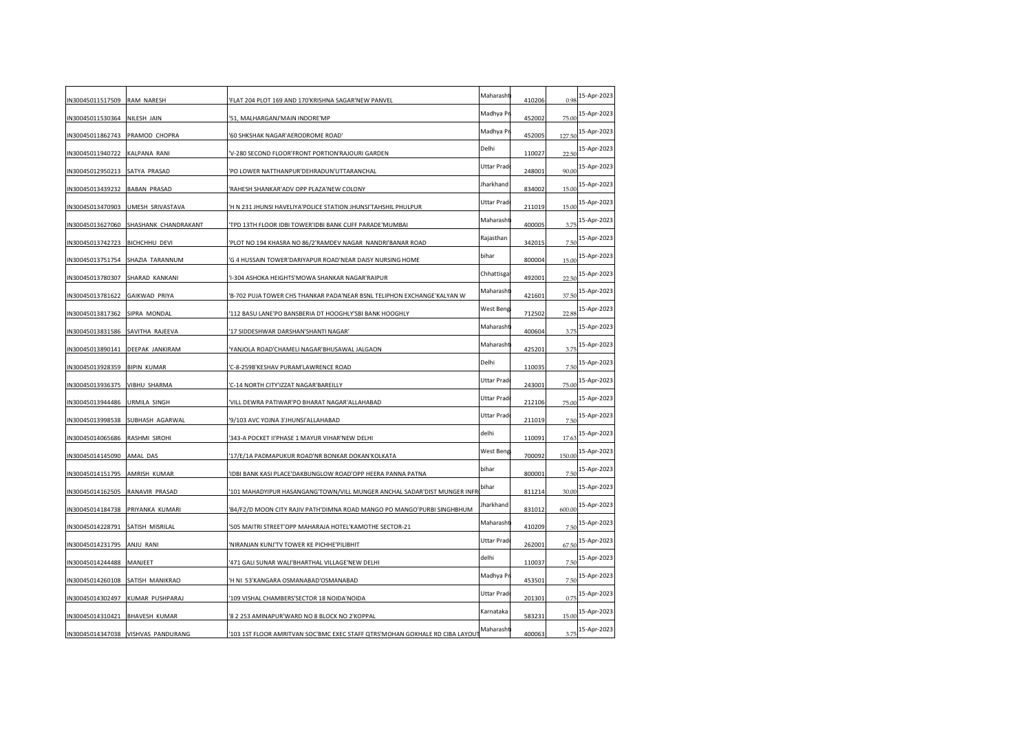| | | | | | | |
|---|---|---|---|---|---|---|
| IN30045011517509 | RAM NARESH | 'FLAT 204 PLOT 169 AND 170'KRISHNA SAGAR'NEW PANVEL | Maharasht | 410206 | 0.98 | 15-Apr-2023 |
| IN30045011530364 | NILESH JAIN | '51, MALHARGANJ'MAIN INDORE'MP | Madhya Pr | 452002 | 75.00 | 15-Apr-2023 |
| IN30045011862743 | PRAMOD CHOPRA | '60 SHKSHAK NAGAR'AERODROME ROAD' | Madhya Pr | 452005 | 127.50 | 15-Apr-2023 |
| IN30045011940722 | KALPANA RANI | 'V-280 SECOND FLOOR'FRONT PORTION'RAJOURI GARDEN | Delhi | 110027 | 22.50 | 15-Apr-2023 |
| IN30045012950213 | SATYA PRASAD | 'PO LOWER NATTHANPUR'DEHRADUN'UTTARANCHAL | Uttar Prad | 248001 | 90.00 | 15-Apr-2023 |
| IN30045013439232 | BABAN PRASAD | 'RAHESH SHANKAR'ADV OPP PLAZA'NEW COLONY | Jharkhand | 834002 | 15.00 | 15-Apr-2023 |
| IN30045013470903 | UMESH SRIVASTAVA | 'H N 231 JHUNSI HAVELIYA'POLICE STATION JHUNSI'TAHSHIL PHULPUR | Uttar Prad | 211019 | 15.00 | 15-Apr-2023 |
| IN30045013627060 | SHASHANK CHANDRAKANT | 'TPD 13TH FLOOR IDBI TOWER'IDBI BANK CUFF PARADE'MUMBAI | Maharasht | 400005 | 3.75 | 15-Apr-2023 |
| IN30045013742723 | BICHCHHU DEVI | 'PLOT NO 194 KHASRA NO 86/2'RAMDEV NAGAR NANDRI'BANAR ROAD | Rajasthan | 342015 | 7.50 | 15-Apr-2023 |
| IN30045013751754 | SHAZIA TARANNUM | 'G 4 HUSSAIN TOWER'DARIYAPUR ROAD'NEAR DAISY NURSING HOME | bihar | 800004 | 15.00 | 15-Apr-2023 |
| IN30045013780307 | SHARAD KANKANI | 'I-304 ASHOKA HEIGHTS'MOWA SHANKAR NAGAR'RAIPUR | Chhattisga | 492001 | 22.50 | 15-Apr-2023 |
| IN30045013781622 | GAIKWAD PRIYA | 'B-702 PUJA TOWER CHS THANKAR PADA'NEAR BSNL TELIPHON EXCHANGE'KALYAN W | Maharasht | 421601 | 37.50 | 15-Apr-2023 |
| IN30045013817362 | SIPRA MONDAL | '112 BASU LANE'PO BANSBERIA DT HOOGHLY'SBI BANK HOOGHLY | West Beng | 712502 | 22.88 | 15-Apr-2023 |
| IN30045013831586 | SAVITHA RAJEEVA | '17 SIDDESHWAR DARSHAN'SHANTI NAGAR' | Maharasht | 400604 | 3.75 | 15-Apr-2023 |
| IN30045013890141 | DEEPAK JANKIRAM | 'YANJOLA ROAD'CHAMELI NAGAR'BHUSAWAL JALGAON | Maharasht | 425201 | 3.75 | 15-Apr-2023 |
| IN30045013928359 | BIPIN KUMAR | 'C-8-259B'KESHAV PURAM'LAWRENCE ROAD | Delhi | 110035 | 7.50 | 15-Apr-2023 |
| IN30045013936375 | VIBHU SHARMA | 'C-14 NORTH CITY'IZZAT NAGAR'BAREILLY | Uttar Prad | 243001 | 75.00 | 15-Apr-2023 |
| IN30045013944486 | URMILA SINGH | 'VILL DEWRA PATIWAR'PO BHARAT NAGAR'ALLAHABAD | Uttar Prad | 212106 | 75.00 | 15-Apr-2023 |
| IN30045013998538 | SUBHASH AGARWAL | '9/103 AVC YOJNA 3'JHUNSI'ALLAHABAD | Uttar Prad | 211019 | 7.50 | 15-Apr-2023 |
| IN30045014065686 | RASHMI SIROHI | '343-A POCKET II'PHASE 1 MAYUR VIHAR'NEW DELHI | delhi | 110091 | 17.63 | 15-Apr-2023 |
| IN30045014145090 | AMAL DAS | '17/E/1A PADMAPUKUR ROAD'NR BONKAR DOKAN'KOLKATA | West Beng | 700092 | 150.00 | 15-Apr-2023 |
| IN30045014151795 | AMRISH KUMAR | 'IDBI BANK KASI PLACE'DAKBUNGLOW ROAD'OPP HEERA PANNA PATNA | bihar | 800001 | 7.50 | 15-Apr-2023 |
| IN30045014162505 | RANAVIR PRASAD | '101 MAHADYIPUR HASANGANG'TOWN/VILL MUNGER ANCHAL SADAR'DIST MUNGER INFR | bihar | 811214 | 30.00 | 15-Apr-2023 |
| IN30045014184738 | PRIYANKA KUMARI | 'B4/F2/D MOON CITY RAJIV PATH'DIMNA ROAD MANGO PO MANGO'PURBI SINGHBHUM | Jharkhand | 831012 | 600.00 | 15-Apr-2023 |
| IN30045014228791 | SATISH MISRILAL | '505 MAITRI STREET'OPP MAHARAJA HOTEL'KAMOTHE SECTOR-21 | Maharasht | 410209 | 7.50 | 15-Apr-2023 |
| IN30045014231795 | ANJU RANI | 'NIRANJAN KUNJ'TV TOWER KE PICHHE'PILIBHIT | Uttar Prad | 262001 | 67.50 | 15-Apr-2023 |
| IN30045014244488 | MANJEET | '471 GALI SUNAR WALI'BHARTHAL VILLAGE'NEW DELHI | delhi | 110037 | 7.50 | 15-Apr-2023 |
| IN30045014260108 | SATISH MANIKRAO | 'H NI 53'KANGARA OSMANABAD'OSMANABAD | Madhya Pr | 453501 | 7.50 | 15-Apr-2023 |
| IN30045014302497 | KUMAR PUSHPARAJ | '109 VISHAL CHAMBERS'SECTOR 18 NOIDA'NOIDA | Uttar Prad | 201301 | 0.75 | 15-Apr-2023 |
| IN30045014310421 | BHAVESH KUMAR | '8 2 253 AMINAPUR'WARD NO 8 BLOCK NO 2'KOPPAL | Karnataka | 583231 | 15.00 | 15-Apr-2023 |
| IN30045014347038 | VISHVAS PANDURANG | '103 1ST FLOOR AMRITVAN SOC'BMC EXEC STAFF QTRS'MOHAN GOKHALE RD CIBA LAYOUT | Maharasht | 400063 | 3.75 | 15-Apr-2023 |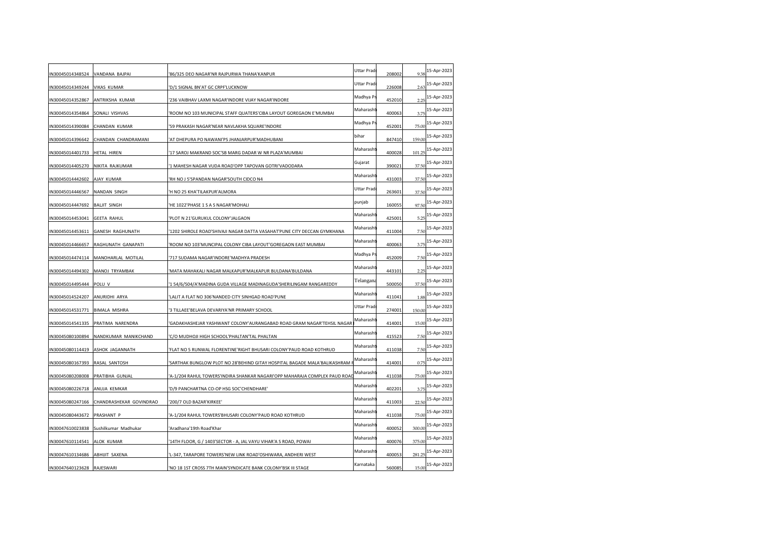| | | | | | | |
|---|---|---|---|---|---|---|
| IN30045014348524 | VANDANA BAJPAI | '86/325 DEO NAGAR'NR RAJPURWA THANA'KANPUR | Uttar Prade | 208002 | 9.38 | 15-Apr-2023 |
| IN30045014349244 | VIKAS KUMAR | 'D/1 SIGNAL BN'AT GC CRPF'LUCKNOW | Uttar Prade | 226008 | 2.63 | 15-Apr-2023 |
| IN30045014352867 | ANTRIKSHA KUMAR | '236 VAIBHAV LAXMI NAGAR'INDORE VIJAY NAGAR'INDORE | Madhya Pr | 452010 | 2.25 | 15-Apr-2023 |
| IN30045014354864 | SONALI VISHVAS | 'ROOM NO 103 MUNICIPAL STAFF QUATERS'CIBA LAYOUT GOREGAON E'MUMBAI | Maharasht | 400063 | 3.75 | 15-Apr-2023 |
| IN30045014390084 | CHANDAN KUMAR | '59 PRAKASH NAGAR'NEAR NAVLAKHA SQUARE'INDORE | Madhya Pr | 452001 | 75.00 | 15-Apr-2023 |
| IN30045014396642 | CHANDAN CHANDRAMANI | 'AT DHEPURA PO NAWANI'PS JHANJARPUR'MADHUBANI | bihar | 847410 | 159.00 | 15-Apr-2023 |
| IN30045014401733 | HETAL HIREN | '17 SAROJ MAKRAND SOC'SB MARG DADAR W NR PLAZA'MUMBAI | Maharasht | 400028 | 101.25 | 15-Apr-2023 |
| IN30045014405270 | NIKITA RAJKUMAR | '1 MAHESH NAGAR VUDA ROAD'OPP TAPOVAN GOTRI'VADODARA | Gujarat | 390021 | 37.50 | 15-Apr-2023 |
| IN30045014442602 | AJAY KUMAR | 'RH NO J 5'SPANDAN NAGAR'SOUTH CIDCO N4 | Maharasht | 431003 | 37.50 | 15-Apr-2023 |
| IN30045014446567 | NANDAN SINGH | 'H NO 25 KHA'TILAKPUR'ALMORA | Uttar Prade | 263601 | 37.50 | 15-Apr-2023 |
| IN30045014447692 | BALJIT SINGH | 'HE 1022'PHASE 1 S A S NAGAR'MOHALI | punjab | 160055 | 97.50 | 15-Apr-2023 |
| IN30045014453041 | GEETA RAHUL | 'PLOT N 21'GURUKUL COLONY'JALGAON | Maharasht | 425001 | 5.25 | 15-Apr-2023 |
| IN30045014453611 | GANESH RAGHUNATH | '1202 SHIROLE ROAD'SHIVAJI NAGAR DATTA VASAHAT'PUNE CITY DECCAN GYMKHANA | Maharasht | 411004 | 7.50 | 15-Apr-2023 |
| IN30045014466657 | RAGHUNATH GANAPATI | 'ROOM NO 103'MUNCIPAL COLONY CIBA LAYOUT'GOREGAON EAST MUMBAI | Maharasht | 400063 | 3.75 | 15-Apr-2023 |
| IN30045014474114 | MANOHARLAL MOTILAL | '717 SUDAMA NAGAR'INDORE'MADHYA PRADESH | Madhya Pr | 452009 | 7.50 | 15-Apr-2023 |
| IN30045014494302 | MANOJ TRYAMBAK | 'MATA MAHAKALI NAGAR MALKAPUR'MALKAPUR BULDANA'BULDANA | Maharasht | 443101 | 2.25 | 15-Apr-2023 |
| IN30045014495444 | POLU V | '1 54/6/504/A'MADINA GUDA VILLAGE MADINAGUDA'SHERILINGAM RANGAREDDY | Telangana | 500050 | 37.50 | 15-Apr-2023 |
| IN30045014524207 | ANURIDHI ARYA | 'LALIT A FLAT NO 306'NANDED CITY SINHGAD ROAD'PUNE | Maharasht | 411041 | 1.88 | 15-Apr-2023 |
| IN30045014531771 | BIMALA MISHRA | '3 TILLAEE'BELAVA DEVARIYA'NR PRIMARY SCHOOL | Uttar Prade | 274001 | 150.00 | 15-Apr-2023 |
| IN30045014541335 | PRATIMA NARENDRA | 'GADAKHASHEJAR YASHWANT COLONY'AURANGABAD ROAD GRAM NAGAR'TEHSIL NAGAR | Maharasht | 414001 | 15.00 | 15-Apr-2023 |
| IN30045080100894 | NANDKUMAR MANIKCHAND | 'C/O MUDHOJI HIGH SCHOOL'PHALTAN'TAL PHALTAN | Maharasht | 415523 | 7.50 | 15-Apr-2023 |
| IN30045080114419 | ASHOK JAGANNATH | 'FLAT NO 5 RUNWAL FLORENTINE'RIGHT BHUSARI COLONY'PAUD ROAD KOTHRUD | Maharasht | 411038 | 7.50 | 15-Apr-2023 |
| IN30045080167393 | RASAL SANTOSH | 'SARTHAK BUNGLOW PLOT NO 28'BEHIND GITAY HOSPITAL BAGADE MALA'BALIKASHRAM | Maharasht | 414001 | 0.75 | 15-Apr-2023 |
| IN30045080208008 | PRATIBHA GUNJAL | 'A-1/204 RAHUL TOWERS'INDIRA SHANKAR NAGARI'OPP MAHARAJA COMPLEX PAUD ROAD | Maharasht | 411038 | 75.00 | 15-Apr-2023 |
| IN30045080226718 | ANUJA KEMKAR | 'D/9 PANCHARTNA CO-OP HSG SOC'CHENDHARE' | Maharasht | 402201 | 3.75 | 15-Apr-2023 |
| IN30045080247166 | CHANDRASHEKAR GOVINDRAO | '200/7 OLD BAZAR'KIRKEE' | Maharasht | 411003 | 22.50 | 15-Apr-2023 |
| IN30045080443672 | PRASHANT P | 'A-1/204 RAHUL TOWERS'BHUSARI COLONY'PAUD ROAD KOTHRUD | Maharasht | 411038 | 75.00 | 15-Apr-2023 |
| IN30047610023838 | Sushilkumar Madhukar | 'Aradhana'19th Road'Khar | Maharasht | 400052 | 300.00 | 15-Apr-2023 |
| IN30047610114541 | ALOK KUMAR | '14TH FLOOR, G / 1403'SECTOR - A, JAL VAYU VIHAR'A S ROAD, POWAI | Maharasht | 400076 | 375.00 | 15-Apr-2023 |
| IN30047610134686 | ABHIJIT SAXENA | 'L-347, TARAPORE TOWERS'NEW LINK ROAD'OSHIWARA, ANDHERI WEST | Maharasht | 400053 | 281.25 | 15-Apr-2023 |
| IN30047640123628 | RAJESWARI | 'NO 18 1ST CROSS 7TH MAIN'SYNDICATE BANK COLONY'BSK III STAGE | Karnataka | 560085 | 15.00 | 15-Apr-2023 |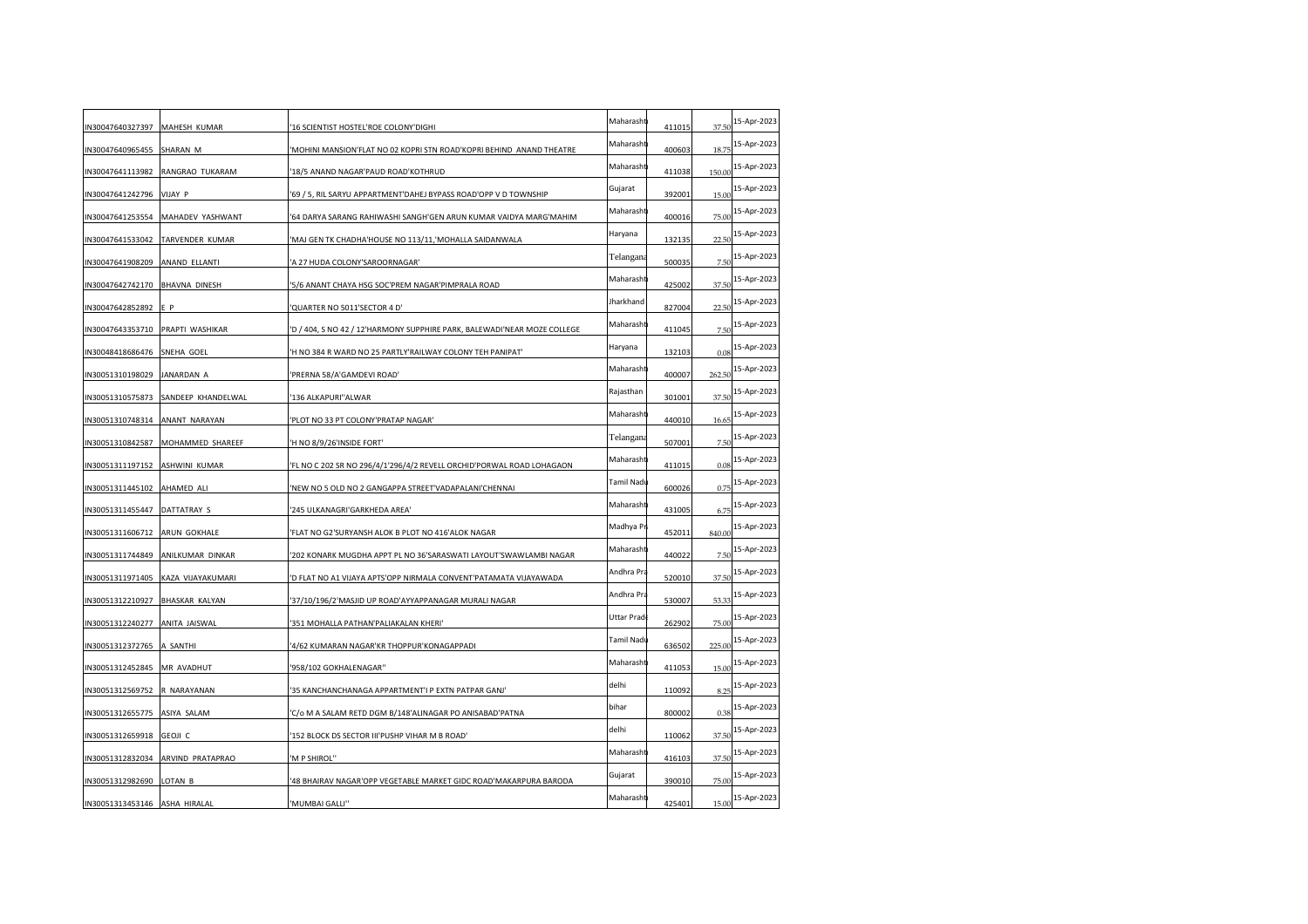| | | | | | | |
|---|---|---|---|---|---|---|
| IN30047640327397 | MAHESH KUMAR | '16 SCIENTIST HOSTEL'ROE COLONY'DIGHI | Maharashtı | 411015 | 37.50 | 15-Apr-2023 |
| IN30047640965455 | SHARAN M | 'MOHINI MANSION'FLAT NO 02 KOPRI STN ROAD'KOPRI BEHIND ANAND THEATRE | Maharashtı | 400603 | 18.75 | 15-Apr-2023 |
| IN30047641113982 | RANGRAO TUKARAM | '18/5 ANAND NAGAR'PAUD ROAD'KOTHRUD | Maharashtı | 411038 | 150.00 | 15-Apr-2023 |
| IN30047641242796 | VIJAY P | '69 / 5, RIL SARYU APPARTMENT'DAHEJ BYPASS ROAD'OPP V D TOWNSHIP | Gujarat | 392001 | 15.00 | 15-Apr-2023 |
| IN30047641253554 | MAHADEV YASHWANT | '64 DARYA SARANG RAHIWASHI SANGH'GEN ARUN KUMAR VAIDYA MARG'MAHIM | Maharashtı | 400016 | 75.00 | 15-Apr-2023 |
| IN30047641533042 | TARVENDER KUMAR | 'MAJ GEN TK CHADHA'HOUSE NO 113/11,'MOHALLA SAIDANWALA | Haryana | 132135 | 22.50 | 15-Apr-2023 |
| IN30047641908209 | ANAND ELLANTI | 'A 27 HUDA COLONY'SAROORNAGAR' | Telangana | 500035 | 7.50 | 15-Apr-2023 |
| IN30047642742170 | BHAVNA DINESH | '5/6 ANANT CHAYA HSG SOC'PREM NAGAR'PIMPRALA ROAD | Maharashtı | 425002 | 37.50 | 15-Apr-2023 |
| IN30047642852892 | E P | 'QUARTER NO 5011'SECTOR 4 D' | Jharkhand | 827004 | 22.50 | 15-Apr-2023 |
| IN30047643353710 | PRAPTI WASHIKAR | 'D / 404, S NO 42 / 12'HARMONY SUPPHIRE PARK, BALEWADI'NEAR MOZE COLLEGE | Maharashtı | 411045 | 7.50 | 15-Apr-2023 |
| IN30048418686476 | SNEHA GOEL | 'H NO 384 R WARD NO 25 PARTLY'RAILWAY COLONY TEH PANIPAT' | Haryana | 132103 | 0.08 | 15-Apr-2023 |
| IN30051310198029 | JANARDAN A | 'PRERNA 58/A'GAMDEVI ROAD' | Maharashtı | 400007 | 262.50 | 15-Apr-2023 |
| IN30051310575873 | SANDEEP KHANDELWAL | '136 ALKAPURI''ALWAR | Rajasthan | 301001 | 37.50 | 15-Apr-2023 |
| IN30051310748314 | ANANT NARAYAN | 'PLOT NO 33 PT COLONY'PRATAP NAGAR' | Maharashtı | 440010 | 16.65 | 15-Apr-2023 |
| IN30051310842587 | MOHAMMED SHAREEF | 'H NO 8/9/26'INSIDE FORT' | Telangana | 507001 | 7.50 | 15-Apr-2023 |
| IN30051311197152 | ASHWINI KUMAR | 'FL NO C 202 SR NO 296/4/1'296/4/2 REVELL ORCHID'PORWAL ROAD LOHAGAON | Maharashtı | 411015 | 0.08 | 15-Apr-2023 |
| IN30051311445102 | AHAMED ALI | 'NEW NO 5 OLD NO 2 GANGAPPA STREET'VADAPALANI'CHENNAI | Tamil Nadu | 600026 | 0.75 | 15-Apr-2023 |
| IN30051311455447 | DATTATRAY S | '245 ULKANAGRI'GARKHEDA AREA' | Maharashtı | 431005 | 6.75 | 15-Apr-2023 |
| IN30051311606712 | ARUN GOKHALE | 'FLAT NO G2'SURYANSH ALOK B PLOT NO 416'ALOK NAGAR | Madhya Pr | 452011 | 840.00 | 15-Apr-2023 |
| IN30051311744849 | ANILKUMAR DINKAR | '202 KONARK MUGDHA APPT PL NO 36'SARASWATI LAYOUT'SWAWLAMBI NAGAR | Maharashtı | 440022 | 7.50 | 15-Apr-2023 |
| IN30051311971405 | KAZA VIJAYAKUMARI | 'D FLAT NO A1 VIJAYA APTS'OPP NIRMALA CONVENT'PATAMATA VIJAYAWADA | Andhra Pra | 520010 | 37.50 | 15-Apr-2023 |
| IN30051312210927 | BHASKAR KALYAN | '37/10/196/2'MASJID UP ROAD'AYYAPPANAGAR MURALI NAGAR | Andhra Pra | 530007 | 53.33 | 15-Apr-2023 |
| IN30051312240277 | ANITA JAISWAL | '351 MOHALLA PATHAN'PALIAKALAN KHERI' | Uttar Prade | 262902 | 75.00 | 15-Apr-2023 |
| IN30051312372765 | A SANTHI | '4/62 KUMARAN NAGAR'KR THOPPUR'KONAGAPPADI | Tamil Nadu | 636502 | 225.00 | 15-Apr-2023 |
| IN30051312452845 | MR AVADHUT | '958/102 GOKHALENAGAR'' | Maharashtı | 411053 | 15.00 | 15-Apr-2023 |
| IN30051312569752 | R NARAYANAN | '35 KANCHANCHANAGA APPARTMENT'I P EXTN PATPAR GANJ' | delhi | 110092 | 8.25 | 15-Apr-2023 |
| IN30051312655775 | ASIYA SALAM | 'C/o M A SALAM RETD DGM B/148'ALINAGAR PO ANISABAD'PATNA | bihar | 800002 | 0.38 | 15-Apr-2023 |
| IN30051312659918 | GEOJI C | '152 BLOCK DS SECTOR III'PUSHP VIHAR M B ROAD' | delhi | 110062 | 37.50 | 15-Apr-2023 |
| IN30051312832034 | ARVIND PRATAPRAO | 'M P SHIROL'' | Maharashtı | 416103 | 37.50 | 15-Apr-2023 |
| IN30051312982690 | LOTAN B | '48 BHAIRAV NAGAR'OPP VEGETABLE MARKET GIDC ROAD'MAKARPURA BARODA | Gujarat | 390010 | 75.00 | 15-Apr-2023 |
| IN30051313453146 | ASHA HIRALAL | 'MUMBAI GALLI'' | Maharashtı | 425401 | 15.00 | 15-Apr-2023 |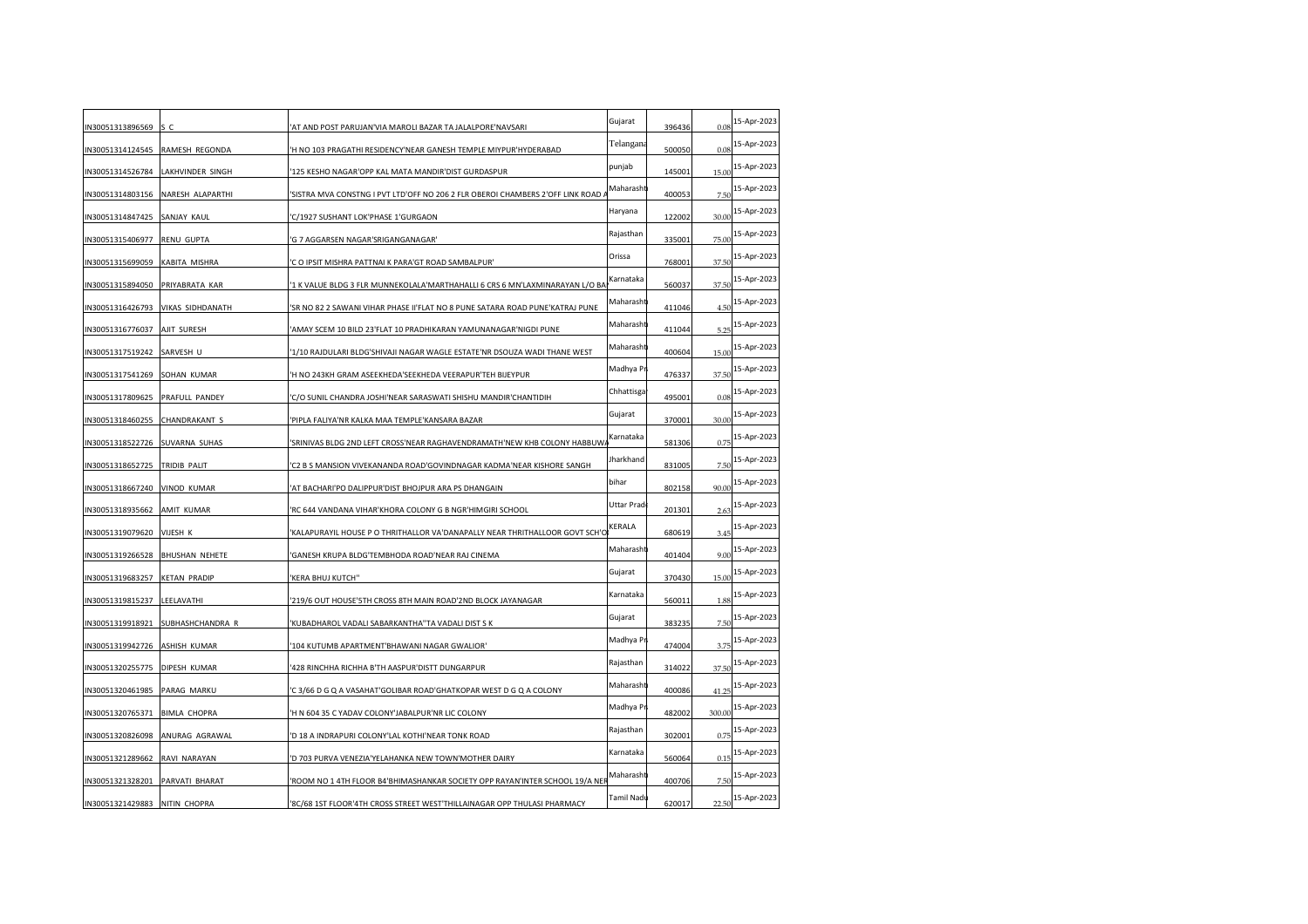| | | | | | | |
|---|---|---|---|---|---|---|
| IN30051313896569 | S C | 'AT AND POST PARUJAN'VIA MAROLI BAZAR TA JALALPORE'NAVSARI | Gujarat | 396436 | 0.08 | 15-Apr-2023 |
| IN30051314124545 | RAMESH REGONDA | 'H NO 103 PRAGATHI RESIDENCY'NEAR GANESH TEMPLE MIYPUR'HYDERABAD | Telangana | 500050 | 0.08 | 15-Apr-2023 |
| IN30051314526784 | LAKHVINDER SINGH | '125 KESHO NAGAR'OPP KAL MATA MANDIR'DIST GURDASPUR | punjab | 145001 | 15.00 | 15-Apr-2023 |
| IN30051314803156 | NARESH ALAPARTHI | 'SISTRA MVA CONSTNG I PVT LTD'OFF NO 206 2 FLR OBEROI CHAMBERS 2'OFF LINK ROAD A | Maharashtr | 400053 | 7.50 | 15-Apr-2023 |
| IN30051314847425 | SANJAY KAUL | 'C/1927 SUSHANT LOK'PHASE 1'GURGAON | Haryana | 122002 | 30.00 | 15-Apr-2023 |
| IN30051315406977 | RENU GUPTA | 'G 7 AGGARSEN NAGAR'SRIGANGANAGAR' | Rajasthan | 335001 | 75.00 | 15-Apr-2023 |
| IN30051315699059 | KABITA MISHRA | 'C O IPSIT MISHRA PATTNAI K PARA'GT ROAD SAMBALPUR' | Orissa | 768001 | 37.50 | 15-Apr-2023 |
| IN30051315894050 | PRIYABRATA KAR | '1 K VALUE BLDG 3 FLR MUNNEKOLALA'MARTHAHALLI 6 CRS 6 MN'LAXMINARAYAN L/O BA | Karnataka | 560037 | 37.50 | 15-Apr-2023 |
| IN30051316426793 | VIKAS SIDHDANATH | 'SR NO 82 2 SAWANI VIHAR PHASE II'FLAT NO 8 PUNE SATARA ROAD PUNE'KATRAJ PUNE | Maharashtr | 411046 | 4.50 | 15-Apr-2023 |
| IN30051316776037 | AJIT SURESH | 'AMAY SCEM 10 BILD 23'FLAT 10 PRADHIKARAN YAMUNANAGAR'NIGDI PUNE | Maharashtr | 411044 | 5.25 | 15-Apr-2023 |
| IN30051317519242 | SARVESH U | '1/10 RAJDULARI BLDG'SHIVAJI NAGAR WAGLE ESTATE'NR DSOUZA WADI THANE WEST | Maharashtr | 400604 | 15.00 | 15-Apr-2023 |
| IN30051317541269 | SOHAN KUMAR | 'H NO 243KH GRAM ASEEKHEDA'SEEKHEDA VEERAPUR'TEH BIJEYPUR | Madhya Pr | 476337 | 37.50 | 15-Apr-2023 |
| IN30051317809625 | PRAFULL PANDEY | 'C/O SUNIL CHANDRA JOSHI'NEAR SARASWATI SHISHU MANDIR'CHANTIDIH | Chhattisga | 495001 | 0.08 | 15-Apr-2023 |
| IN30051318460255 | CHANDRAKANT S | 'PIPLA FALIYA'NR KALKA MAA TEMPLE'KANSARA BAZAR | Gujarat | 370001 | 30.00 | 15-Apr-2023 |
| IN30051318522726 | SUVARNA SUHAS | 'SRINIVAS BLDG 2ND LEFT CROSS'NEAR RAGHAVENDRAMATH'NEW KHB COLONY HABBUWA | Karnataka | 581306 | 0.75 | 15-Apr-2023 |
| IN30051318652725 | TRIDIB PALIT | 'C2 B S MANSION VIVEKANANDA ROAD'GOVINDNAGAR KADMA'NEAR KISHORE SANGH | Jharkhand | 831005 | 7.50 | 15-Apr-2023 |
| IN30051318667240 | VINOD KUMAR | 'AT BACHARI'PO DALIPPUR'DIST BHOJPUR ARA PS DHANGAIN | bihar | 802158 | 90.00 | 15-Apr-2023 |
| IN30051318935662 | AMIT KUMAR | 'RC 644 VANDANA VIHAR'KHORA COLONY G B NGR'HIMGIRI SCHOOL | Uttar Prade | 201301 | 2.63 | 15-Apr-2023 |
| IN30051319079620 | VIJESH K | 'KALAPURAYIL HOUSE P O THRITHALLOR VA'DANAPALLY NEAR THRITHALLOOR GOVT SCH'O | KERALA | 680619 | 3.45 | 15-Apr-2023 |
| IN30051319266528 | BHUSHAN NEHETE | 'GANESH KRUPA BLDG'TEMBHODA ROAD'NEAR RAJ CINEMA | Maharashtr | 401404 | 9.00 | 15-Apr-2023 |
| IN30051319683257 | KETAN PRADIP | 'KERA BHUJ KUTCH'' | Gujarat | 370430 | 15.00 | 15-Apr-2023 |
| IN30051319815237 | LEELAVATHI | '219/6 OUT HOUSE'5TH CROSS 8TH MAIN ROAD'2ND BLOCK JAYANAGAR | Karnataka | 560011 | 1.88 | 15-Apr-2023 |
| IN30051319918921 | SUBHASHCHANDRA R | 'KUBADHAROL VADALI SABARKANTHA''TA VADALI DIST S K | Gujarat | 383235 | 7.50 | 15-Apr-2023 |
| IN30051319942726 | ASHISH KUMAR | '104 KUTUMB APARTMENT'BHAWANI NAGAR GWALIOR' | Madhya Pr | 474004 | 3.75 | 15-Apr-2023 |
| IN30051320255775 | DIPESH KUMAR | '428 RINCHHA RICHHA B'TH AASPUR'DISTT DUNGARPUR | Rajasthan | 314022 | 37.50 | 15-Apr-2023 |
| IN30051320461985 | PARAG MARKU | 'C 3/66 D G Q A VASAHAT'GOLIBAR ROAD'GHATKOPAR WEST D G Q A COLONY | Maharashtr | 400086 | 41.25 | 15-Apr-2023 |
| IN30051320765371 | BIMLA CHOPRA | 'H N 604 35 C YADAV COLONY'JABALPUR'NR LIC COLONY | Madhya Pr | 482002 | 300.00 | 15-Apr-2023 |
| IN30051320826098 | ANURAG AGRAWAL | 'D 18 A INDRAPURI COLONY'LAL KOTHI'NEAR TONK ROAD | Rajasthan | 302001 | 0.75 | 15-Apr-2023 |
| IN30051321289662 | RAVI NARAYAN | 'D 703 PURVA VENEZIA'YELAHANKA NEW TOWN'MOTHER DAIRY | Karnataka | 560064 | 0.15 | 15-Apr-2023 |
| IN30051321328201 | PARVATI BHARAT | 'ROOM NO 1 4TH FLOOR B4'BHIMASHANKAR SOCIETY OPP RAYAN'INTER SCHOOL 19/A NER | Maharashtr | 400706 | 7.50 | 15-Apr-2023 |
| IN30051321429883 | NITIN CHOPRA | '8C/68 1ST FLOOR'4TH CROSS STREET WEST'THILLAINAGAR OPP THULASI PHARMACY | Tamil Nadu | 620017 | 22.50 | 15-Apr-2023 |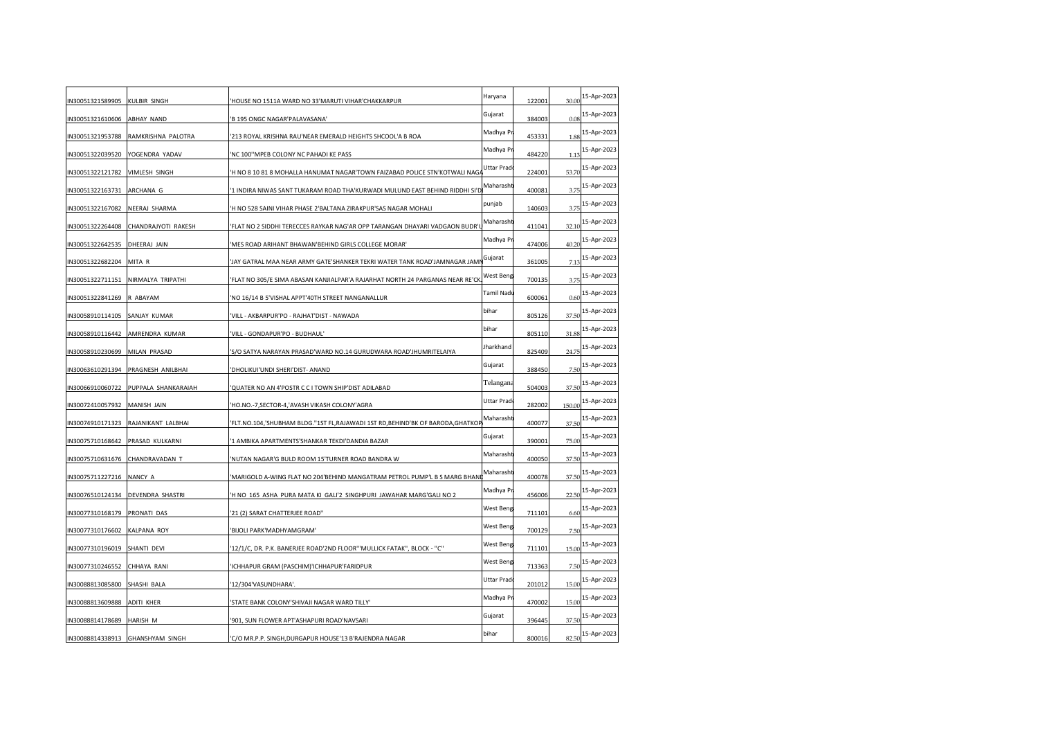| | | | | | | |
|---|---|---|---|---|---|---|
| IN30051321589905 | KULBIR SINGH | 'HOUSE NO 1511A WARD NO 33'MARUTI VIHAR'CHAKKARPUR | Haryana | 122001 | 30.00 | 15-Apr-2023 |
| IN30051321610606 | ABHAY NAND | 'B 195 ONGC NAGAR'PALAVASANA' | Gujarat | 384003 | 0.08 | 15-Apr-2023 |
| IN30051321953788 | RAMKRISHNA PALOTRA | '213 ROYAL KRISHNA RAU'NEAR EMERALD HEIGHTS SHCOOL'A B ROA | Madhya Pr | 453331 | 1.88 | 15-Apr-2023 |
| IN30051322039520 | YOGENDRA YADAV | 'NC 100''MPEB COLONY NC PAHADI KE PASS | Madhya Pr | 484220 | 1.13 | 15-Apr-2023 |
| IN30051322121782 | VIMLESH SINGH | 'H NO 8 10 81 8 MOHALLA HANUMAT NAGAR'TOWN FAIZABAD POLICE STN'KOTWALI NAGA | Uttar Prade | 224001 | 53.70 | 15-Apr-2023 |
| IN30051322163731 | ARCHANA G | '1 INDIRA NIWAS SANT TUKARAM ROAD THA'KURWADI MULUND EAST BEHIND RIDDHI SI'D | Maharasht | 400081 | 3.75 | 15-Apr-2023 |
| IN30051322167082 | NEERAJ SHARMA | 'H NO 528 SAINI VIHAR PHASE 2'BALTANA ZIRAKPUR'SAS NAGAR MOHALI | punjab | 140603 | 3.75 | 15-Apr-2023 |
| IN30051322264408 | CHANDRAJYOTI RAKESH | 'FLAT NO 2 SIDDHI TERECCES RAYKAR NAG'AR OPP TARANGAN DHAYARI VADGAON BUDR'U | Maharasht | 411041 | 32.10 | 15-Apr-2023 |
| IN30051322642535 | DHEERAJ JAIN | 'MES ROAD ARIHANT BHAWAN'BEHIND GIRLS COLLEGE MORAR' | Madhya Pr | 474006 | 40.20 | 15-Apr-2023 |
| IN30051322682204 | MITA R | 'JAY GATRAL MAA NEAR ARMY GATE'SHANKER TEKRI WATER TANK ROAD'JAMNAGAR JAMN | Gujarat | 361005 | 7.13 | 15-Apr-2023 |
| IN30051322711151 | NIRMALYA TRIPATHI | 'FLAT NO 305/E SIMA ABASAN KANJIALPAR'A RAJARHAT NORTH 24 PARGANAS NEAR RE'CK | West Beng | 700135 | 3.75 | 15-Apr-2023 |
| IN30051322841269 | R ABAYAM | 'NO 16/14 B 5'VISHAL APPT'40TH STREET NANGANALLUR | Tamil Nadu | 600061 | 0.60 | 15-Apr-2023 |
| IN30058910114105 | SANJAY KUMAR | 'VILL - AKBARPUR'PO - RAJHAT'DIST - NAWADA | bihar | 805126 | 37.50 | 15-Apr-2023 |
| IN30058910116442 | AMRENDRA KUMAR | 'VILL - GONDAPUR'PO - BUDHAUL' | bihar | 805110 | 31.88 | 15-Apr-2023 |
| IN30058910230699 | MILAN PRASAD | 'S/O SATYA NARAYAN PRASAD'WARD NO.14 GURUDWARA ROAD'JHUMRITELAIYA | Jharkhand | 825409 | 24.75 | 15-Apr-2023 |
| IN30063610291394 | PRAGNESH ANILBHAI | 'DHOLIKUI'UNDI SHERI'DIST- ANAND | Gujarat | 388450 | 7.50 | 15-Apr-2023 |
| IN30066910060722 | PUPPALA SHANKARAIAH | 'QUATER NO AN 4'POSTR C C I TOWN SHIP'DIST ADILABAD | Telangana | 504003 | 37.50 | 15-Apr-2023 |
| IN30072410057932 | MANISH JAIN | 'HO.NO.-7,SECTOR-4,'AVASH VIKASH COLONY'AGRA | Uttar Prade | 282002 | 150.00 | 15-Apr-2023 |
| IN30074910171323 | RAJANIKANT LALBHAI | 'FLT.NO.104,'SHUBHAM BLDG.''1ST FL,RAJAWADI 1ST RD,BEHIND'BK OF BARODA,GHATKOP | Maharasht | 400077 | 37.50 | 15-Apr-2023 |
| IN30075710168642 | PRASAD KULKARNI | '1 AMBIKA APARTMENTS'SHANKAR TEKDI'DANDIA BAZAR | Gujarat | 390001 | 75.00 | 15-Apr-2023 |
| IN30075710631676 | CHANDRAVADAN T | 'NUTAN NAGAR'G BULD ROOM 15'TURNER ROAD BANDRA W | Maharasht | 400050 | 37.50 | 15-Apr-2023 |
| IN30075711227216 | NANCY A | 'MARIGOLD A-WING FLAT NO 204'BEHIND MANGATRAM PETROL PUMP'L B S MARG BHAND | Maharasht | 400078 | 37.50 | 15-Apr-2023 |
| IN30076510124134 | DEVENDRA SHASTRI | 'H NO 165 ASHA PURA MATA KI GALI'2 SINGHPURI JAWAHAR MARG'GALI NO 2 | Madhya Pr | 456006 | 22.50 | 15-Apr-2023 |
| IN30077310168179 | PRONATI DAS | '21 (2) SARAT CHATTERJEE ROAD'' | West Beng | 711101 | 6.60 | 15-Apr-2023 |
| IN30077310176602 | KALPANA ROY | 'BIJOLI PARK'MADHYAMGRAM' | West Beng | 700129 | 7.50 | 15-Apr-2023 |
| IN30077310196019 | SHANTI DEVI | '12/1/C, DR. P.K. BANERJEE ROAD'2ND FLOOR'"MULLICK FATAK", BLOCK - "C" | West Beng | 711101 | 15.00 | 15-Apr-2023 |
| IN30077310246552 | CHHAYA RANI | 'ICHHAPUR GRAM (PASCHIM)'ICHHAPUR'FARIDPUR | West Beng | 713363 | 7.50 | 15-Apr-2023 |
| IN30088813085800 | SHASHI BALA | '12/304'VASUNDHARA'. | Uttar Prade | 201012 | 15.00 | 15-Apr-2023 |
| IN30088813609888 | ADITI KHER | 'STATE BANK COLONY'SHIVAJI NAGAR WARD TILLY' | Madhya Pr | 470002 | 15.00 | 15-Apr-2023 |
| IN30088814178689 | HARISH M | '901, SUN FLOWER APT'ASHAPURI ROAD'NAVSARI | Gujarat | 396445 | 37.50 | 15-Apr-2023 |
| IN30088814338913 | GHANSHYAM SINGH | 'C/O MR.P.P. SINGH,DURGAPUR HOUSE'13 B'RAJENDRA NAGAR | bihar | 800016 | 82.50 | 15-Apr-2023 |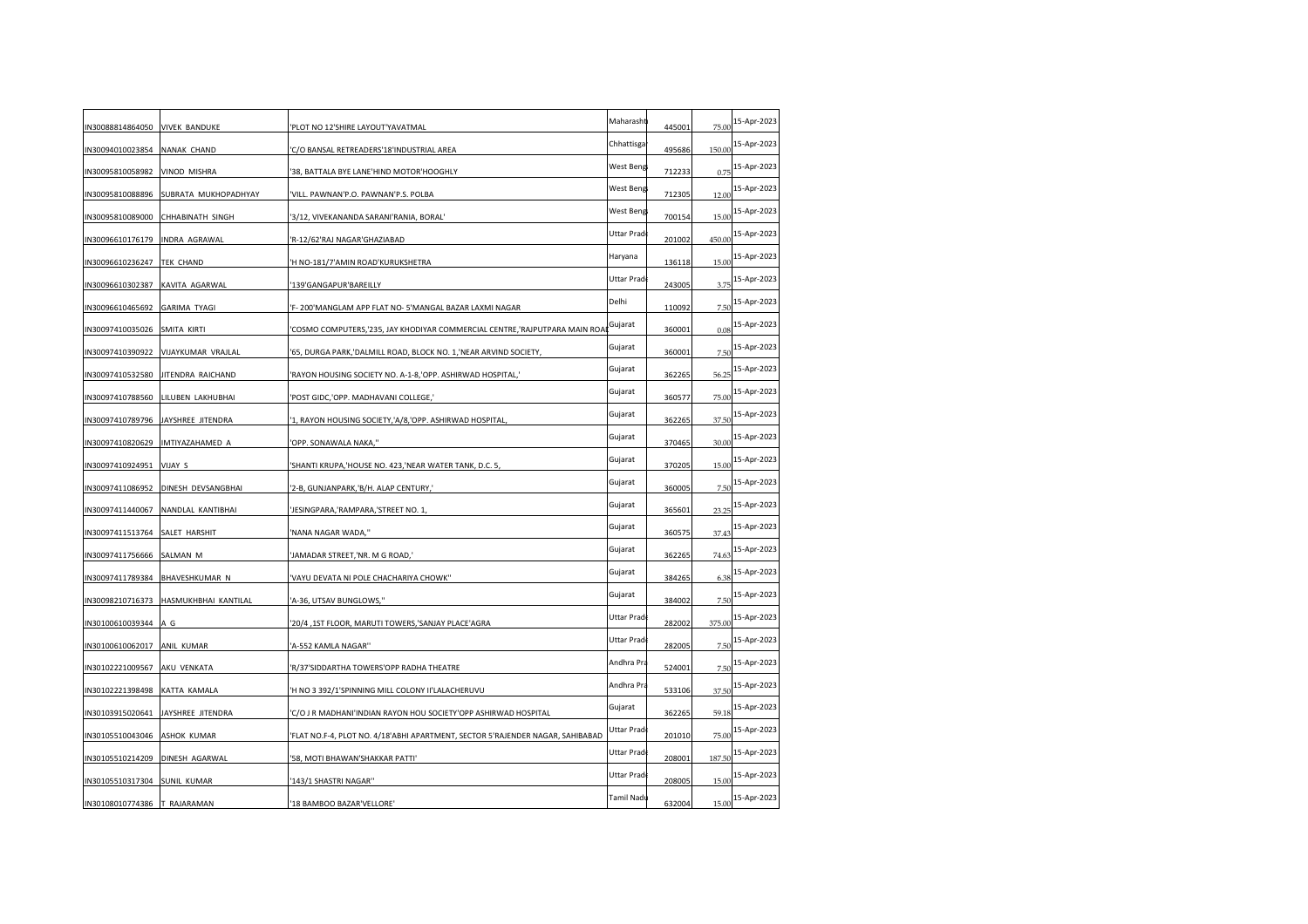| | | | | | | |
|---|---|---|---|---|---|---|
| IN30088814864050 | VIVEK BANDUKE | 'PLOT NO 12'SHIRE LAYOUT'YAVATMAL | Maharasht | 445001 | 75.00 | 15-Apr-2023 |
| IN30094010023854 | NANAK CHAND | 'C/O BANSAL RETREADERS'18'INDUSTRIAL AREA | Chhattisga | 495686 | 150.00 | 15-Apr-2023 |
| IN30095810058982 | VINOD MISHRA | '38, BATTALA BYE LANE'HIND MOTOR'HOOGHLY | West Beng | 712233 | 0.75 | 15-Apr-2023 |
| IN30095810088896 | SUBRATA MUKHOPADHYAY | 'VILL. PAWNAN'P.O. PAWNAN'P.S. POLBA | West Beng | 712305 | 12.00 | 15-Apr-2023 |
| IN30095810089000 | CHHABINATH SINGH | '3/12, VIVEKANANDA SARANI'RANIA, BORAL' | West Beng | 700154 | 15.00 | 15-Apr-2023 |
| IN30096610176179 | INDRA AGRAWAL | 'R-12/62'RAJ NAGAR'GHAZIABAD | Uttar Prad | 201002 | 450.00 | 15-Apr-2023 |
| IN30096610236247 | TEK CHAND | 'H NO-181/7'AMIN ROAD'KURUKSHETRA | Haryana | 136118 | 15.00 | 15-Apr-2023 |
| IN30096610302387 | KAVITA AGARWAL | '139'GANGAPUR'BAREILLY | Uttar Prad | 243005 | 3.75 | 15-Apr-2023 |
| IN30096610465692 | GARIMA TYAGI | 'F- 200'MANGLAM APP FLAT NO- 5'MANGAL BAZAR LAXMI NAGAR | Delhi | 110092 | 7.50 | 15-Apr-2023 |
| IN30097410035026 | SMITA KIRTI | 'COSMO COMPUTERS,'235, JAY KHODIYAR COMMERCIAL CENTRE,'RAJPUTPARA MAIN ROAD | Gujarat | 360001 | 0.08 | 15-Apr-2023 |
| IN30097410390922 | VIJAYKUMAR VRAJLAL | '65, DURGA PARK,'DALMILL ROAD, BLOCK NO. 1,'NEAR ARVIND SOCIETY, | Gujarat | 360001 | 7.50 | 15-Apr-2023 |
| IN30097410532580 | JITENDRA RAICHAND | 'RAYON HOUSING SOCIETY NO. A-1-8,'OPP. ASHIRWAD HOSPITAL,' | Gujarat | 362265 | 56.25 | 15-Apr-2023 |
| IN30097410788560 | LILUBEN LAKHUBHAI | 'POST GIDC,'OPP. MADHAVANI COLLEGE,' | Gujarat | 360577 | 75.00 | 15-Apr-2023 |
| IN30097410789796 | JAYSHREE JITENDRA | '1, RAYON HOUSING SOCIETY,'A/8,'OPP. ASHIRWAD HOSPITAL, | Gujarat | 362265 | 37.50 | 15-Apr-2023 |
| IN30097410820629 | IMTIYAZAHAMED A | 'OPP. SONAWALA NAKA,'' | Gujarat | 370465 | 30.00 | 15-Apr-2023 |
| IN30097410924951 | VIJAY S | 'SHANTI KRUPA,'HOUSE NO. 423,'NEAR WATER TANK, D.C. 5, | Gujarat | 370205 | 15.00 | 15-Apr-2023 |
| IN30097411086952 | DINESH DEVSANGBHAI | '2-B, GUNJANPARK,'B/H. ALAP CENTURY,' | Gujarat | 360005 | 7.50 | 15-Apr-2023 |
| IN30097411440067 | NANDLAL KANTIBHAI | 'JESINGPARA,'RAMPARA,'STREET NO. 1, | Gujarat | 365601 | 23.25 | 15-Apr-2023 |
| IN30097411513764 | SALET HARSHIT | 'NANA NAGAR WADA,'' | Gujarat | 360575 | 37.43 | 15-Apr-2023 |
| IN30097411756666 | SALMAN M | 'JAMADAR STREET,'NR. M G ROAD,' | Gujarat | 362265 | 74.63 | 15-Apr-2023 |
| IN30097411789384 | BHAVESHKUMAR N | 'VAYU DEVATA NI POLE CHACHARIYA CHOWK'' | Gujarat | 384265 | 6.38 | 15-Apr-2023 |
| IN30098210716373 | HASMUKHBHAI KANTILAL | 'A-36, UTSAV BUNGLOWS,'' | Gujarat | 384002 | 7.50 | 15-Apr-2023 |
| IN30100610039344 | A G | '20/4 ,1ST FLOOR, MARUTI TOWERS,'SANJAY PLACE'AGRA | Uttar Prad | 282002 | 375.00 | 15-Apr-2023 |
| IN30100610062017 | ANIL KUMAR | 'A-552 KAMLA NAGAR'' | Uttar Prad | 282005 | 7.50 | 15-Apr-2023 |
| IN30102221009567 | AKU VENKATA | 'R/37'SIDDARTHA TOWERS'OPP RADHA THEATRE | Andhra Pra | 524001 | 7.50 | 15-Apr-2023 |
| IN30102221398498 | KATTA KAMALA | 'H NO 3 392/1'SPINNING MILL COLONY II'LALACHERUVU | Andhra Pra | 533106 | 37.50 | 15-Apr-2023 |
| IN30103915020641 | JAYSHREE JITENDRA | 'C/O J R MADHANI'INDIAN RAYON HOU SOCIETY'OPP ASHIRWAD HOSPITAL | Gujarat | 362265 | 59.18 | 15-Apr-2023 |
| IN30105510043046 | ASHOK KUMAR | 'FLAT NO.F-4, PLOT NO. 4/18'ABHI APARTMENT, SECTOR 5'RAJENDER NAGAR, SAHIBABAD | Uttar Prad | 201010 | 75.00 | 15-Apr-2023 |
| IN30105510214209 | DINESH AGARWAL | '58, MOTI BHAWAN'SHAKKAR PATTI' | Uttar Prad | 208001 | 187.50 | 15-Apr-2023 |
| IN30105510317304 | SUNIL KUMAR | '143/1 SHASTRI NAGAR'' | Uttar Prad | 208005 | 15.00 | 15-Apr-2023 |
| IN30108010774386 | T RAJARAMAN | '18 BAMBOO BAZAR'VELLORE' | Tamil Nadu | 632004 | 15.00 | 15-Apr-2023 |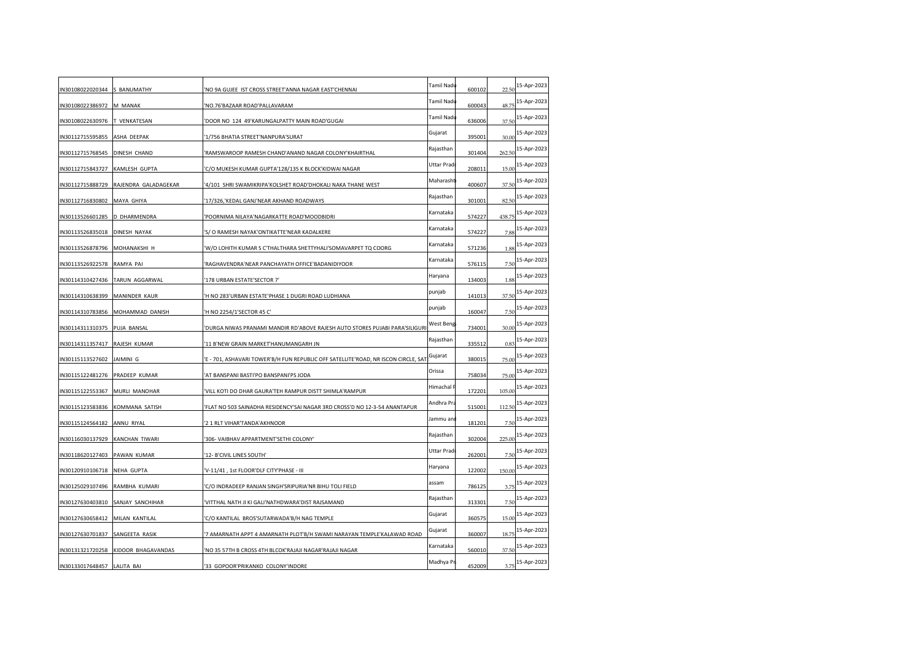| | | | | | | |
|---|---|---|---|---|---|---|
| IN30108022020344 | S BANUMATHY | 'NO 9A GUJEE IST CROSS STREET'ANNA NAGAR EAST'CHENNAI | Tamil Nadu | 600102 | 22.50 | 15-Apr-2023 |
| IN30108022386972 | M MANAK | 'NO.76'BAZAAR ROAD'PALLAVARAM | Tamil Nadu | 600043 | 48.75 | 15-Apr-2023 |
| IN30108022630976 | T VENKATESAN | 'DOOR NO 124 49'KARUNGALPATTY MAIN ROAD'GUGAI | Tamil Nadu | 636006 | 37.50 | 15-Apr-2023 |
| IN30112715595855 | ASHA DEEPAK | '1/756 BHATIA STREET'NANPURA'SURAT | Gujarat | 395001 | 30.00 | 15-Apr-2023 |
| IN30112715768545 | DINESH CHAND | 'RAMSWAROOP RAMESH CHAND'ANAND NAGAR COLONY'KHAIRTHAL | Rajasthan | 301404 | 262.50 | 15-Apr-2023 |
| IN30112715843727 | KAMLESH GUPTA | 'C/O MUKESH KUMAR GUPTA'128/135 K BLOCK'KIDWAI NAGAR | Uttar Prade | 208011 | 15.00 | 15-Apr-2023 |
| IN30112715888729 | RAJENDRA GALADAGEKAR | '4/101 SHRI SWAMIKRIPA'KOLSHET ROAD'DHOKALI NAKA THANE WEST | Maharasht | 400607 | 37.50 | 15-Apr-2023 |
| IN30112716830802 | MAYA GHIYA | '17/326,'KEDAL GANJ'NEAR AKHAND ROADWAYS | Rajasthan | 301001 | 82.50 | 15-Apr-2023 |
| IN30113526601285 | D DHARMENDRA | 'POORNIMA NILAYA'NAGARKATTE ROAD'MOODBIDRI | Karnataka | 574227 | 438.75 | 15-Apr-2023 |
| IN30113526835018 | DINESH NAYAK | 'S/ O RAMESH NAYAK'ONTIKATTE'NEAR KADALKERE | Karnataka | 574227 | 7.88 | 15-Apr-2023 |
| IN30113526878796 | MOHANAKSHI H | 'W/O LOHITH KUMAR S C'THALTHARA SHETTYHALI'SOMAVARPET TQ COORG | Karnataka | 571236 | 1.88 | 15-Apr-2023 |
| IN30113526922578 | RAMYA PAI | 'RAGHAVENDRA'NEAR PANCHAYATH OFFICE'BADANIDIYOOR | Karnataka | 576115 | 7.50 | 15-Apr-2023 |
| IN30114310427436 | TARUN AGGARWAL | '178 URBAN ESTATE'SECTOR 7' | Haryana | 134003 | 1.88 | 15-Apr-2023 |
| IN30114310638399 | MANINDER KAUR | 'H NO 283'URBAN ESTATE'PHASE 1 DUGRI ROAD LUDHIANA | punjab | 141013 | 37.50 | 15-Apr-2023 |
| IN30114310783856 | MOHAMMAD DANISH | 'H NO 2254/1'SECTOR 45 C' | punjab | 160047 | 7.50 | 15-Apr-2023 |
| IN30114311310375 | PUJA BANSAL | 'DURGA NIWAS PRANAMI MANDIR RD'ABOVE RAJESH AUTO STORES PUJABI PARA'SILIGURI | West Beng | 734001 | 30.00 | 15-Apr-2023 |
| IN30114311357417 | RAJESH KUMAR | '11 B'NEW GRAIN MARKET'HANUMANGARH JN | Rajasthan | 335512 | 0.83 | 15-Apr-2023 |
| IN30115113527602 | JAIMINI G | 'E - 701, ASHAVARI TOWER'B/H FUN REPUBLIC OFF SATELLITE'ROAD, NR ISCON CIRCLE, SAT | Gujarat | 380015 | 75.00 | 15-Apr-2023 |
| IN30115122481276 | PRADEEP KUMAR | 'AT BANSPANI BASTI'PO BANSPANI'PS JODA | Orissa | 758034 | 75.00 | 15-Apr-2023 |
| IN30115122553367 | MURLI MANOHAR | 'VILL KOTI DO DHAR GAURA'TEH RAMPUR DISTT SHIMLA'RAMPUR | Himachal P | 172201 | 105.00 | 15-Apr-2023 |
| IN30115123583836 | KOMMANA SATISH | 'FLAT NO 503 SAINADHA RESIDENCY'SAI NAGAR 3RD CROSS'D NO 12-3-54 ANANTAPUR | Andhra Pra | 515001 | 112.50 | 15-Apr-2023 |
| IN30115124564182 | ANNU RIYAL | '2 1 RLT VIHAR'TANDA'AKHNOOR | Jammu and | 181201 | 7.50 | 15-Apr-2023 |
| IN30116030137929 | KANCHAN TIWARI | '306- VAIBHAV APPARTMENT'SETHI COLONY' | Rajasthan | 302004 | 225.00 | 15-Apr-2023 |
| IN30118620127403 | PAWAN KUMAR | '12- B'CIVIL LINES SOUTH' | Uttar Prade | 262001 | 7.50 | 15-Apr-2023 |
| IN30120910106718 | NEHA GUPTA | 'V-11/41 , 1st FLOOR'DLF CITY'PHASE - III | Haryana | 122002 | 150.00 | 15-Apr-2023 |
| IN30125029107496 | RAMBHA KUMARI | 'C/O INDRADEEP RANJAN SINGH'SRIPURIA'NR BIHU TOLI FIELD | assam | 786125 | 3.75 | 15-Apr-2023 |
| IN30127630403810 | SANJAY SANCHIHAR | 'VITTHAL NATH JI KI GALI'NATHDWARA'DIST RAJSAMAND | Rajasthan | 313301 | 7.50 | 15-Apr-2023 |
| IN30127630658412 | MILAN KANTILAL | 'C/O KANTILAL BROS'SUTARWADA'B/H NAG TEMPLE | Gujarat | 360575 | 15.00 | 15-Apr-2023 |
| IN30127630701837 | SANGEETA RASIK | '7 AMARNATH APPT 4 AMARNATH PLOT'B/H SWAMI NARAYAN TEMPLE'KALAWAD ROAD | Gujarat | 360007 | 18.75 | 15-Apr-2023 |
| IN30131321720258 | KIDOOR BHAGAVANDAS | 'NO 35 57TH B CROSS 4TH BLCOK'RAJAJI NAGAR'RAJAJI NAGAR | Karnataka | 560010 | 37.50 | 15-Apr-2023 |
| IN30133017648457 | LALITA BAI | '33 GOPOOR'PRIKANKO COLONY'INDORE | Madhya Pr | 452009 | 3.75 | 15-Apr-2023 |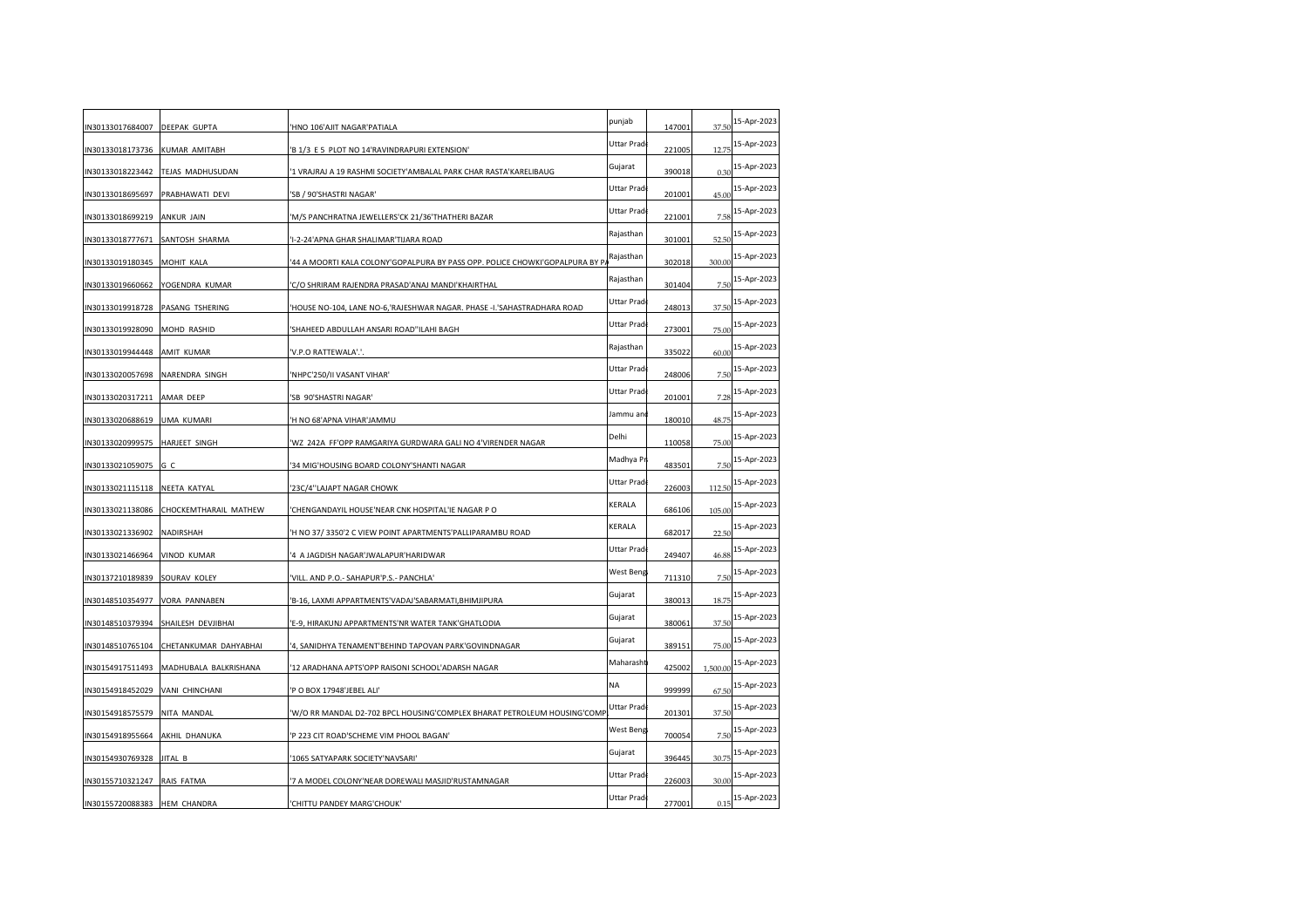| | | | | | | |
|---|---|---|---|---|---|---|
| IN30133017684007 | DEEPAK GUPTA | 'HNO 106'AJIT NAGAR'PATIALA | punjab | 147001 | 37.50 | 15-Apr-2023 |
| IN30133018173736 | KUMAR AMITABH | 'B 1/3 E 5 PLOT NO 14'RAVINDRAPURI EXTENSION' | Uttar Prade | 221005 | 12.75 | 15-Apr-2023 |
| IN30133018223442 | TEJAS MADHUSUDAN | '1 VRAJRAJ A 19 RASHMI SOCIETY'AMBALAL PARK CHAR RASTA'KARELIBAUG | Gujarat | 390018 | 0.30 | 15-Apr-2023 |
| IN30133018695697 | PRABHAWATI DEVI | 'SB / 90'SHASTRI NAGAR' | Uttar Prade | 201001 | 45.00 | 15-Apr-2023 |
| IN30133018699219 | ANKUR JAIN | 'M/S PANCHRATNA JEWELLERS'CK 21/36'THATHERI BAZAR | Uttar Prade | 221001 | 7.58 | 15-Apr-2023 |
| IN30133018777671 | SANTOSH SHARMA | 'I-2-24'APNA GHAR SHALIMAR'TIJARA ROAD | Rajasthan | 301001 | 52.50 | 15-Apr-2023 |
| IN30133019180345 | MOHIT KALA | '44 A MOORTI KALA COLONY'GOPALPURA BY PASS OPP. POLICE CHOWKI'GOPALPURA BY PA | Rajasthan | 302018 | 300.00 | 15-Apr-2023 |
| IN30133019660662 | YOGENDRA KUMAR | 'C/O SHRIRAM RAJENDRA PRASAD'ANAJ MANDI'KHAIRTHAL | Rajasthan | 301404 | 7.50 | 15-Apr-2023 |
| IN30133019918728 | PASANG TSHERING | 'HOUSE NO-104, LANE NO-6,'RAJESHWAR NAGAR. PHASE -I.'SAHASTRADHARA ROAD | Uttar Prade | 248013 | 37.50 | 15-Apr-2023 |
| IN30133019928090 | MOHD RASHID | 'SHAHEED ABDULLAH ANSARI ROAD''ILAHI BAGH | Uttar Prade | 273001 | 75.00 | 15-Apr-2023 |
| IN30133019944448 | AMIT KUMAR | 'V.P.O RATTEWALA'.'. | Rajasthan | 335022 | 60.00 | 15-Apr-2023 |
| IN30133020057698 | NARENDRA SINGH | 'NHPC'250/II VASANT VIHAR' | Uttar Prade | 248006 | 7.50 | 15-Apr-2023 |
| IN30133020317211 | AMAR DEEP | 'SB 90'SHASTRI NAGAR' | Uttar Prade | 201001 | 7.28 | 15-Apr-2023 |
| IN30133020688619 | UMA KUMARI | 'H NO 68'APNA VIHAR'JAMMU | Jammu and | 180010 | 48.75 | 15-Apr-2023 |
| IN30133020999575 | HARJEET SINGH | 'WZ 242A FF'OPP RAMGARIYA GURDWARA GALI NO 4'VIRENDER NAGAR | Delhi | 110058 | 75.00 | 15-Apr-2023 |
| IN30133021059075 | G C | '34 MIG'HOUSING BOARD COLONY'SHANTI NAGAR | Madhya Pr | 483501 | 7.50 | 15-Apr-2023 |
| IN30133021115118 | NEETA KATYAL | '23C/4''LAJAPT NAGAR CHOWK | Uttar Prade | 226003 | 112.50 | 15-Apr-2023 |
| IN30133021138086 | CHOCKEMTHARAIL MATHEW | 'CHENGANDAYIL HOUSE'NEAR CNK HOSPITAL'IE NAGAR P O | KERALA | 686106 | 105.00 | 15-Apr-2023 |
| IN30133021336902 | NADIRSHAH | 'H NO 37/ 3350'2 C VIEW POINT APARTMENTS'PALLIPARAMBU ROAD | KERALA | 682017 | 22.50 | 15-Apr-2023 |
| IN30133021466964 | VINOD KUMAR | '4 A JAGDISH NAGAR'JWALAPUR'HARIDWAR | Uttar Prade | 249407 | 46.88 | 15-Apr-2023 |
| IN30137210189839 | SOURAV KOLEY | 'VILL. AND P.O.- SAHAPUR'P.S.- PANCHLA' | West Beng | 711310 | 7.50 | 15-Apr-2023 |
| IN30148510354977 | VORA PANNABEN | 'B-16, LAXMI APPARTMENTS'VADAJ'SABARMATI,BHIMJIPURA | Gujarat | 380013 | 18.75 | 15-Apr-2023 |
| IN30148510379394 | SHAILESH DEVJIBHAI | 'E-9, HIRAKUNJ APPARTMENTS'NR WATER TANK'GHATLODIA | Gujarat | 380061 | 37.50 | 15-Apr-2023 |
| IN30148510765104 | CHETANKUMAR DAHYABHAI | '4, SANIDHYA TENAMENT'BEHIND TAPOVAN PARK'GOVINDNAGAR | Gujarat | 389151 | 75.00 | 15-Apr-2023 |
| IN30154917511493 | MADHUBALA BALKRISHANA | '12 ARADHANA APTS'OPP RAISONI SCHOOL'ADARSH NAGAR | Maharasht | 425002 | 1,500.00 | 15-Apr-2023 |
| IN30154918452029 | VANI CHINCHANI | 'P O BOX 17948'JEBEL ALI' | NA | 999999 | 67.50 | 15-Apr-2023 |
| IN30154918575579 | NITA MANDAL | 'W/O RR MANDAL D2-702 BPCL HOUSING'COMPLEX BHARAT PETROLEUM HOUSING'COMP | Uttar Prade | 201301 | 37.50 | 15-Apr-2023 |
| IN30154918955664 | AKHIL DHANUKA | 'P 223 CIT ROAD'SCHEME VIM PHOOL BAGAN' | West Beng | 700054 | 7.50 | 15-Apr-2023 |
| IN30154930769328 | JITAL B | '1065 SATYAPARK SOCIETY'NAVSARI' | Gujarat | 396445 | 30.75 | 15-Apr-2023 |
| IN30155710321247 | RAIS FATMA | '7 A MODEL COLONY'NEAR DOREWALI MASJID'RUSTAMNAGAR | Uttar Prade | 226003 | 30.00 | 15-Apr-2023 |
| IN30155720088383 | HEM CHANDRA | 'CHITTU PANDEY MARG'CHOUK' | Uttar Prade | 277001 | 0.15 | 15-Apr-2023 |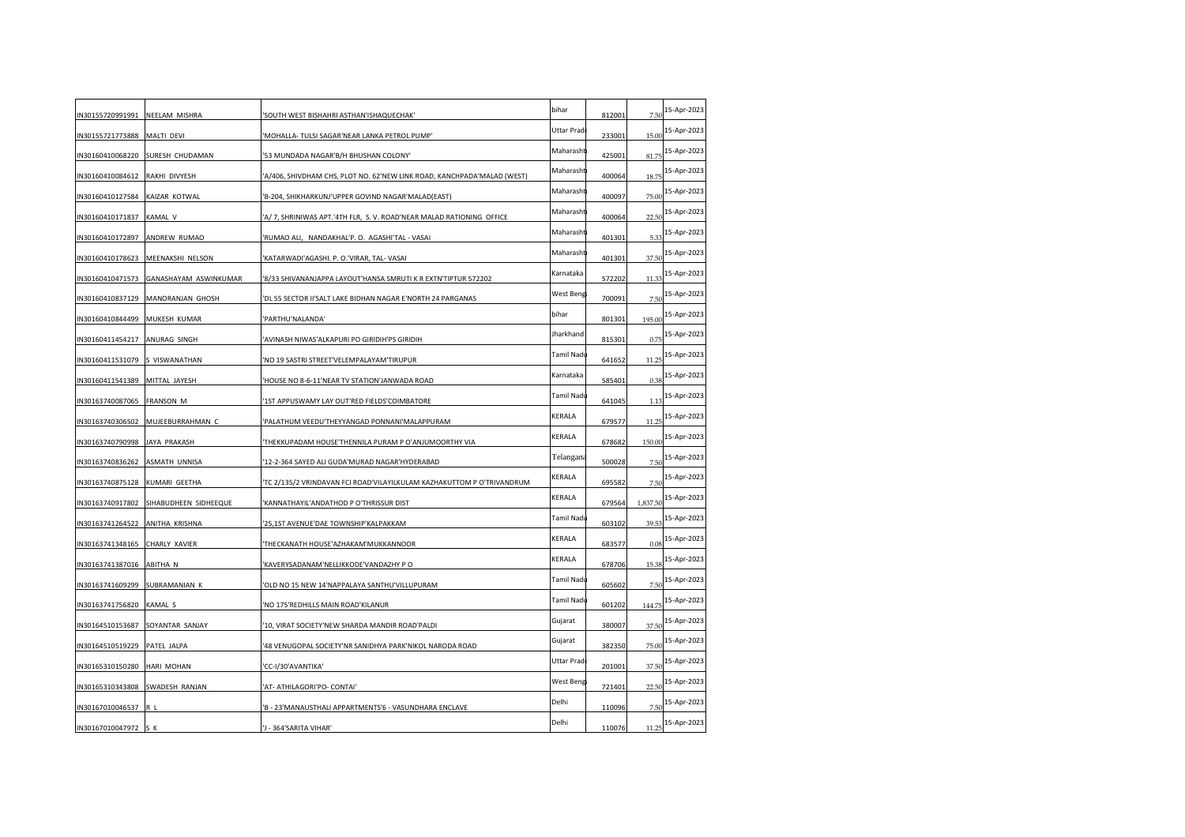| | | | | | | |
|---|---|---|---|---|---|---|
| IN30155720991991 | NEELAM MISHRA | 'SOUTH WEST BISHAHRI ASTHAN'ISHAQUECHAK' | bihar | 812001 | 7.50 | 15-Apr-2023 |
| IN30155721773888 | MALTI DEVI | 'MOHALLA- TULSI SAGAR'NEAR LANKA PETROL PUMP' | Uttar Prade | 233001 | 15.00 | 15-Apr-2023 |
| IN30160410068220 | SURESH CHUDAMAN | '53 MUNDADA NAGAR'B/H BHUSHAN COLONY' | Maharasht | 425001 | 81.75 | 15-Apr-2023 |
| IN30160410084612 | RAKHI DIVYESH | 'A/406, SHIVDHAM CHS, PLOT NO. 62'NEW LINK ROAD, KANCHPADA'MALAD (WEST) | Maharasht | 400064 | 18.75 | 15-Apr-2023 |
| IN30160410127584 | KAIZAR KOTWAL | 'B-204, SHIKHARKUNJ'UPPER GOVIND NAGAR'MALAD(EAST) | Maharasht | 400097 | 75.00 | 15-Apr-2023 |
| IN30160410171837 | KAMAL V | 'A/ 7, SHRINIWAS APT.'4TH FLR, S. V. ROAD'NEAR MALAD RATIONING OFFICE | Maharasht | 400064 | 22.50 | 15-Apr-2023 |
| IN30160410172897 | ANDREW RUMAO | 'RUMAO ALI, NANDAKHAL'P. O. AGASHI'TAL - VASAI | Maharasht | 401301 | 5.33 | 15-Apr-2023 |
| IN30160410178623 | MEENAKSHI NELSON | 'KATARWADI'AGASHI. P. O.'VIRAR, TAL- VASAI | Maharasht | 401301 | 37.50 | 15-Apr-2023 |
| IN30160410471573 | GANASHAYAM ASWINKUMAR | '8/33 SHIVANANJAPPA LAYOUT'HANSA SMRUTI K R EXTN'TIPTUR 572202 | Karnataka | 572202 | 11.33 | 15-Apr-2023 |
| IN30160410837129 | MANORANJAN GHOSH | 'DL 55 SECTOR II'SALT LAKE BIDHAN NAGAR E'NORTH 24 PARGANAS | West Beng | 700091 | 7.50 | 15-Apr-2023 |
| IN30160410844499 | MUKESH KUMAR | 'PARTHU'NALANDA' | bihar | 801301 | 195.00 | 15-Apr-2023 |
| IN30160411454217 | ANURAG SINGH | 'AVINASH NIWAS'ALKAPURI PO GIRIDIH'PS GIRIDIH | Jharkhand | 815301 | 0.75 | 15-Apr-2023 |
| IN30160411531079 | S VISWANATHAN | 'NO 19 SASTRI STREET'VELEMPALAYAM'TIRUPUR | Tamil Nadu | 641652 | 11.25 | 15-Apr-2023 |
| IN30160411541389 | MITTAL JAYESH | 'HOUSE NO 8-6-11'NEAR TV STATION'JANWADA ROAD | Karnataka | 585401 | 0.38 | 15-Apr-2023 |
| IN30163740087065 | FRANSON M | '1ST APPUSWAMY LAY OUT'RED FIELDS'COIMBATORE | Tamil Nadu | 641045 | 1.13 | 15-Apr-2023 |
| IN30163740306502 | MUJEEBURRAHMAN C | 'PALATHUM VEEDU'THEYYANGAD PONNANI'MALAPPURAM | KERALA | 679577 | 11.25 | 15-Apr-2023 |
| IN30163740790998 | JAYA PRAKASH | 'THEKKUPADAM HOUSE'THENNILA PURAM P O'ANJUMOORTHY VIA | KERALA | 678682 | 150.00 | 15-Apr-2023 |
| IN30163740836262 | ASMATH UNNISA | '12-2-364 SAYED ALI GUDA'MURAD NAGAR'HYDERABAD | Telangana | 500028 | 7.50 | 15-Apr-2023 |
| IN30163740875128 | KUMARI GEETHA | 'TC 2/135/2 VRINDAVAN FCI ROAD'VILAYILKULAM KAZHAKUTTOM P O'TRIVANDRUM | KERALA | 695582 | 7.50 | 15-Apr-2023 |
| IN30163740917802 | SIHABUDHEEN SIDHEEQUE | 'KANNATHAYIL'ANDATHOD P O'THRISSUR DIST | KERALA | 679564 | 1,837.50 | 15-Apr-2023 |
| IN30163741264522 | ANITHA KRISHNA | '25,1ST AVENUE'DAE TOWNSHIP'KALPAKKAM | Tamil Nadu | 603102 | 39.53 | 15-Apr-2023 |
| IN30163741348165 | CHARLY XAVIER | 'THECKANATH HOUSE'AZHAKAM'MUKKANNOOR | KERALA | 683577 | 0.08 | 15-Apr-2023 |
| IN30163741387016 | ABITHA N | 'KAVERYSADANAM'NELLIKKODE'VANDAZHY P O | KERALA | 678706 | 15.38 | 15-Apr-2023 |
| IN30163741609299 | SUBRAMANIAN K | 'OLD NO 15 NEW 14'NAPPALAYA SANTHU'VILLUPURAM | Tamil Nadu | 605602 | 7.50 | 15-Apr-2023 |
| IN30163741756820 | KAMAL S | 'NO 175'REDHILLS MAIN ROAD'KILANUR | Tamil Nadu | 601202 | 144.75 | 15-Apr-2023 |
| IN30164510153687 | SOYANTAR SANJAY | '10, VIRAT SOCIETY'NEW SHARDA MANDIR ROAD'PALDI | Gujarat | 380007 | 37.50 | 15-Apr-2023 |
| IN30164510519229 | PATEL JALPA | '48 VENUGOPAL SOCIETY'NR SANIDHYA PARK'NIKOL NARODA ROAD | Gujarat | 382350 | 75.00 | 15-Apr-2023 |
| IN30165310150280 | HARI MOHAN | 'CC-I/30'AVANTIKA' | Uttar Prade | 201001 | 37.50 | 15-Apr-2023 |
| IN30165310343808 | SWADESH RANJAN | 'AT- ATHILAGORI'PO- CONTAI' | West Beng | 721401 | 22.50 | 15-Apr-2023 |
| IN30167010046537 | R L | 'B - 23'MANAUSTHALI APPARTMENTS'6 - VASUNDHARA ENCLAVE | Delhi | 110096 | 7.50 | 15-Apr-2023 |
| IN30167010047972 | S K | 'J - 364'SARITA VIHAR' | Delhi | 110076 | 11.25 | 15-Apr-2023 |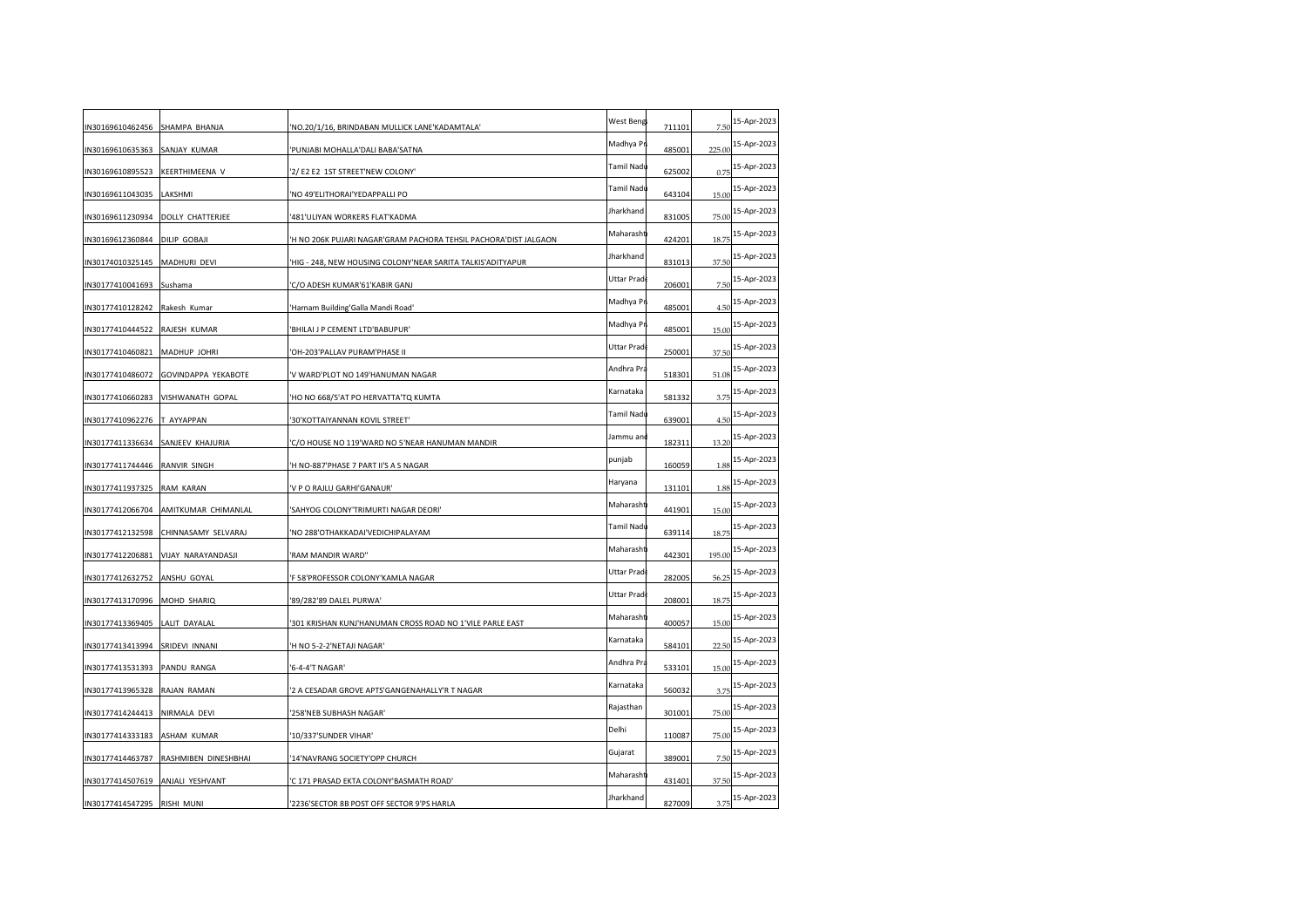| | | | | | | |
|---|---|---|---|---|---|---|
| IN30169610462456 | SHAMPA BHANJA | 'NO.20/1/16, BRINDABAN MULLICK LANE'KADAMTALA' | West Beng | 711101 | 7.50 | 15-Apr-2023 |
| IN30169610635363 | SANJAY KUMAR | 'PUNJABI MOHALLA'DALI BABA'SATNA | Madhya Pr | 485001 | 225.00 | 15-Apr-2023 |
| IN30169610895523 | KEERTHIMEENA V | '2/ E2 E2 1ST STREET'NEW COLONY' | Tamil Nadu | 625002 | 0.75 | 15-Apr-2023 |
| IN30169611043035 | LAKSHMI | 'NO 49'ELITHORAI'YEDAPPALLI PO | Tamil Nadu | 643104 | 15.00 | 15-Apr-2023 |
| IN30169611230934 | DOLLY CHATTERJEE | '481'ULIYAN WORKERS FLAT'KADMA | Jharkhand | 831005 | 75.00 | 15-Apr-2023 |
| IN30169612360844 | DILIP GOBAJI | 'H NO 206K PUJARI NAGAR'GRAM PACHORA TEHSIL PACHORA'DIST JALGAON | Maharasht | 424201 | 18.75 | 15-Apr-2023 |
| IN30174010325145 | MADHURI DEVI | 'HIG - 248, NEW HOUSING COLONY'NEAR SARITA TALKIS'ADITYAPUR | Jharkhand | 831013 | 37.50 | 15-Apr-2023 |
| IN30177410041693 | Sushama | 'C/O ADESH KUMAR'61'KABIR GANJ | Uttar Prad | 206001 | 7.50 | 15-Apr-2023 |
| IN30177410128242 | Rakesh Kumar | 'Harnam Building'Galla Mandi Road' | Madhya Pr | 485001 | 4.50 | 15-Apr-2023 |
| IN30177410444522 | RAJESH KUMAR | 'BHILAI J P CEMENT LTD'BABUPUR' | Madhya Pr | 485001 | 15.00 | 15-Apr-2023 |
| IN30177410460821 | MADHUP JOHRI | 'OH-203'PALLAV PURAM'PHASE II | Uttar Prad | 250001 | 37.50 | 15-Apr-2023 |
| IN30177410486072 | GOVINDAPPA YEKABOTE | 'V WARD'PLOT NO 149'HANUMAN NAGAR | Andhra Pra | 518301 | 51.08 | 15-Apr-2023 |
| IN30177410660283 | VISHWANATH GOPAL | 'HO NO 668/5'AT PO HERVATTA'TQ KUMTA | Karnataka | 581332 | 3.75 | 15-Apr-2023 |
| IN30177410962276 | T AYYAPPAN | '30'KOTTAIYANNAN KOVIL STREET' | Tamil Nadu | 639001 | 4.50 | 15-Apr-2023 |
| IN30177411336634 | SANJEEV KHAJURIA | 'C/O HOUSE NO 119'WARD NO 5'NEAR HANUMAN MANDIR | Jammu and | 182311 | 13.20 | 15-Apr-2023 |
| IN30177411744446 | RANVIR SINGH | 'H NO-887'PHASE 7 PART II'S A S NAGAR | punjab | 160059 | 1.88 | 15-Apr-2023 |
| IN30177411937325 | RAM KARAN | 'V P O RAJLU GARHI'GANAUR' | Haryana | 131101 | 1.88 | 15-Apr-2023 |
| IN30177412066704 | AMITKUMAR CHIMANLAL | 'SAHYOG COLONY'TRIMURTI NAGAR DEORI' | Maharasht | 441901 | 15.00 | 15-Apr-2023 |
| IN30177412132598 | CHINNASAMY SELVARAJ | 'NO 288'OTHAKKADAI'VEDICHIPALAYAM | Tamil Nadu | 639114 | 18.75 | 15-Apr-2023 |
| IN30177412206881 | VIJAY NARAYANDASJI | 'RAM MANDIR WARD'' | Maharasht | 442301 | 195.00 | 15-Apr-2023 |
| IN30177412632752 | ANSHU GOYAL | 'F 58'PROFESSOR COLONY'KAMLA NAGAR | Uttar Prad | 282005 | 56.25 | 15-Apr-2023 |
| IN30177413170996 | MOHD SHARIQ | '89/282'89 DALEL PURWA' | Uttar Prad | 208001 | 18.75 | 15-Apr-2023 |
| IN30177413369405 | LALIT DAYALAL | '301 KRISHAN KUNJ'HANUMAN CROSS ROAD NO 1'VILE PARLE EAST | Maharasht | 400057 | 15.00 | 15-Apr-2023 |
| IN30177413413994 | SRIDEVI INNANI | 'H NO 5-2-2'NETAJI NAGAR' | Karnataka | 584101 | 22.50 | 15-Apr-2023 |
| IN30177413531393 | PANDU RANGA | '6-4-4'T NAGAR' | Andhra Pra | 533101 | 15.00 | 15-Apr-2023 |
| IN30177413965328 | RAJAN RAMAN | '2 A CESADAR GROVE APTS'GANGENAHALLY'R T NAGAR | Karnataka | 560032 | 3.75 | 15-Apr-2023 |
| IN30177414244413 | NIRMALA DEVI | '258'NEB SUBHASH NAGAR' | Rajasthan | 301001 | 75.00 | 15-Apr-2023 |
| IN30177414333183 | ASHAM KUMAR | '10/337'SUNDER VIHAR' | Delhi | 110087 | 75.00 | 15-Apr-2023 |
| IN30177414463787 | RASHMIBEN DINESHBHAI | '14'NAVRANG SOCIETY'OPP CHURCH | Gujarat | 389001 | 7.50 | 15-Apr-2023 |
| IN30177414507619 | ANJALI YESHVANT | 'C 171 PRASAD EKTA COLONY'BASMATH ROAD' | Maharasht | 431401 | 37.50 | 15-Apr-2023 |
| IN30177414547295 | RISHI MUNI | '2236'SECTOR 8B POST OFF SECTOR 9'PS HARLA | Jharkhand | 827009 | 3.75 | 15-Apr-2023 |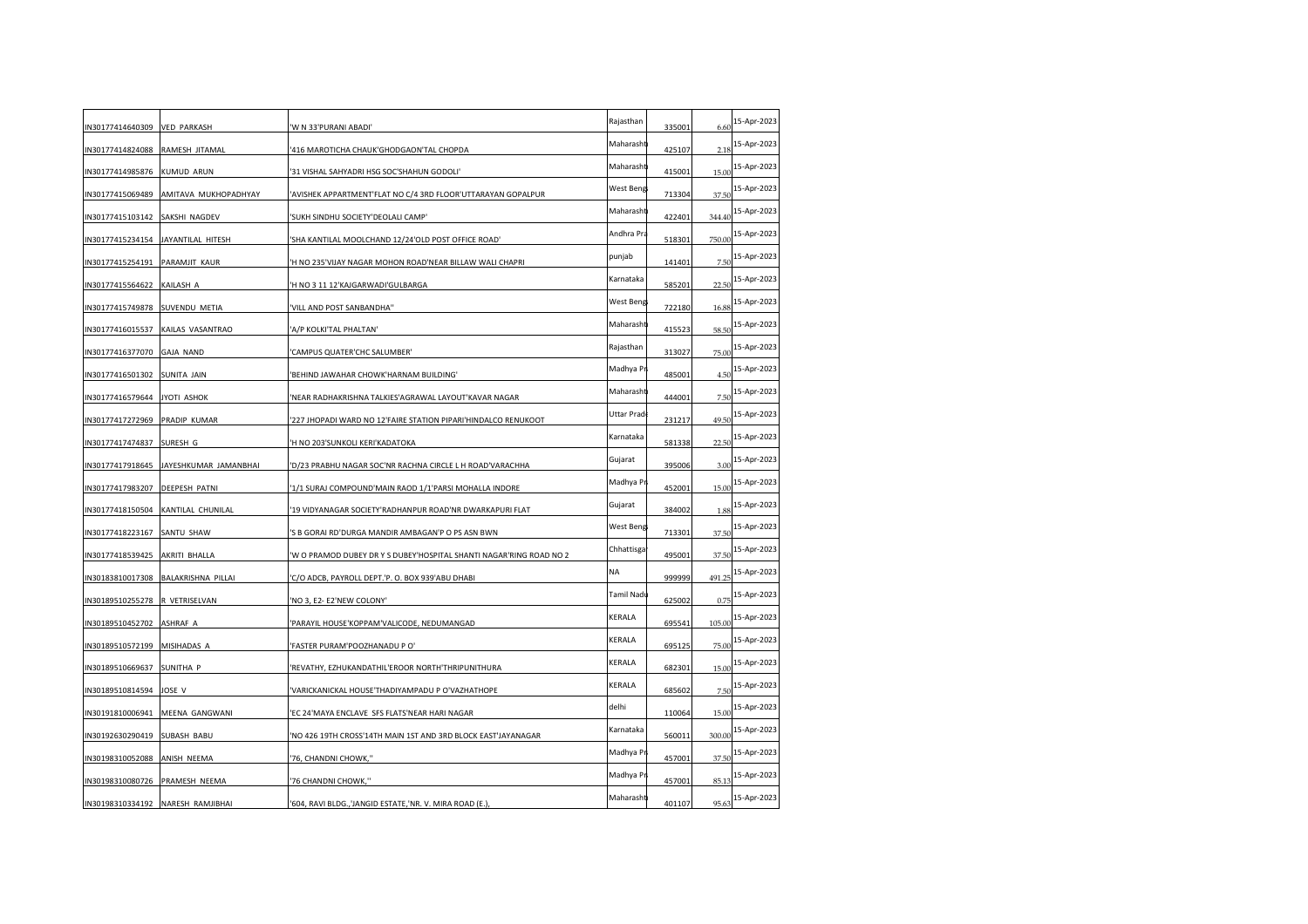| | | | | | | |
|---|---|---|---|---|---|---|
| IN30177414640309 | VED PARKASH | 'W N 33'PURANI ABADI' | Rajasthan | 335001 | 6.60 | 15-Apr-2023 |
| IN30177414824088 | RAMESH JITAMAL | '416 MAROTICHA CHAUK'GHODGAON'TAL CHOPDA | Maharasht | 425107 | 2.18 | 15-Apr-2023 |
| IN30177414985876 | KUMUD ARUN | '31 VISHAL SAHYADRI HSG SOC'SHAHUN GODOLI' | Maharasht | 415001 | 15.00 | 15-Apr-2023 |
| IN30177415069489 | AMITAVA MUKHOPADHYAY | 'AVISHEK APPARTMENT'FLAT NO C/4 3RD FLOOR'UTTARAYAN GOPALPUR | West Beng | 713304 | 37.50 | 15-Apr-2023 |
| IN30177415103142 | SAKSHI NAGDEV | 'SUKH SINDHU SOCIETY'DEOLALI CAMP' | Maharasht | 422401 | 344.40 | 15-Apr-2023 |
| IN30177415234154 | JAYANTILAL HITESH | 'SHA KANTILAL MOOLCHAND 12/24'OLD POST OFFICE ROAD' | Andhra Pra | 518301 | 750.00 | 15-Apr-2023 |
| IN30177415254191 | PARAMJIT KAUR | 'H NO 235'VIJAY NAGAR MOHON ROAD'NEAR BILLAW WALI CHAPRI | punjab | 141401 | 7.50 | 15-Apr-2023 |
| IN30177415564622 | KAILASH A | 'H NO 3 11 12'KAJGARWADI'GULBARGA | Karnataka | 585201 | 22.50 | 15-Apr-2023 |
| IN30177415749878 | SUVENDU METIA | 'VILL AND POST SANBANDHA'' | West Beng | 722180 | 16.88 | 15-Apr-2023 |
| IN30177416015537 | KAILAS VASANTRAO | 'A/P KOLKI'TAL PHALTAN' | Maharasht | 415523 | 58.50 | 15-Apr-2023 |
| IN30177416377070 | GAJA NAND | 'CAMPUS QUATER'CHC SALUMBER' | Rajasthan | 313027 | 75.00 | 15-Apr-2023 |
| IN30177416501302 | SUNITA JAIN | 'BEHIND JAWAHAR CHOWK'HARNAM BUILDING' | Madhya Pr | 485001 | 4.50 | 15-Apr-2023 |
| IN30177416579644 | JYOTI ASHOK | 'NEAR RADHAKRISHNA TALKIES'AGRAWAL LAYOUT'KAVAR NAGAR | Maharasht | 444001 | 7.50 | 15-Apr-2023 |
| IN30177417272969 | PRADIP KUMAR | '227 JHOPADI WARD NO 12'FAIRE STATION PIPARI'HINDALCO RENUKOOT | Uttar Prade | 231217 | 49.50 | 15-Apr-2023 |
| IN30177417474837 | SURESH G | 'H NO 203'SUNKOLI KERI'KADATOKA | Karnataka | 581338 | 22.50 | 15-Apr-2023 |
| IN30177417918645 | JAYESHKUMAR JAMANBHAI | 'D/23 PRABHU NAGAR SOC'NR RACHNA CIRCLE L H ROAD'VARACHHA | Gujarat | 395006 | 3.00 | 15-Apr-2023 |
| IN30177417983207 | DEEPESH PATNI | '1/1 SURAJ COMPOUND'MAIN RAOD 1/1'PARSI MOHALLA INDORE | Madhya Pr | 452001 | 15.00 | 15-Apr-2023 |
| IN30177418150504 | KANTILAL CHUNILAL | '19 VIDYANAGAR SOCIETY'RADHANPUR ROAD'NR DWARKAPURI FLAT | Gujarat | 384002 | 1.88 | 15-Apr-2023 |
| IN30177418223167 | SANTU SHAW | 'S B GORAI RD'DURGA MANDIR AMBAGAN'P O PS ASN BWN | West Beng | 713301 | 37.50 | 15-Apr-2023 |
| IN30177418539425 | AKRITI BHALLA | 'W O PRAMOD DUBEY DR Y S DUBEY'HOSPITAL SHANTI NAGAR'RING ROAD NO 2 | Chhattisga | 495001 | 37.50 | 15-Apr-2023 |
| IN30183810017308 | BALAKRISHNA PILLAI | 'C/O ADCB, PAYROLL DEPT.'P. O. BOX 939'ABU DHABI | NA | 999999 | 491.25 | 15-Apr-2023 |
| IN30189510255278 | R VETRISELVAN | 'NO 3, E2- E2'NEW COLONY' | Tamil Nadu | 625002 | 0.75 | 15-Apr-2023 |
| IN30189510452702 | ASHRAF A | 'PARAYIL HOUSE'KOPPAM'VALICODE, NEDUMANGAD | KERALA | 695541 | 105.00 | 15-Apr-2023 |
| IN30189510572199 | MISIHADAS A | 'FASTER PURAM'POOZHANADU P O' | KERALA | 695125 | 75.00 | 15-Apr-2023 |
| IN30189510669637 | SUNITHA P | 'REVATHY, EZHUKANDATHIL'EROOR NORTH'THRIPUNITHURA | KERALA | 682301 | 15.00 | 15-Apr-2023 |
| IN30189510814594 | JOSE V | 'VARICKANICKAL HOUSE'THADIYAMPADU P O'VAZHATHOPE | KERALA | 685602 | 7.50 | 15-Apr-2023 |
| IN30191810006941 | MEENA GANGWANI | 'EC 24'MAYA ENCLAVE SFS FLATS'NEAR HARI NAGAR | delhi | 110064 | 15.00 | 15-Apr-2023 |
| IN30192630290419 | SUBASH BABU | 'NO 426 19TH CROSS'14TH MAIN 1ST AND 3RD BLOCK EAST'JAYANAGAR | Karnataka | 560011 | 300.00 | 15-Apr-2023 |
| IN30198310052088 | ANISH NEEMA | '76, CHANDNI CHOWK,'' | Madhya Pr | 457001 | 37.50 | 15-Apr-2023 |
| IN30198310080726 | PRAMESH NEEMA | '76 CHANDNI CHOWK,'' | Madhya Pr | 457001 | 85.13 | 15-Apr-2023 |
| IN30198310334192 | NARESH RAMJIBHAI | '604, RAVI BLDG.,'JANGID ESTATE,'NR. V. MIRA ROAD (E.), | Maharasht | 401107 | 95.63 | 15-Apr-2023 |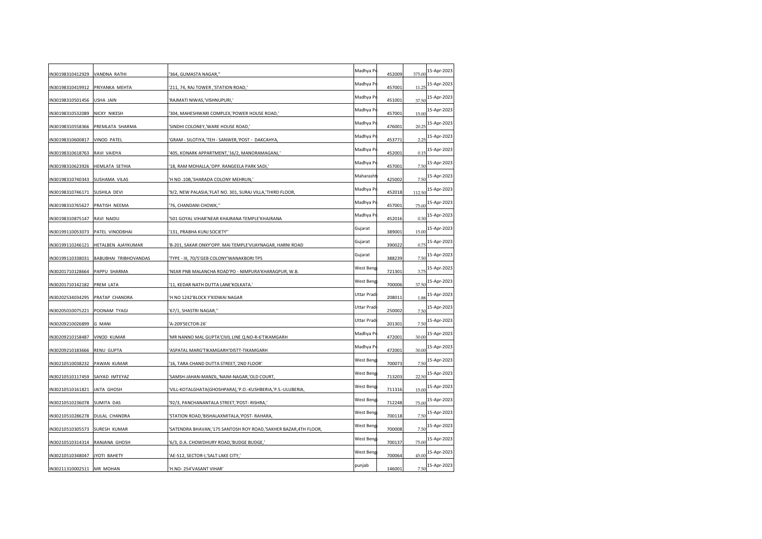| | | | | | | |
|---|---|---|---|---|---|---|
| IN30198310412929 | VANDNA RATHI | '364, GUMASTA NAGAR,'' | Madhya Pr | 452009 | 375.00 | 15-Apr-2023 |
| IN30198310419912 | PRIYANKA MEHTA | '211, 74, RAJ TOWER ,'STATION ROAD,' | Madhya Pr | 457001 | 11.25 | 15-Apr-2023 |
| IN30198310501456 | USHA JAIN | 'RAJMATI NIWAS,'VISHNUPURI,' | Madhya Pr | 451001 | 37.50 | 15-Apr-2023 |
| IN30198310532089 | NICKY NIKESH | '304, MAHESHWARI COMPLEX,'POWER HOUSE ROAD,' | Madhya Pr | 457001 | 15.00 | 15-Apr-2023 |
| IN30198310558366 | PREMLATA SHARMA | 'SINDHI COLONEY,'WARE HOUSE ROAD,' | Madhya Pr | 476001 | 20.25 | 15-Apr-2023 |
| IN30198310600817 | VINOD PATEL | 'GRAM - SILOTIYA,'TEH - SANWER,'POST - DAKCAHYA, | Madhya Pr | 453771 | 2.25 | 15-Apr-2023 |
| IN30198310618763 | RAVI VAIDYA | '405, KONARK APPARTMENT,'16/2, MANORAMAGANJ,' | Madhya Pr | 452001 | 0.15 | 15-Apr-2023 |
| IN30198310623926 | HEMLATA SETHIA | '18, RAM MOHALLA,'OPP. RANGEELA PARK SADI,' | Madhya Pr | 457001 | 7.50 | 15-Apr-2023 |
| IN30198310740343 | SUSHAMA VILAS | 'H NO .10B,'SHARADA COLONY MEHRUN,' | Maharasht | 425002 | 7.50 | 15-Apr-2023 |
| IN30198310746171 | SUSHILA DEVI | '9/2, NEW PALASIA,'FLAT NO. 301, SURAJ VILLA,'THIRD FLOOR, | Madhya Pr | 452018 | 112.50 | 15-Apr-2023 |
| IN30198310765627 | PRATISH NEEMA | '76, CHANDANI CHOWK,'' | Madhya Pr | 457001 | 75.00 | 15-Apr-2023 |
| IN30198310875147 | RAVI NAIDU | '501 GOYAL VIHAR'NEAR KHAJRANA TEMPLE'KHAJRANA | Madhya Pr | 452016 | 0.30 | 15-Apr-2023 |
| IN30199110053073 | PATEL VINODBHAI | '131, PRABHA KUNJ SOCIETY'' | Gujarat | 389001 | 15.00 | 15-Apr-2023 |
| IN30199110246121 | HETALBEN AJAYKUMAR | 'B-201, SAKAR ONXY'OPP. MAI TEMPLE'VIJAYNAGAR, HARNI ROAD | Gujarat | 390022 | 0.75 | 15-Apr-2023 |
| IN30199110338031 | BABUBHAI TRIBHOVANDAS | 'TYPE - III, 70/5'GEB COLONY'WANAKBORI TPS | Gujarat | 388239 | 7.50 | 15-Apr-2023 |
| IN30201710128664 | PAPPU SHARMA | 'NEAR PNB MALANCHA ROAD'PO - NIMPURA'KHARAGPUR, W.B. | West Beng | 721301 | 3.75 | 15-Apr-2023 |
| IN30201710142182 | PREM LATA | '11, KEDAR NATH DUTTA LANE'KOLKATA.' | West Beng | 700006 | 37.50 | 15-Apr-2023 |
| IN30202534034295 | PRATAP CHANDRA | 'H NO 1242'BLOCK Y'KIDWAI NAGAR | Uttar Prad | 208011 | 1.88 | 15-Apr-2023 |
| IN30205010075221 | POONAM TYAGI | '67/1, SHASTRI NAGAR,'' | Uttar Prad | 250002 | 7.50 | 15-Apr-2023 |
| IN30209210026899 | G MANI | 'A-209'SECTOR-26' | Uttar Prad | 201301 | 7.50 | 15-Apr-2023 |
| IN30209210158487 | VINOD KUMAR | 'MR NANNO MAL GUPTA'CIVIL LINE Q.NO-R-6'TIKAMGARH | Madhya Pr | 472001 | 30.00 | 15-Apr-2023 |
| IN30209210183666 | RENU GUPTA | 'ASPATAL MARG'TIKAMGARH'DISTT-TIKAMGARH | Madhya Pr | 472001 | 30.00 | 15-Apr-2023 |
| IN30210510038232 | PAWAN KUMAR | '16, TARA CHAND DUTTA STREET,'2ND FLOOR' | West Beng | 700073 | 7.50 | 15-Apr-2023 |
| IN30210510117459 | SAIYAD IMTEYAZ | 'SAMSH-JAHAN-MANZIL,'NAIM-NAGAR,'OLD COURT, | West Beng | 713203 | 22.50 | 15-Apr-2023 |
| IN30210510161821 | JAITA GHOSH | 'VILL-KOTALGHATA(GHOSHPARA),'P.O.-KUSHBERIA,'P.S.-ULUBERIA, | West Beng | 711316 | 15.00 | 15-Apr-2023 |
| IN30210510236078 | SUMITA DAS | '92/3, PANCHANANTALA STREET,'POST- RISHRA,' | West Beng | 712248 | 75.00 | 15-Apr-2023 |
| IN30210510286278 | DULAL CHANDRA | 'STATION ROAD,'BISHALAXMITALA,'POST- RAHARA, | West Beng | 700118 | 7.50 | 15-Apr-2023 |
| IN30210510305573 | SURESH KUMAR | 'SATENDRA BHAVAN,'175 SANTOSH ROY ROAD,'SAKHER BAZAR,4TH FLOOR, | West Beng | 700008 | 7.50 | 15-Apr-2023 |
| IN30210510314314 | RANJANA GHOSH | '6/3, D.A. CHOWDHURY ROAD,'BUDGE BUDGE,' | West Beng | 700137 | 75.00 | 15-Apr-2023 |
| IN30210510348047 | JYOTI BAHETY | 'AE-512, SECTOR-I,'SALT LAKE CITY,' | West Beng | 700064 | 45.00 | 15-Apr-2023 |
| IN30211310002511 | MR MOHAN | 'H.NO- 254'VASANT VIHAR' | punjab | 146001 | 7.50 | 15-Apr-2023 |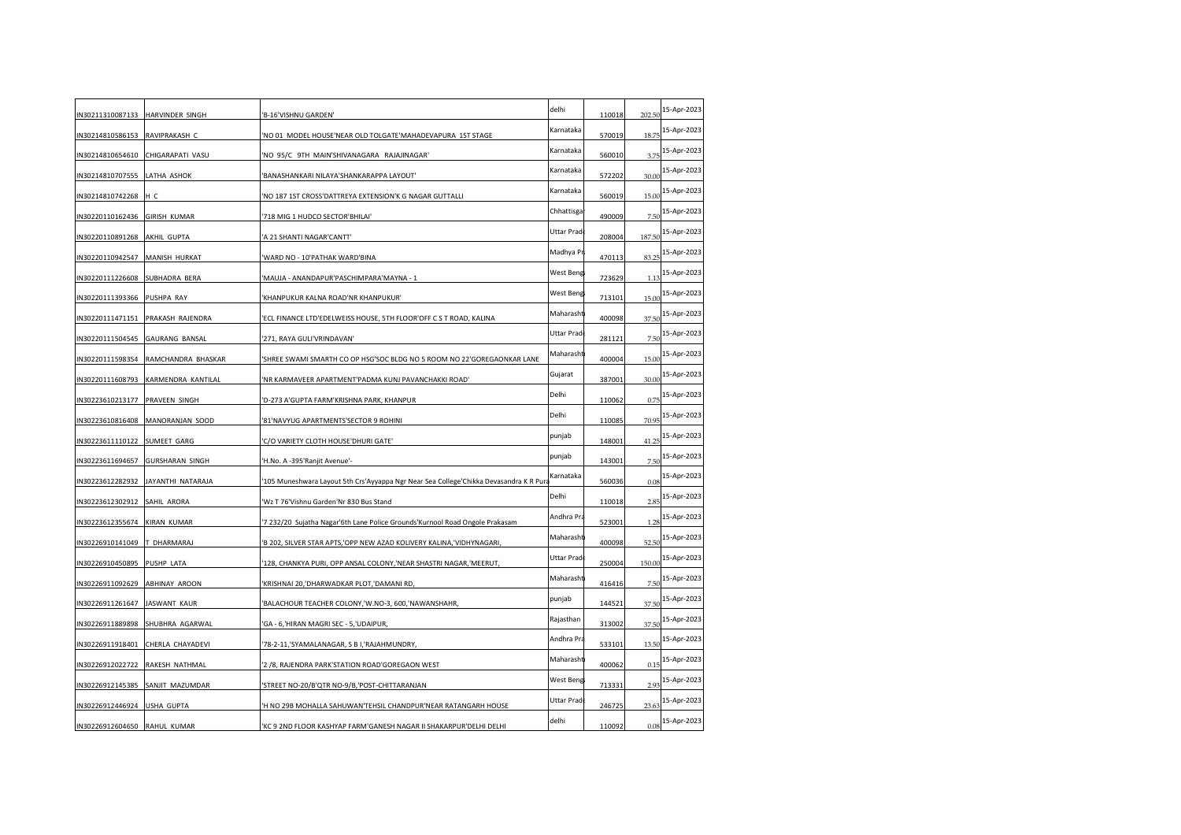| | | | | | | |
|---|---|---|---|---|---|---|
| IN30211310087133 | HARVINDER SINGH | 'B-16'VISHNU GARDEN' | delhi | 110018 | 202.50 | 15-Apr-2023 |
| IN30214810586153 | RAVIPRAKASH C | 'NO 01 MODEL HOUSE'NEAR OLD TOLGATE'MAHADEVAPURA 1ST STAGE | Karnataka | 570019 | 18.75 | 15-Apr-2023 |
| IN30214810654610 | CHIGARAPATI VASU | 'NO 95/C 9TH MAIN'SHIVANAGARA RAJAJINAGAR' | Karnataka | 560010 | 3.75 | 15-Apr-2023 |
| IN30214810707555 | LATHA ASHOK | 'BANASHANKARI NILAYA'SHANKARAPPA LAYOUT' | Karnataka | 572202 | 30.00 | 15-Apr-2023 |
| IN30214810742268 | H C | 'NO 187 1ST CROSS'DATTREYA EXTENSION'K G NAGAR GUTTALLI | Karnataka | 560019 | 15.00 | 15-Apr-2023 |
| IN30220110162436 | GIRISH KUMAR | '718 MIG 1 HUDCO SECTOR'BHILAI' | Chhattisga | 490009 | 7.50 | 15-Apr-2023 |
| IN30220110891268 | AKHIL GUPTA | 'A 21 SHANTI NAGAR'CANTT' | Uttar Prad | 208004 | 187.50 | 15-Apr-2023 |
| IN30220110942547 | MANISH HURKAT | 'WARD NO - 10'PATHAK WARD'BINA | Madhya Pr | 470113 | 83.25 | 15-Apr-2023 |
| IN30220111226608 | SUBHADRA BERA | 'MAUJA - ANANDAPUR'PASCHIMPARA'MAYNA - 1 | West Beng | 723629 | 1.13 | 15-Apr-2023 |
| IN30220111393366 | PUSHPA RAY | 'KHANPUKUR KALNA ROAD'NR KHANPUKUR' | West Beng | 713101 | 15.00 | 15-Apr-2023 |
| IN30220111471151 | PRAKASH RAJENDRA | 'ECL FINANCE LTD'EDELWEISS HOUSE, 5TH FLOOR'OFF C S T ROAD, KALINA | Maharasht | 400098 | 37.50 | 15-Apr-2023 |
| IN30220111504545 | GAURANG BANSAL | '271, RAYA GULI'VRINDAVAN' | Uttar Prad | 281121 | 7.50 | 15-Apr-2023 |
| IN30220111598354 | RAMCHANDRA BHASKAR | 'SHREE SWAMI SMARTH CO OP HSG'SOC BLDG NO 5 ROOM NO 22'GOREGAONKAR LANE | Maharasht | 400004 | 15.00 | 15-Apr-2023 |
| IN30220111608793 | KARMENDRA KANTILAL | 'NR KARMAVEER APARTMENT'PADMA KUNJ PAVANCHAKKI ROAD' | Gujarat | 387001 | 30.00 | 15-Apr-2023 |
| IN30223610213177 | PRAVEEN SINGH | 'D-273 A'GUPTA FARM'KRISHNA PARK, KHANPUR | Delhi | 110062 | 0.75 | 15-Apr-2023 |
| IN30223610816408 | MANORANJAN SOOD | '81'NAVYUG APARTMENTS'SECTOR 9 ROHINI | Delhi | 110085 | 70.95 | 15-Apr-2023 |
| IN30223611110122 | SUMEET GARG | 'C/O VARIETY CLOTH HOUSE'DHURI GATE' | punjab | 148001 | 41.25 | 15-Apr-2023 |
| IN30223611694657 | GURSHARAN SINGH | 'H.No. A -395'Ranjit Avenue'- | punjab | 143001 | 7.50 | 15-Apr-2023 |
| IN30223612282932 | JAYANTHI NATARAJA | '105 Muneshwara Layout 5th Crs'Ayyappa Ngr Near Sea College'Chikka Devasandra K R Pura | Karnataka | 560036 | 0.08 | 15-Apr-2023 |
| IN30223612302912 | SAHIL ARORA | 'Wz T 76'Vishnu Garden'Nr 830 Bus Stand | Delhi | 110018 | 2.85 | 15-Apr-2023 |
| IN30223612355674 | KIRAN KUMAR | '7 232/20 Sujatha Nagar'6th Lane Police Grounds'Kurnool Road Ongole Prakasam | Andhra Pra | 523001 | 1.28 | 15-Apr-2023 |
| IN30226910141049 | T DHARMARAJ | 'B 202, SILVER STAR APTS,'OPP NEW AZAD KOLIVERY KALINA,'VIDHYNAGARI, | Maharasht | 400098 | 52.50 | 15-Apr-2023 |
| IN30226910450895 | PUSHP LATA | '128, CHANKYA PURI, OPP ANSAL COLONY,'NEAR SHASTRI NAGAR,'MEERUT, | Uttar Prad | 250004 | 150.00 | 15-Apr-2023 |
| IN30226911092629 | ABHINAY AROON | 'KRISHNAI 20,'DHARWADKAR PLOT,'DAMANI RD, | Maharasht | 416416 | 7.50 | 15-Apr-2023 |
| IN30226911261647 | JASWANT KAUR | 'BALACHOUR TEACHER COLONY,'W.NO-3, 600,'NAWANSHAHR, | punjab | 144521 | 37.50 | 15-Apr-2023 |
| IN30226911889898 | SHUBHRA AGARWAL | 'GA - 6,'HIRAN MAGRI SEC - 5,'UDAIPUR, | Rajasthan | 313002 | 37.50 | 15-Apr-2023 |
| IN30226911918401 | CHERLA CHAYADEVI | '78-2-11,'SYAMALANAGAR, S B I,'RAJAHMUNDRY, | Andhra Pra | 533101 | 13.50 | 15-Apr-2023 |
| IN30226912022722 | RAKESH NATHMAL | '2 /8, RAJENDRA PARK'STATION ROAD'GOREGAON WEST | Maharasht | 400062 | 0.15 | 15-Apr-2023 |
| IN30226912145385 | SANJIT MAZUMDAR | 'STREET NO-20/B'QTR NO-9/B,'POST-CHITTARANJAN | West Beng | 713331 | 2.93 | 15-Apr-2023 |
| IN30226912446924 | USHA GUPTA | 'H NO 29B MOHALLA SAHUWAN'TEHSIL CHANDPUR'NEAR RATANGARH HOUSE | Uttar Prad | 246725 | 23.63 | 15-Apr-2023 |
| IN30226912604650 | RAHUL KUMAR | 'KC 9 2ND FLOOR KASHYAP FARM'GANESH NAGAR II SHAKARPUR'DELHI DELHI | delhi | 110092 | 0.08 | 15-Apr-2023 |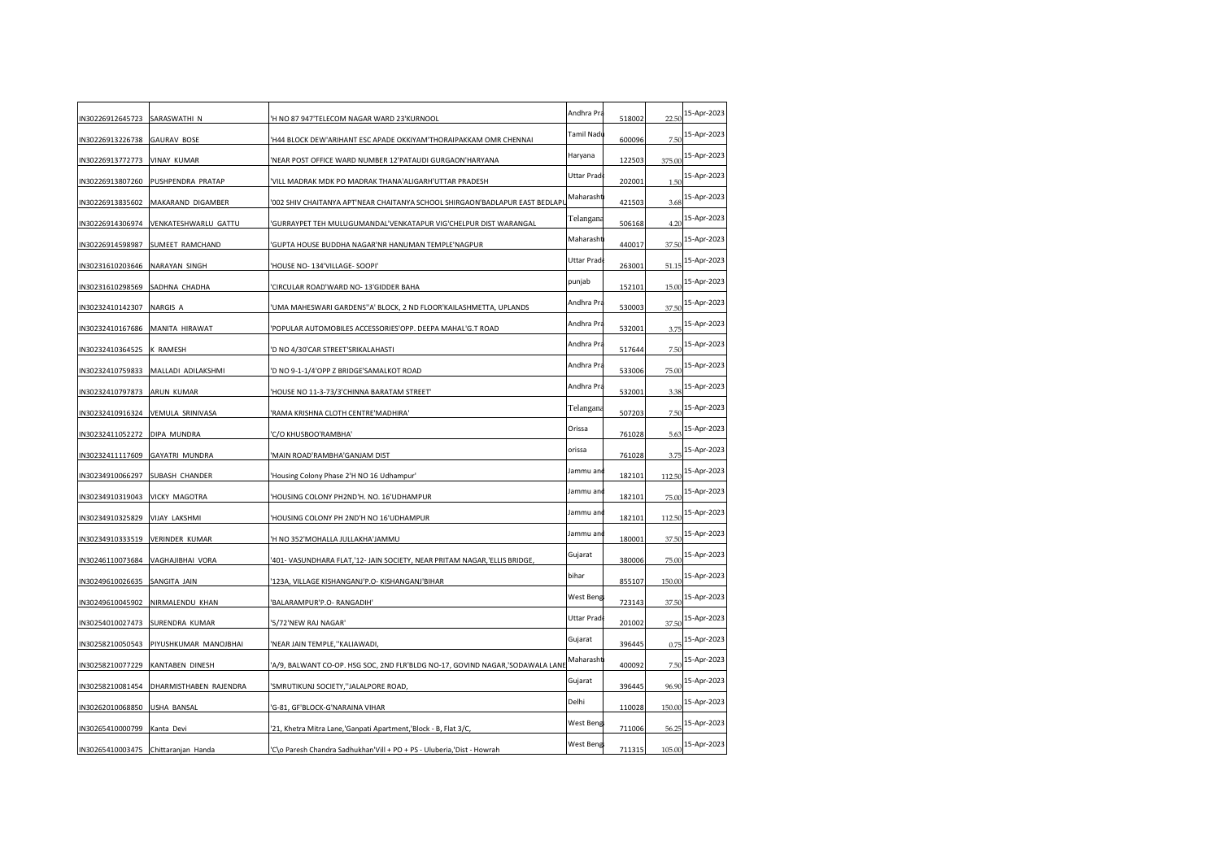| | | | | | | |
|---|---|---|---|---|---|---|
| IN30226912645723 | SARASWATHI N | 'H NO 87 947'TELECOM NAGAR WARD 23'KURNOOL | Andhra Pra | 518002 | 22.50 | 15-Apr-2023 |
| IN30226913226738 | GAURAV BOSE | 'H44 BLOCK DEW'ARIHANT ESC APADE OKKIYAM'THORAIPAKKAM OMR CHENNAI | Tamil Nadu | 600096 | 7.50 | 15-Apr-2023 |
| IN30226913772773 | VINAY KUMAR | 'NEAR POST OFFICE WARD NUMBER 12'PATAUDI GURGAON'HARYANA | Haryana | 122503 | 375.00 | 15-Apr-2023 |
| IN30226913807260 | PUSHPENDRA PRATAP | 'VILL MADRAK MDK PO MADRAK THANA'ALIGARH'UTTAR PRADESH | Uttar Prade | 202001 | 1.50 | 15-Apr-2023 |
| IN30226913835602 | MAKARAND DIGAMBER | '002 SHIV CHAITANYA APT'NEAR CHAITANYA SCHOOL SHIRGAON'BADLAPUR EAST BEDLAPU | Maharasht | 421503 | 3.68 | 15-Apr-2023 |
| IN30226914306974 | VENKATESHWARLU GATTU | 'GURRAYPET TEH MULUGUMANDAL'VENKATAPUR VIG'CHELPUR DIST WARANGAL | Telangana | 506168 | 4.20 | 15-Apr-2023 |
| IN30226914598987 | SUMEET RAMCHAND | 'GUPTA HOUSE BUDDHA NAGAR'NR HANUMAN TEMPLE'NAGPUR | Maharasht | 440017 | 37.50 | 15-Apr-2023 |
| IN30231610203646 | NARAYAN SINGH | 'HOUSE NO- 134'VILLAGE- SOOPI' | Uttar Prade | 263001 | 51.15 | 15-Apr-2023 |
| IN30231610298569 | SADHNA CHADHA | 'CIRCULAR ROAD'WARD NO- 13'GIDDER BAHA | punjab | 152101 | 15.00 | 15-Apr-2023 |
| IN30232410142307 | NARGIS A | 'UMA MAHESWARI GARDENS''A' BLOCK, 2 ND FLOOR'KAILASHMETTA, UPLANDS | Andhra Pra | 530003 | 37.50 | 15-Apr-2023 |
| IN30232410167686 | MANITA HIRAWAT | 'POPULAR AUTOMOBILES ACCESSORIES'OPP. DEEPA MAHAL'G.T ROAD | Andhra Pra | 532001 | 3.75 | 15-Apr-2023 |
| IN30232410364525 | K RAMESH | 'D NO 4/30'CAR STREET'SRIKALAHASTI | Andhra Pra | 517644 | 7.50 | 15-Apr-2023 |
| IN30232410759833 | MALLADI ADILAKSHMI | 'D NO 9-1-1/4'OPP Z BRIDGE'SAMALKOT ROAD | Andhra Pra | 533006 | 75.00 | 15-Apr-2023 |
| IN30232410797873 | ARUN KUMAR | 'HOUSE NO 11-3-73/3'CHINNA BARATAM STREET' | Andhra Pra | 532001 | 3.38 | 15-Apr-2023 |
| IN30232410916324 | VEMULA SRINIVASA | 'RAMA KRISHNA CLOTH CENTRE'MADHIRA' | Telangana | 507203 | 7.50 | 15-Apr-2023 |
| IN30232411052272 | DIPA MUNDRA | 'C/O KHUSBOO'RAMBHA' | Orissa | 761028 | 5.63 | 15-Apr-2023 |
| IN30232411117609 | GAYATRI MUNDRA | 'MAIN ROAD'RAMBHA'GANJAM DIST | orissa | 761028 | 3.75 | 15-Apr-2023 |
| IN30234910066297 | SUBASH CHANDER | 'Housing Colony Phase 2'H NO 16 Udhampur' | Jammu and | 182101 | 112.50 | 15-Apr-2023 |
| IN30234910319043 | VICKY MAGOTRA | 'HOUSING COLONY PH2ND'H. NO. 16'UDHAMPUR | Jammu and | 182101 | 75.00 | 15-Apr-2023 |
| IN30234910325829 | VIJAY LAKSHMI | 'HOUSING COLONY PH 2ND'H NO 16'UDHAMPUR | Jammu and | 182101 | 112.50 | 15-Apr-2023 |
| IN30234910333519 | VERINDER KUMAR | 'H NO 352'MOHALLA JULLAKHA'JAMMU | Jammu and | 180001 | 37.50 | 15-Apr-2023 |
| IN30246110073684 | VAGHAJIBHAI VORA | '401- VASUNDHARA FLAT,'12- JAIN SOCIETY, NEAR PRITAM NAGAR,'ELLIS BRIDGE, | Gujarat | 380006 | 75.00 | 15-Apr-2023 |
| IN30249610026635 | SANGITA JAIN | '123A, VILLAGE KISHANGANJ'P.O- KISHANGANJ'BIHAR | bihar | 855107 | 150.00 | 15-Apr-2023 |
| IN30249610045902 | NIRMALENDU KHAN | 'BALARAMPUR'P.O- RANGADIH' | West Beng | 723143 | 37.50 | 15-Apr-2023 |
| IN30254010027473 | SURENDRA KUMAR | '5/72'NEW RAJ NAGAR' | Uttar Prade | 201002 | 37.50 | 15-Apr-2023 |
| IN30258210050543 | PIYUSHKUMAR MANOJBHAI | 'NEAR JAIN TEMPLE,''KALIAWADI, | Gujarat | 396445 | 0.75 | 15-Apr-2023 |
| IN30258210077229 | KANTABEN DINESH | 'A/9, BALWANT CO-OP. HSG SOC, 2ND FLR'BLDG NO-17, GOVIND NAGAR,'SODAWALA LANE | Maharasht | 400092 | 7.50 | 15-Apr-2023 |
| IN30258210081454 | DHARMISTHABEN RAJENDRA | 'SMRUTIKUNJ SOCIETY,''JALALPORE ROAD, | Gujarat | 396445 | 96.90 | 15-Apr-2023 |
| IN30262010068850 | USHA BANSAL | 'G-81, GF'BLOCK-G'NARAINA VIHAR | Delhi | 110028 | 150.00 | 15-Apr-2023 |
| IN30265410000799 | Kanta Devi | '21, Khetra Mitra Lane,'Ganpati Apartment,'Block - B, Flat 3/C, | West Beng | 711006 | 56.25 | 15-Apr-2023 |
| IN30265410003475 | Chittaranjan Handa | 'C\o Paresh Chandra Sadhukhan'Vill + PO + PS - Uluberia,'Dist - Howrah | West Beng | 711315 | 105.00 | 15-Apr-2023 |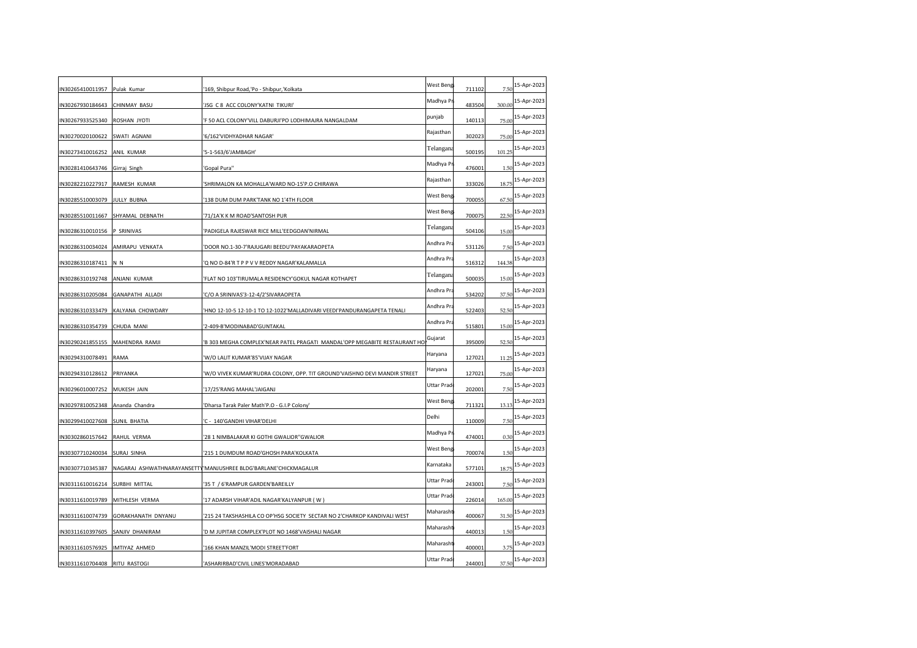| | | | | | | |
|---|---|---|---|---|---|---|
| IN30265410011957 | Pulak Kumar | '169, Shibpur Road,'Po - Shibpur,'Kolkata | West Beng | 711102 | 7.50 | 15-Apr-2023 |
| IN30267930184643 | CHINMAY BASU | 'JSG C 8 ACC COLONY'KATNI TIKURI' | Madhya Pr | 483504 | 300.00 | 15-Apr-2023 |
| IN30267933525340 | ROSHAN JYOTI | 'F 50 ACL COLONY'VILL DABURJI'PO LODHIMAJRA NANGALDAM | punjab | 140113 | 75.00 | 15-Apr-2023 |
| IN30270020100622 | SWATI AGNANI | '6/162'VIDHYADHAR NAGAR' | Rajasthan | 302023 | 75.00 | 15-Apr-2023 |
| IN30273410016252 | ANIL KUMAR | '5-1-563/6'JAMBAGH' | Telangana | 500195 | 101.25 | 15-Apr-2023 |
| IN30281410643746 | Girraj Singh | 'Gopal Pura'' | Madhya Pr | 476001 | 1.50 | 15-Apr-2023 |
| IN30282210227917 | RAMESH KUMAR | 'SHRIMALON KA MOHALLA'WARD NO-15'P.O CHIRAWA | Rajasthan | 333026 | 18.75 | 15-Apr-2023 |
| IN30285510003079 | JULLY BUBNA | '138 DUM DUM PARK'TANK NO 1'4TH FLOOR | West Beng | 700055 | 67.50 | 15-Apr-2023 |
| IN30285510011667 | SHYAMAL DEBNATH | '71/1A'K K M ROAD'SANTOSH PUR | West Beng | 700075 | 22.50 | 15-Apr-2023 |
| IN30286310010156 | P SRINIVAS | 'PADIGELA RAJESWAR RICE MILL'EEDGOAN'NIRMAL | Telangana | 504106 | 15.00 | 15-Apr-2023 |
| IN30286310034024 | AMIRAPU VENKATA | 'DOOR NO.1-30-7'RAJUGARI BEEDU'PAYAKARAOPETA | Andhra Pra | 531126 | 7.50 | 15-Apr-2023 |
| IN30286310187411 | N N | 'Q NO D-84'R T P P V V REDDY NAGAR'KALAMALLA | Andhra Pra | 516312 | 144.38 | 15-Apr-2023 |
| IN30286310192748 | ANJANI KUMAR | 'FLAT NO 103'TIRUMALA RESIDENCY'GOKUL NAGAR KOTHAPET | Telangana | 500035 | 15.00 | 15-Apr-2023 |
| IN30286310205084 | GANAPATHI ALLADI | 'C/O A SRINIVAS'3-12-4/2'SIVARAOPETA | Andhra Pra | 534202 | 37.50 | 15-Apr-2023 |
| IN30286310333479 | KALYANA CHOWDARY | 'HNO 12-10-5 12-10-1 TO 12-1022'MALLADIVARI VEEDI'PANDURANGAPETA TENALI | Andhra Pra | 522403 | 52.50 | 15-Apr-2023 |
| IN30286310354739 | CHUDA MANI | '2-409-B'MODINABAD'GUNTAKAL | Andhra Pra | 515801 | 15.00 | 15-Apr-2023 |
| IN30290241855155 | MAHENDRA RAMJI | 'B 303 MEGHA COMPLEX'NEAR PATEL PRAGATI MANDAL'OPP MEGABITE RESTAURANT HO | Gujarat | 395009 | 52.50 | 15-Apr-2023 |
| IN30294310078491 | RAMA | 'W/O LALIT KUMAR'85'VIJAY NAGAR | Haryana | 127021 | 11.25 | 15-Apr-2023 |
| IN30294310128612 | PRIYANKA | 'W/O VIVEK KUMAR'RUDRA COLONY, OPP. TIT GROUND'VAISHNO DEVI MANDIR STREET | Haryana | 127021 | 75.00 | 15-Apr-2023 |
| IN30296010007252 | MUKESH JAIN | '17/25'RANG MAHAL'JAIGANJ | Uttar Prade | 202001 | 7.50 | 15-Apr-2023 |
| IN30297810052348 | Ananda Chandra | 'Dharsa Tarak Paler Math'P.O - G.I.P Colony' | West Beng | 711321 | 13.13 | 15-Apr-2023 |
| IN30299410027608 | SUNIL BHATIA | 'C - 140'GANDHI VIHAR'DELHI | Delhi | 110009 | 7.50 | 15-Apr-2023 |
| IN30302860157642 | RAHUL VERMA | '28 1 NIMBALAKAR KI GOTHI GWALIOR''GWALIOR | Madhya Pr | 474001 | 0.30 | 15-Apr-2023 |
| IN30307710240034 | SURAJ SINHA | '215 1 DUMDUM ROAD'GHOSH PARA'KOLKATA | West Beng | 700074 | 1.50 | 15-Apr-2023 |
| IN30307710345387 | NAGARAJ ASHWATHNARAYANSETTY | 'MANJUSHREE BLDG'BARLANE'CHICKMAGALUR | Karnataka | 577101 | 18.75 | 15-Apr-2023 |
| IN30311610016214 | SURBHI MITTAL | '35 T / 6'RAMPUR GARDEN'BAREILLY | Uttar Prade | 243001 | 7.50 | 15-Apr-2023 |
| IN30311610019789 | MITHLESH VERMA | '17 ADARSH VIHAR'ADIL NAGAR'KALYANPUR ( W ) | Uttar Prade | 226014 | 165.00 | 15-Apr-2023 |
| IN30311610074739 | GORAKHANATH DNYANU | '215 24 TAKSHASHILA CO OP'HSG SOCIETY SECTAR NO 2'CHARKOP KANDIVALI WEST | Maharasht | 400067 | 31.50 | 15-Apr-2023 |
| IN30311610397605 | SANJIV DHANIRAM | 'D M JUPITAR COMPLEX'PLOT NO 1468'VAISHALI NAGAR | Maharasht | 440013 | 1.50 | 15-Apr-2023 |
| IN30311610576925 | IMTIYAZ AHMED | '166 KHAN MANZIL'MODI STREET'FORT | Maharasht | 400001 | 3.75 | 15-Apr-2023 |
| IN30311610704408 | RITU RASTOGI | 'ASHARIRBAD'CIVIL LINES'MORADABAD | Uttar Prade | 244001 | 37.50 | 15-Apr-2023 |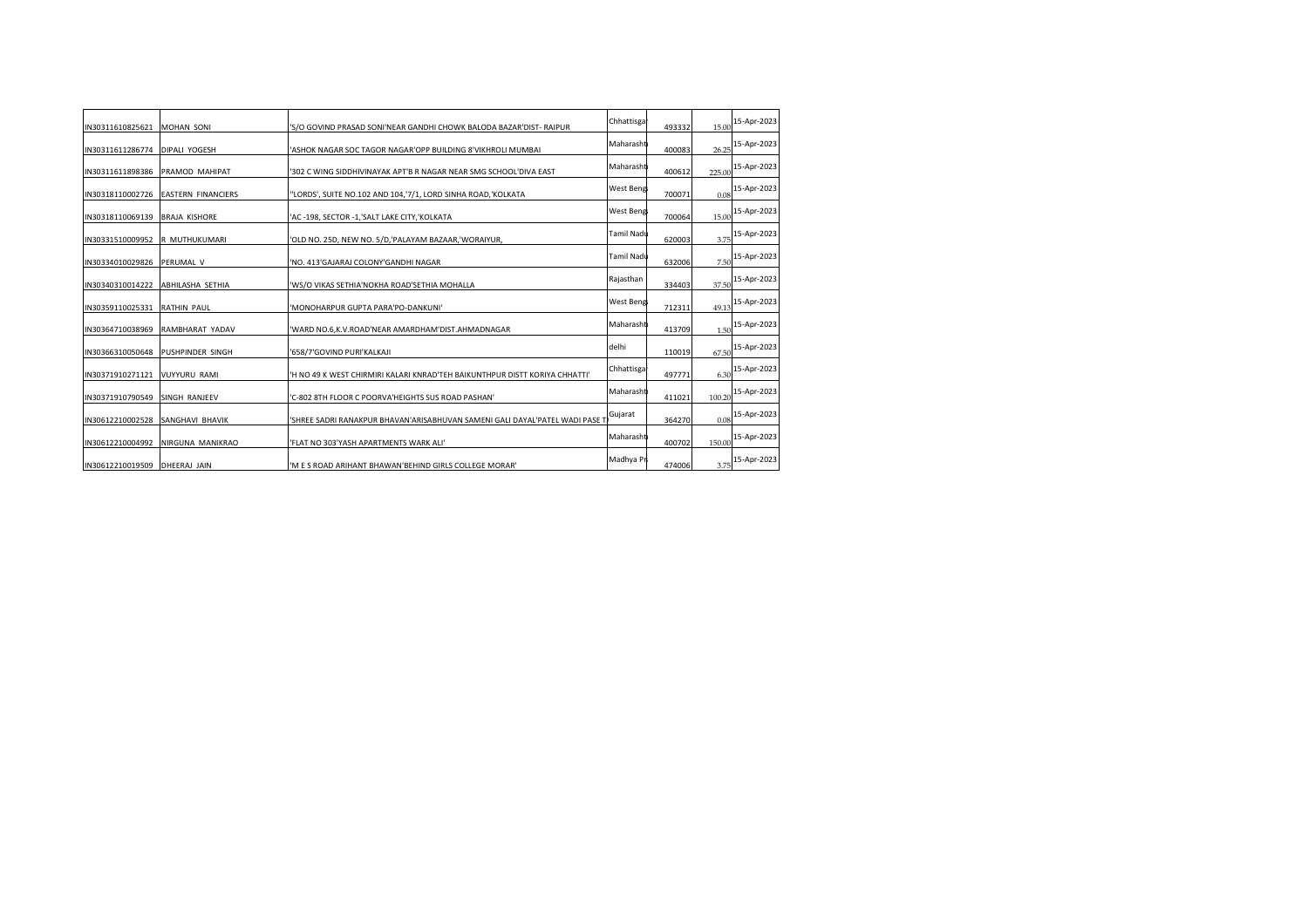| | | | | | | |
|---|---|---|---|---|---|---|
| IN30311610825621 | MOHAN SONI | 'S/O GOVIND PRASAD SONI'NEAR GANDHI CHOWK BALODA BAZAR'DIST- RAIPUR | Chhattisga | 493332 | 15.00 | 15-Apr-2023 |
| IN30311611286774 | DIPALI YOGESH | 'ASHOK NAGAR SOC TAGOR NAGAR'OPP BUILDING 8'VIKHROLI MUMBAI | Maharasht | 400083 | 26.25 | 15-Apr-2023 |
| IN30311611898386 | PRAMOD MAHIPAT | '302 C WING SIDDHIVINAYAK APT'B R NAGAR NEAR SMG SCHOOL'DIVA EAST | Maharasht | 400612 | 225.00 | 15-Apr-2023 |
| IN30318110002726 | EASTERN FINANCIERS | ''LORDS', SUITE NO.102 AND 104,'7/1, LORD SINHA ROAD,'KOLKATA | West Beng | 700071 | 0.08 | 15-Apr-2023 |
| IN30318110069139 | BRAJA KISHORE | 'AC -198, SECTOR -1,'SALT LAKE CITY,'KOLKATA | West Beng | 700064 | 15.00 | 15-Apr-2023 |
| IN30331510009952 | R MUTHUKUMARI | 'OLD NO. 25D, NEW NO. 5/D,'PALAYAM BAZAAR,'WORAIYUR, | Tamil Nadu | 620003 | 3.75 | 15-Apr-2023 |
| IN30334010029826 | PERUMAL V | 'NO. 413'GAJARAJ COLONY'GANDHI NAGAR | Tamil Nadu | 632006 | 7.50 | 15-Apr-2023 |
| IN30340310014222 | ABHILASHA SETHIA | 'WS/O VIKAS SETHIA'NOKHA ROAD'SETHIA MOHALLA | Rajasthan | 334403 | 37.50 | 15-Apr-2023 |
| IN30359110025331 | RATHIN PAUL | 'MONOHARPUR GUPTA PARA'PO-DANKUNI' | West Beng | 712311 | 49.13 | 15-Apr-2023 |
| IN30364710038969 | RAMBHARAT YADAV | 'WARD NO.6,K.V.ROAD'NEAR AMARDHAM'DIST.AHMADNAGAR | Maharasht | 413709 | 1.50 | 15-Apr-2023 |
| IN30366310050648 | PUSHPINDER SINGH | '658/7'GOVIND PURI'KALKAJI | delhi | 110019 | 67.50 | 15-Apr-2023 |
| IN30371910271121 | VUYYURU RAMI | 'H NO 49 K WEST CHIRMIRI KALARI KNRAD'TEH BAIKUNTHPUR DISTT KORIYA CHHATTI' | Chhattisga | 497771 | 6.30 | 15-Apr-2023 |
| IN30371910790549 | SINGH RANJEEV | 'C-802 8TH FLOOR C POORVA'HEIGHTS SUS ROAD PASHAN' | Maharasht | 411021 | 100.20 | 15-Apr-2023 |
| IN30612210002528 | SANGHAVI BHAVIK | 'SHREE SADRI RANAKPUR BHAVAN'ARISABHUVAN SAMENI GALI DAYAL'PATEL WADI PASE T | Gujarat | 364270 | 0.08 | 15-Apr-2023 |
| IN30612210004992 | NIRGUNA MANIKRAO | 'FLAT NO 303'YASH APARTMENTS WARK ALI' | Maharasht | 400702 | 150.00 | 15-Apr-2023 |
| IN30612210019509 | DHEERAJ JAIN | 'M E S ROAD ARIHANT BHAWAN'BEHIND GIRLS COLLEGE MORAR' | Madhya Pr | 474006 | 3.75 | 15-Apr-2023 |